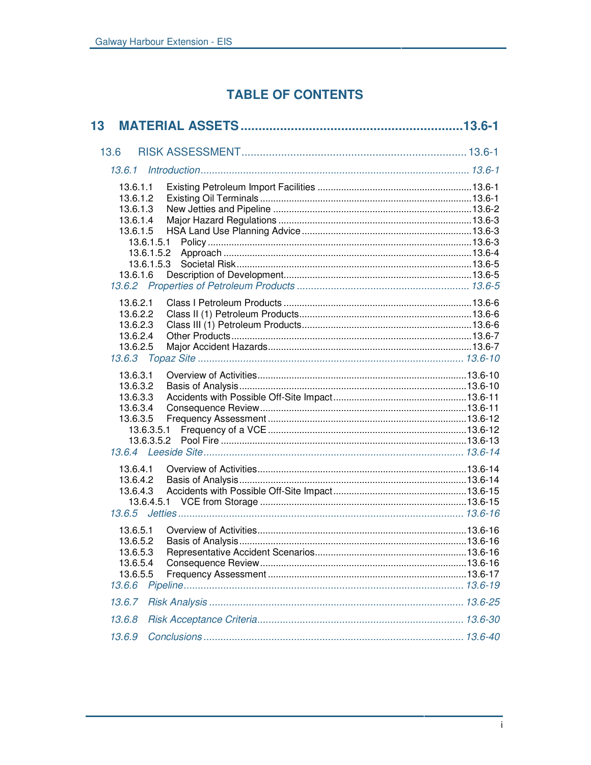# TABLE OF CONTENTS

**13 MATERIAL ASSETS ............................................................ 13.6-1**

13.6 RISK ASSESSMENT ........................................................................ 13.6-1

*13.6.1 Introduction ........................................................................................ 13.6-1*

13.6.1.1 Existing Petroleum Import Facilities ........................................................ 13.6-1
13.6.1.2 Existing Oil Terminals ........................................................................ 13.6-1
13.6.1.3 New Jetties and Pipeline ...................................................................... 13.6-2
13.6.1.4 Major Hazard Regulations .................................................................... 13.6-3
13.6.1.5 HSA Land Use Planning Advice ............................................................ 13.6-3
13.6.1.5.1 Policy ......................................................................................... 13.6-3
13.6.1.5.2 Approach .................................................................................... 13.6-4
13.6.1.5.3 Societal Risk ............................................................................... 13.6-5
13.6.1.6 Description of Development ................................................................... 13.6-5

*13.6.2 Properties of Petroleum Products ........................................................ 13.6-5*

13.6.2.1 Class I Petroleum Products .................................................................. 13.6-6
13.6.2.2 Class II (1) Petroleum Products ............................................................. 13.6-6
13.6.2.3 Class III (1) Petroleum Products ............................................................ 13.6-6
13.6.2.4 Other Products ..................................................................................... 13.6-7
13.6.2.5 Major Accident Hazards ........................................................................ 13.6-7

*13.6.3 Topaz Site ........................................................................................... 13.6-10*

13.6.3.1 Overview of Activities ............................................................................ 13.6-10
13.6.3.2 Basis of Analysis .................................................................................. 13.6-10
13.6.3.3 Accidents with Possible Off-Site Impact ................................................. 13.6-11
13.6.3.4 Consequence Review ............................................................................ 13.6-11
13.6.3.5 Frequency Assessment ......................................................................... 13.6-12
13.6.3.5.1 Frequency of a VCE ..................................................................... 13.6-12
13.6.3.5.2 Pool Fire ..................................................................................... 13.6-13

*13.6.4 Leeside Site ......................................................................................... 13.6-14*

13.6.4.1 Overview of Activities ............................................................................ 13.6-14
13.6.4.2 Basis of Analysis .................................................................................. 13.6-14
13.6.4.3 Accidents with Possible Off-Site Impact ................................................. 13.6-15
13.6.4.5.1 VCE from Storage ........................................................................ 13.6-15

*13.6.5 Jetties .................................................................................................. 13.6-16*

13.6.5.1 Overview of Activities ............................................................................ 13.6-16
13.6.5.2 Basis of Analysis .................................................................................. 13.6-16
13.6.5.3 Representative Accident Scenarios ........................................................ 13.6-16
13.6.5.4 Consequence Review ............................................................................ 13.6-16
13.6.5.5 Frequency Assessment ......................................................................... 13.6-17

*13.6.6 Pipeline ............................................................................................... 13.6-19*

*13.6.7 Risk Analysis ........................................................................................ 13.6-25*

*13.6.8 Risk Acceptance Criteria ...................................................................... 13.6-30*

*13.6.9 Conclusions ......................................................................................... 13.6-40*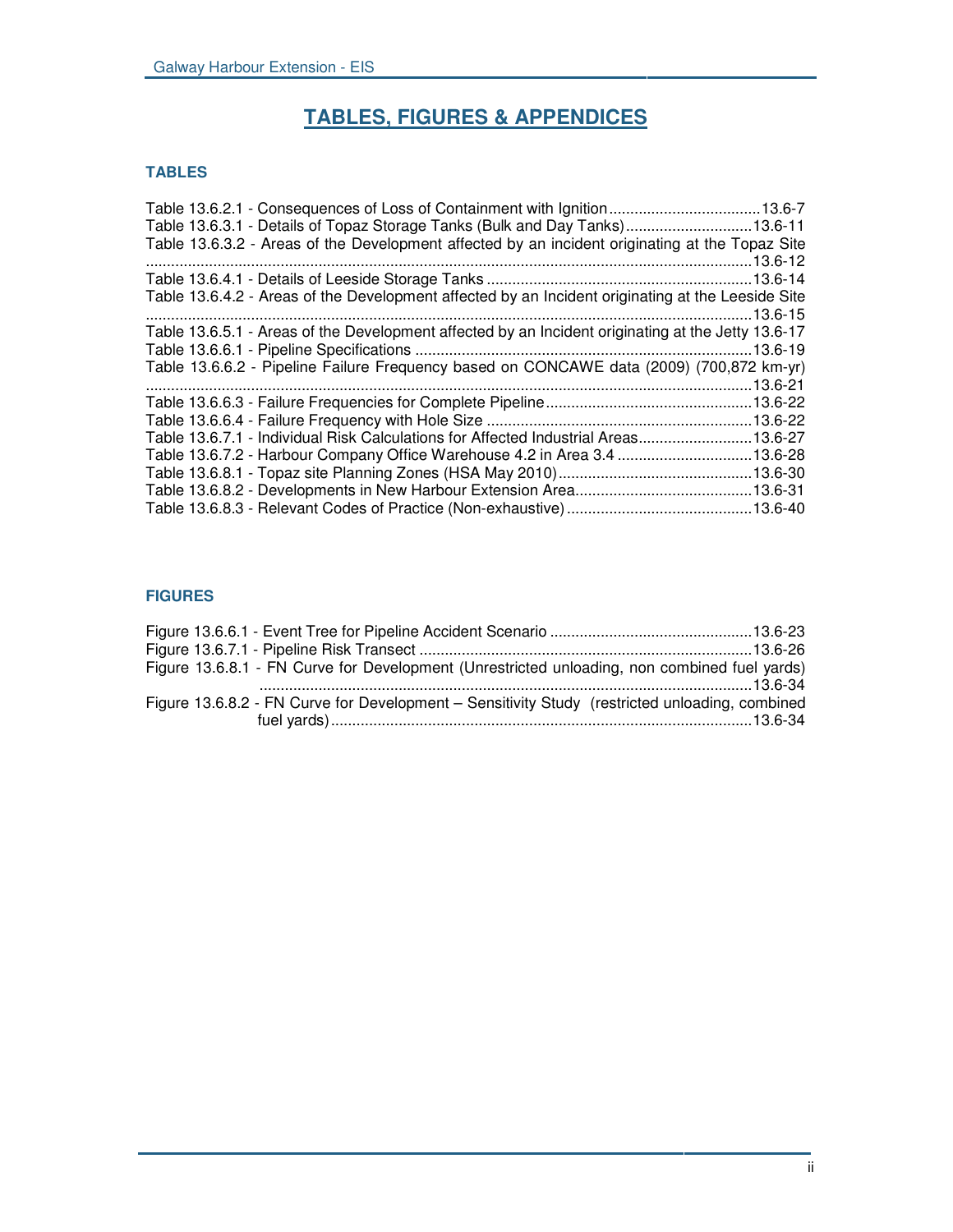# TABLES, FIGURES & APPENDICES

### TABLES

Table 13.6.2.1 - Consequences of Loss of Containment with Ignition....................................13.6-7
Table 13.6.3.1 - Details of Topaz Storage Tanks (Bulk and Day Tanks)..............................13.6-11
Table 13.6.3.2 - Areas of the Development affected by an incident originating at the Topaz Site ...............................................................................................................................................13.6-12
Table 13.6.4.1 - Details of Leeside Storage Tanks ...............................................................13.6-14
Table 13.6.4.2 - Areas of the Development affected by an Incident originating at the Leeside Site ...............................................................................................................................................13.6-15
Table 13.6.5.1 - Areas of the Development affected by an Incident originating at the Jetty 13.6-17
Table 13.6.6.1 - Pipeline Specifications ................................................................................13.6-19
Table 13.6.6.2 - Pipeline Failure Frequency based on CONCAWE data (2009) (700,872 km-yr) ...............................................................................................................................................13.6-21
Table 13.6.6.3 - Failure Frequencies for Complete Pipeline.................................................13.6-22
Table 13.6.6.4 - Failure Frequency with Hole Size ...............................................................13.6-22
Table 13.6.7.1 - Individual Risk Calculations for Affected Industrial Areas...........................13.6-27
Table 13.6.7.2 - Harbour Company Office Warehouse 4.2 in Area 3.4 ................................13.6-28
Table 13.6.8.1 - Topaz site Planning Zones (HSA May 2010)..............................................13.6-30
Table 13.6.8.2 - Developments in New Harbour Extension Area..........................................13.6-31
Table 13.6.8.3 - Relevant Codes of Practice (Non-exhaustive)............................................13.6-40

### FIGURES

Figure 13.6.6.1 - Event Tree for Pipeline Accident Scenario ................................................13.6-23
Figure 13.6.7.1 - Pipeline Risk Transect ...............................................................................13.6-26
Figure 13.6.8.1 - FN Curve for Development (Unrestricted unloading, non combined fuel yards) ....................................................................................................................13.6-34
Figure 13.6.8.2 - FN Curve for Development – Sensitivity Study (restricted unloading, combined fuel yards)...................................................................................................13.6-34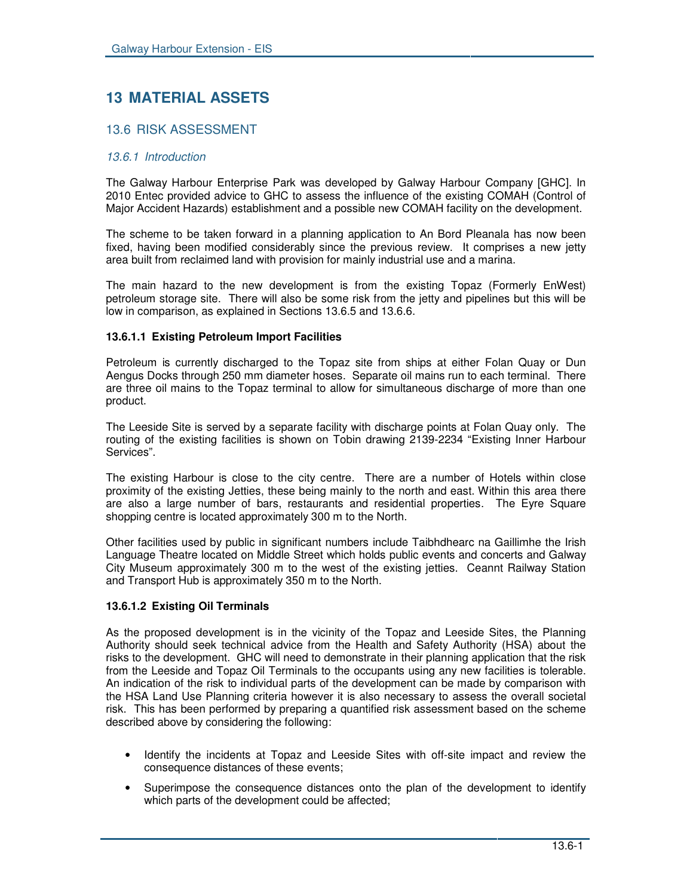# 13 MATERIAL ASSETS

## 13.6 RISK ASSESSMENT

### *13.6.1 Introduction*

The Galway Harbour Enterprise Park was developed by Galway Harbour Company [GHC]. In 2010 Entec provided advice to GHC to assess the influence of the existing COMAH (Control of Major Accident Hazards) establishment and a possible new COMAH facility on the development.

The scheme to be taken forward in a planning application to An Bord Pleanala has now been fixed, having been modified considerably since the previous review. It comprises a new jetty area built from reclaimed land with provision for mainly industrial use and a marina.

The main hazard to the new development is from the existing Topaz (Formerly EnWest) petroleum storage site. There will also be some risk from the jetty and pipelines but this will be low in comparison, as explained in Sections 13.6.5 and 13.6.6.

#### 13.6.1.1 Existing Petroleum Import Facilities

Petroleum is currently discharged to the Topaz site from ships at either Folan Quay or Dun Aengus Docks through 250 mm diameter hoses. Separate oil mains run to each terminal. There are three oil mains to the Topaz terminal to allow for simultaneous discharge of more than one product.

The Leeside Site is served by a separate facility with discharge points at Folan Quay only. The routing of the existing facilities is shown on Tobin drawing 2139-2234 "Existing Inner Harbour Services".

The existing Harbour is close to the city centre. There are a number of Hotels within close proximity of the existing Jetties, these being mainly to the north and east. Within this area there are also a large number of bars, restaurants and residential properties. The Eyre Square shopping centre is located approximately 300 m to the North.

Other facilities used by public in significant numbers include Taibhdhearc na Gaillimhe the Irish Language Theatre located on Middle Street which holds public events and concerts and Galway City Museum approximately 300 m to the west of the existing jetties. Ceannt Railway Station and Transport Hub is approximately 350 m to the North.

#### 13.6.1.2 Existing Oil Terminals

As the proposed development is in the vicinity of the Topaz and Leeside Sites, the Planning Authority should seek technical advice from the Health and Safety Authority (HSA) about the risks to the development. GHC will need to demonstrate in their planning application that the risk from the Leeside and Topaz Oil Terminals to the occupants using any new facilities is tolerable. An indication of the risk to individual parts of the development can be made by comparison with the HSA Land Use Planning criteria however it is also necessary to assess the overall societal risk. This has been performed by preparing a quantified risk assessment based on the scheme described above by considering the following:

- Identify the incidents at Topaz and Leeside Sites with off-site impact and review the consequence distances of these events;
- Superimpose the consequence distances onto the plan of the development to identify which parts of the development could be affected;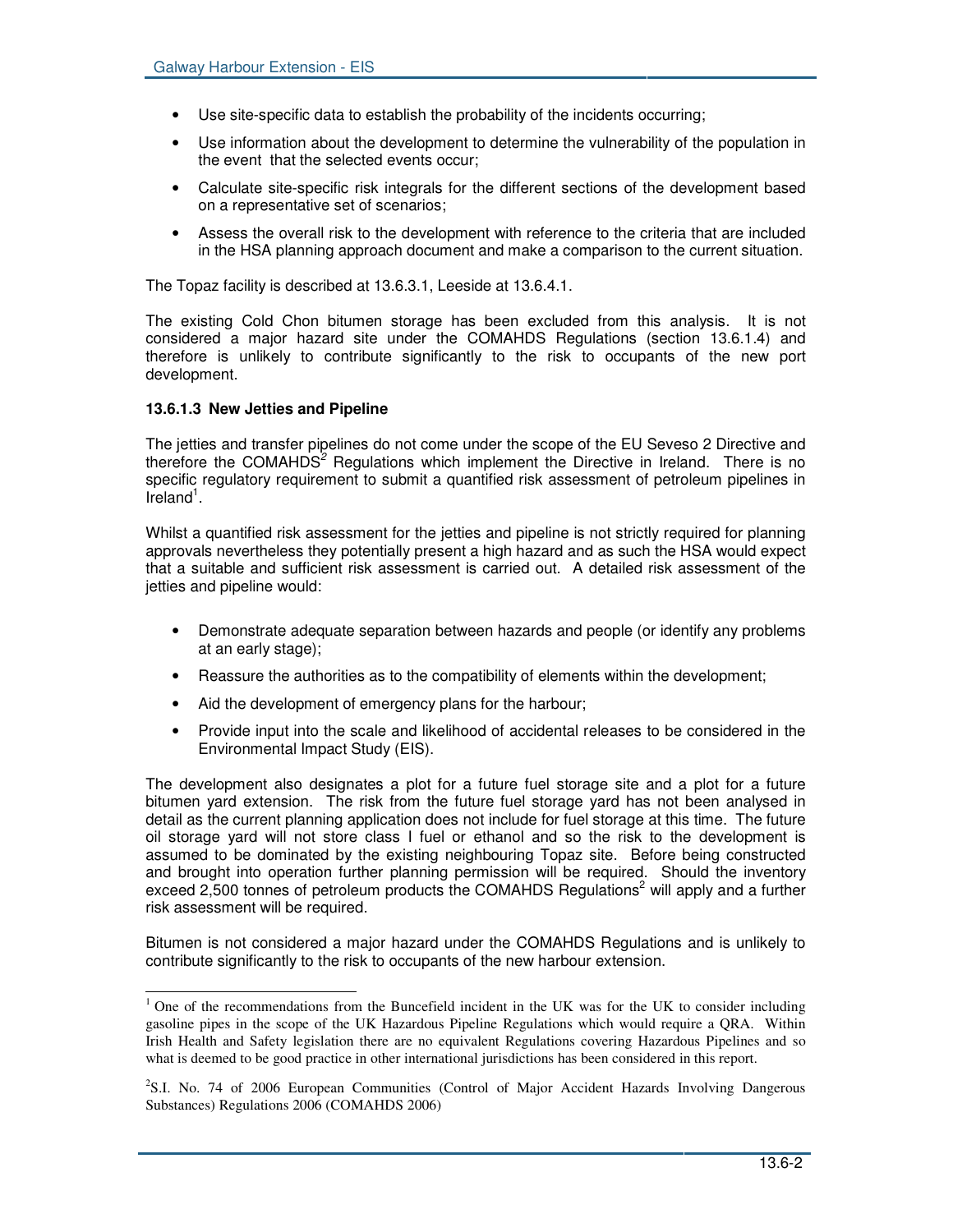- Use site-specific data to establish the probability of the incidents occurring;
- Use information about the development to determine the vulnerability of the population in the event that the selected events occur;
- Calculate site-specific risk integrals for the different sections of the development based on a representative set of scenarios;
- Assess the overall risk to the development with reference to the criteria that are included in the HSA planning approach document and make a comparison to the current situation.

The Topaz facility is described at 13.6.3.1, Leeside at 13.6.4.1.

The existing Cold Chon bitumen storage has been excluded from this analysis. It is not considered a major hazard site under the COMAHDS Regulations (section 13.6.1.4) and therefore is unlikely to contribute significantly to the risk to occupants of the new port development.

#### 13.6.1.3 New Jetties and Pipeline

The jetties and transfer pipelines do not come under the scope of the EU Seveso 2 Directive and therefore the COMAHDS[2] Regulations which implement the Directive in Ireland. There is no specific regulatory requirement to submit a quantified risk assessment of petroleum pipelines in Ireland[1].

Whilst a quantified risk assessment for the jetties and pipeline is not strictly required for planning approvals nevertheless they potentially present a high hazard and as such the HSA would expect that a suitable and sufficient risk assessment is carried out. A detailed risk assessment of the jetties and pipeline would:

- Demonstrate adequate separation between hazards and people (or identify any problems at an early stage);
- Reassure the authorities as to the compatibility of elements within the development;
- Aid the development of emergency plans for the harbour;
- Provide input into the scale and likelihood of accidental releases to be considered in the Environmental Impact Study (EIS).

The development also designates a plot for a future fuel storage site and a plot for a future bitumen yard extension. The risk from the future fuel storage yard has not been analysed in detail as the current planning application does not include for fuel storage at this time. The future oil storage yard will not store class I fuel or ethanol and so the risk to the development is assumed to be dominated by the existing neighbouring Topaz site. Before being constructed and brought into operation further planning permission will be required. Should the inventory exceed 2,500 tonnes of petroleum products the COMAHDS Regulations[2] will apply and a further risk assessment will be required.

Bitumen is not considered a major hazard under the COMAHDS Regulations and is unlikely to contribute significantly to the risk to occupants of the new harbour extension.

---

[1] One of the recommendations from the Buncefield incident in the UK was for the UK to consider including gasoline pipes in the scope of the UK Hazardous Pipeline Regulations which would require a QRA. Within Irish Health and Safety legislation there are no equivalent Regulations covering Hazardous Pipelines and so what is deemed to be good practice in other international jurisdictions has been considered in this report.

[2] S.I. No. 74 of 2006 European Communities (Control of Major Accident Hazards Involving Dangerous Substances) Regulations 2006 (COMAHDS 2006)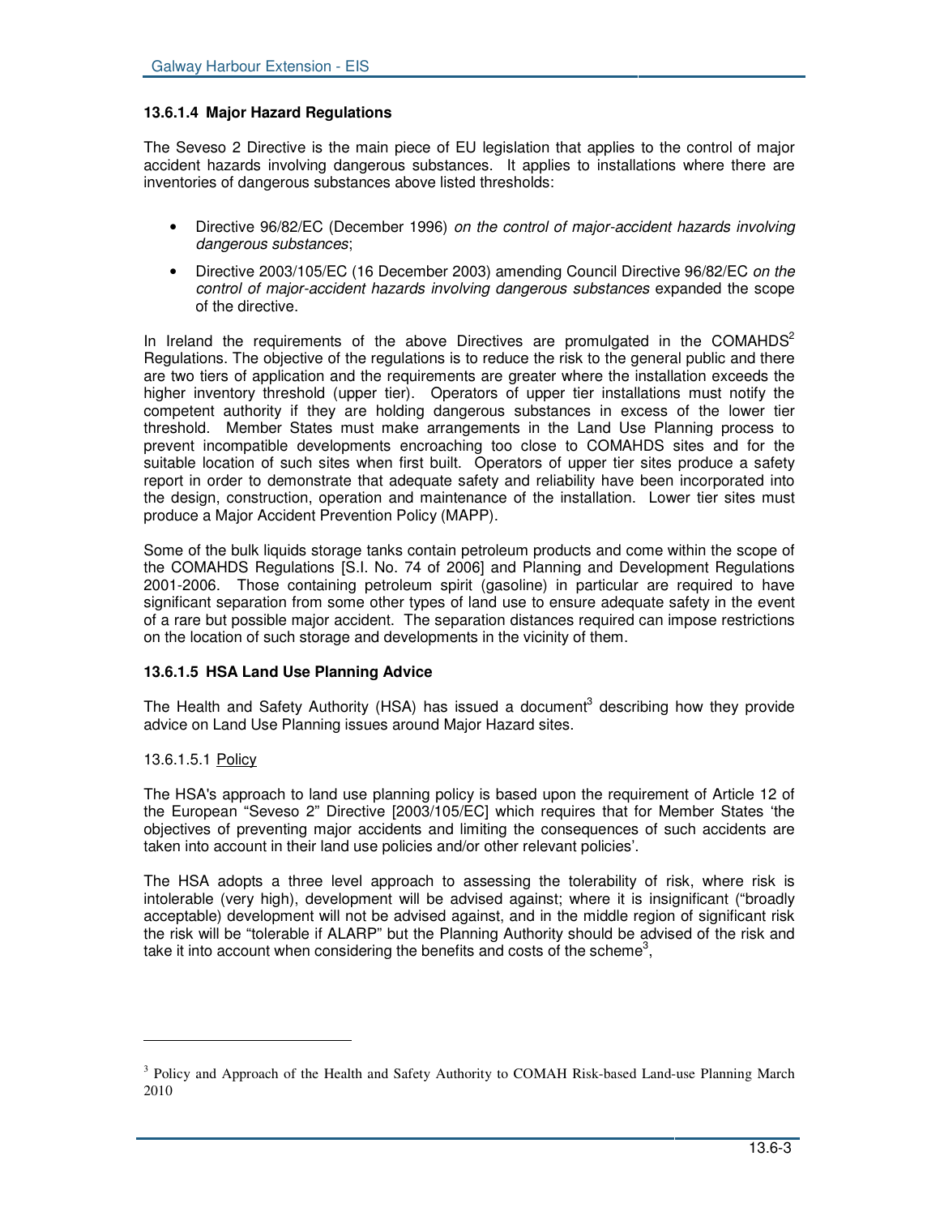#### 13.6.1.4 Major Hazard Regulations

The Seveso 2 Directive is the main piece of EU legislation that applies to the control of major accident hazards involving dangerous substances. It applies to installations where there are inventories of dangerous substances above listed thresholds:

- Directive 96/82/EC (December 1996) *on the control of major-accident hazards involving dangerous substances*;
- Directive 2003/105/EC (16 December 2003) amending Council Directive 96/82/EC *on the control of major-accident hazards involving dangerous substances* expanded the scope of the directive.

In Ireland the requirements of the above Directives are promulgated in the COMAHDS[2] Regulations. The objective of the regulations is to reduce the risk to the general public and there are two tiers of application and the requirements are greater where the installation exceeds the higher inventory threshold (upper tier). Operators of upper tier installations must notify the competent authority if they are holding dangerous substances in excess of the lower tier threshold. Member States must make arrangements in the Land Use Planning process to prevent incompatible developments encroaching too close to COMAHDS sites and for the suitable location of such sites when first built. Operators of upper tier sites produce a safety report in order to demonstrate that adequate safety and reliability have been incorporated into the design, construction, operation and maintenance of the installation. Lower tier sites must produce a Major Accident Prevention Policy (MAPP).

Some of the bulk liquids storage tanks contain petroleum products and come within the scope of the COMAHDS Regulations [S.I. No. 74 of 2006] and Planning and Development Regulations 2001-2006. Those containing petroleum spirit (gasoline) in particular are required to have significant separation from some other types of land use to ensure adequate safety in the event of a rare but possible major accident. The separation distances required can impose restrictions on the location of such storage and developments in the vicinity of them.

#### 13.6.1.5 HSA Land Use Planning Advice

The Health and Safety Authority (HSA) has issued a document[3] describing how they provide advice on Land Use Planning issues around Major Hazard sites.

13.6.1.5.1 Policy

The HSA's approach to land use planning policy is based upon the requirement of Article 12 of the European "Seveso 2" Directive [2003/105/EC] which requires that for Member States 'the objectives of preventing major accidents and limiting the consequences of such accidents are taken into account in their land use policies and/or other relevant policies'.

The HSA adopts a three level approach to assessing the tolerability of risk, where risk is intolerable (very high), development will be advised against; where it is insignificant ("broadly acceptable) development will not be advised against, and in the middle region of significant risk the risk will be "tolerable if ALARP" but the Planning Authority should be advised of the risk and take it into account when considering the benefits and costs of the scheme[3],

---

[3] Policy and Approach of the Health and Safety Authority to COMAH Risk-based Land-use Planning March 2010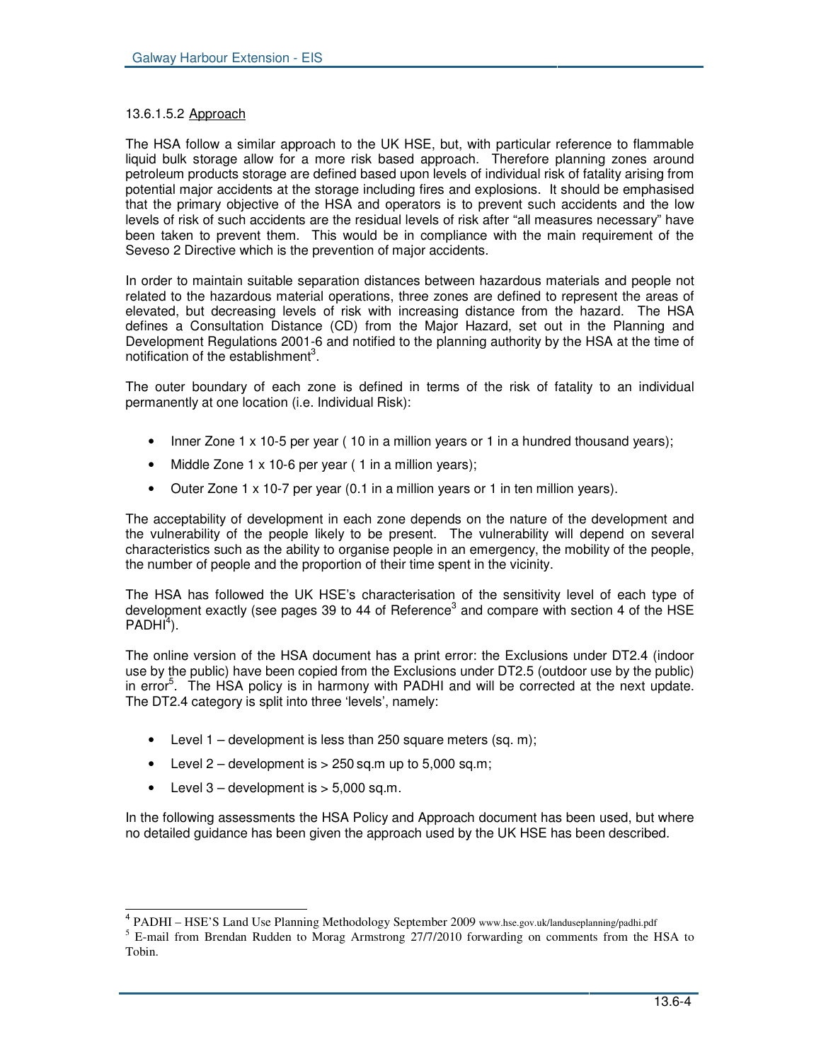#### 13.6.1.5.2 Approach

The HSA follow a similar approach to the UK HSE, but, with particular reference to flammable liquid bulk storage allow for a more risk based approach. Therefore planning zones around petroleum products storage are defined based upon levels of individual risk of fatality arising from potential major accidents at the storage including fires and explosions. It should be emphasised that the primary objective of the HSA and operators is to prevent such accidents and the low levels of risk of such accidents are the residual levels of risk after "all measures necessary" have been taken to prevent them. This would be in compliance with the main requirement of the Seveso 2 Directive which is the prevention of major accidents.

In order to maintain suitable separation distances between hazardous materials and people not related to the hazardous material operations, three zones are defined to represent the areas of elevated, but decreasing levels of risk with increasing distance from the hazard. The HSA defines a Consultation Distance (CD) from the Major Hazard, set out in the Planning and Development Regulations 2001-6 and notified to the planning authority by the HSA at the time of notification of the establishment[3].

The outer boundary of each zone is defined in terms of the risk of fatality to an individual permanently at one location (i.e. Individual Risk):

- Inner Zone 1 x 10-5 per year ( 10 in a million years or 1 in a hundred thousand years);
- Middle Zone 1 x 10-6 per year ( 1 in a million years);
- Outer Zone 1 x 10-7 per year (0.1 in a million years or 1 in ten million years).

The acceptability of development in each zone depends on the nature of the development and the vulnerability of the people likely to be present. The vulnerability will depend on several characteristics such as the ability to organise people in an emergency, the mobility of the people, the number of people and the proportion of their time spent in the vicinity.

The HSA has followed the UK HSE's characterisation of the sensitivity level of each type of development exactly (see pages 39 to 44 of Reference[3] and compare with section 4 of the HSE PADHI[4]).

The online version of the HSA document has a print error: the Exclusions under DT2.4 (indoor use by the public) have been copied from the Exclusions under DT2.5 (outdoor use by the public) in error[5]. The HSA policy is in harmony with PADHI and will be corrected at the next update. The DT2.4 category is split into three 'levels', namely:

- Level 1 – development is less than 250 square meters (sq. m);
- Level 2 – development is > 250 sq.m up to 5,000 sq.m;
- Level 3 – development is > 5,000 sq.m.

In the following assessments the HSA Policy and Approach document has been used, but where no detailed guidance has been given the approach used by the UK HSE has been described.

---

[4] PADHI – HSE'S Land Use Planning Methodology September 2009 www.hse.gov.uk/landuseplanning/padhi.pdf

[5] E-mail from Brendan Rudden to Morag Armstrong 27/7/2010 forwarding on comments from the HSA to Tobin.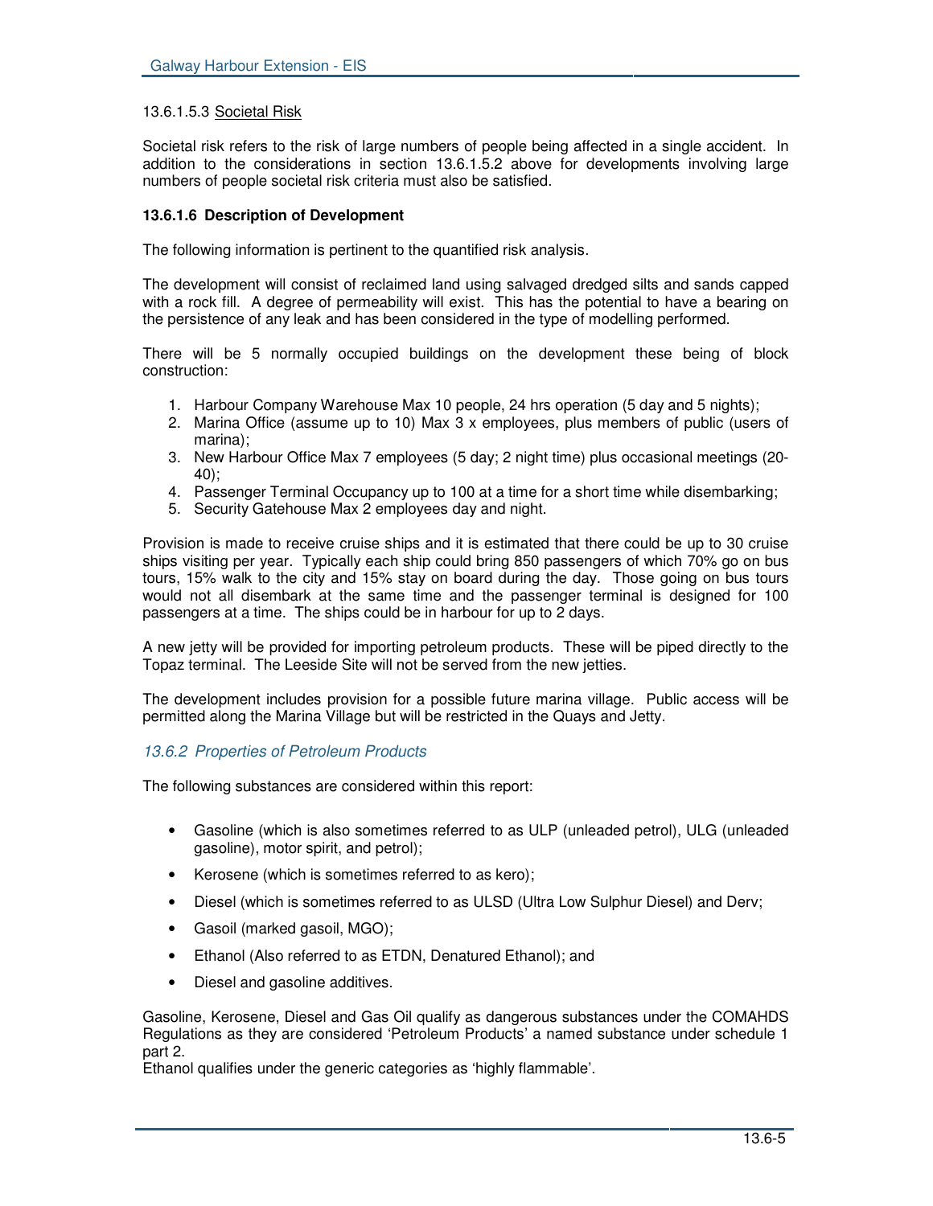13.6.1.5.3 Societal Risk

Societal risk refers to the risk of large numbers of people being affected in a single accident. In addition to the considerations in section 13.6.1.5.2 above for developments involving large numbers of people societal risk criteria must also be satisfied.

#### 13.6.1.6 Description of Development

The following information is pertinent to the quantified risk analysis.

The development will consist of reclaimed land using salvaged dredged silts and sands capped with a rock fill. A degree of permeability will exist. This has the potential to have a bearing on the persistence of any leak and has been considered in the type of modelling performed.

There will be 5 normally occupied buildings on the development these being of block construction:

1. Harbour Company Warehouse Max 10 people, 24 hrs operation (5 day and 5 nights);
2. Marina Office (assume up to 10) Max 3 x employees, plus members of public (users of marina);
3. New Harbour Office Max 7 employees (5 day; 2 night time) plus occasional meetings (20-40);
4. Passenger Terminal Occupancy up to 100 at a time for a short time while disembarking;
5. Security Gatehouse Max 2 employees day and night.

Provision is made to receive cruise ships and it is estimated that there could be up to 30 cruise ships visiting per year. Typically each ship could bring 850 passengers of which 70% go on bus tours, 15% walk to the city and 15% stay on board during the day. Those going on bus tours would not all disembark at the same time and the passenger terminal is designed for 100 passengers at a time. The ships could be in harbour for up to 2 days.

A new jetty will be provided for importing petroleum products. These will be piped directly to the Topaz terminal. The Leeside Site will not be served from the new jetties.

The development includes provision for a possible future marina village. Public access will be permitted along the Marina Village but will be restricted in the Quays and Jetty.

### *13.6.2 Properties of Petroleum Products*

The following substances are considered within this report:

- Gasoline (which is also sometimes referred to as ULP (unleaded petrol), ULG (unleaded gasoline), motor spirit, and petrol);
- Kerosene (which is sometimes referred to as kero);
- Diesel (which is sometimes referred to as ULSD (Ultra Low Sulphur Diesel) and Derv;
- Gasoil (marked gasoil, MGO);
- Ethanol (Also referred to as ETDN, Denatured Ethanol); and
- Diesel and gasoline additives.

Gasoline, Kerosene, Diesel and Gas Oil qualify as dangerous substances under the COMAHDS Regulations as they are considered 'Petroleum Products' a named substance under schedule 1 part 2.
Ethanol qualifies under the generic categories as 'highly flammable'.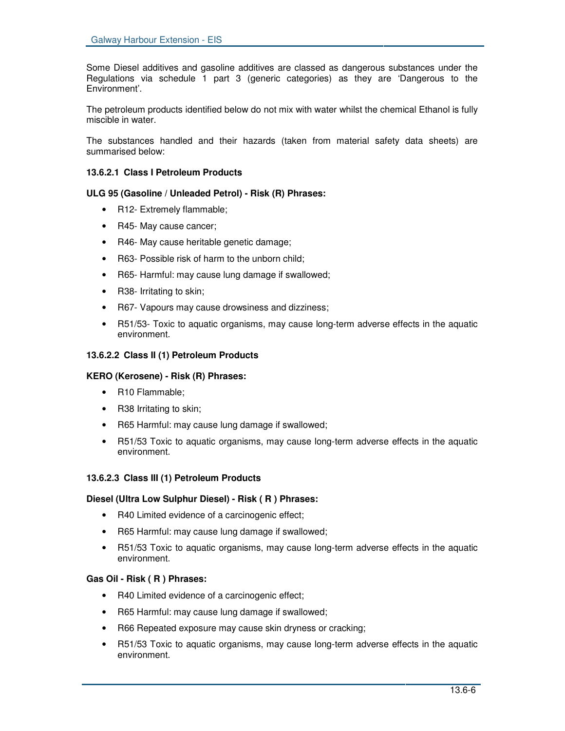Some Diesel additives and gasoline additives are classed as dangerous substances under the Regulations via schedule 1 part 3 (generic categories) as they are 'Dangerous to the Environment'.

The petroleum products identified below do not mix with water whilst the chemical Ethanol is fully miscible in water.

The substances handled and their hazards (taken from material safety data sheets) are summarised below:

#### 13.6.2.1 Class I Petroleum Products

**ULG 95 (Gasoline / Unleaded Petrol) - Risk (R) Phrases:**

- R12- Extremely flammable;
- R45- May cause cancer;
- R46- May cause heritable genetic damage;
- R63- Possible risk of harm to the unborn child;
- R65- Harmful: may cause lung damage if swallowed;
- R38- Irritating to skin;
- R67- Vapours may cause drowsiness and dizziness;
- R51/53- Toxic to aquatic organisms, may cause long-term adverse effects in the aquatic environment.

#### 13.6.2.2 Class II (1) Petroleum Products

**KERO (Kerosene) - Risk (R) Phrases:**

- R10 Flammable;
- R38 Irritating to skin;
- R65 Harmful: may cause lung damage if swallowed;
- R51/53 Toxic to aquatic organisms, may cause long-term adverse effects in the aquatic environment.

#### 13.6.2.3 Class III (1) Petroleum Products

**Diesel (Ultra Low Sulphur Diesel) - Risk ( R ) Phrases:**

- R40 Limited evidence of a carcinogenic effect;
- R65 Harmful: may cause lung damage if swallowed;
- R51/53 Toxic to aquatic organisms, may cause long-term adverse effects in the aquatic environment.

**Gas Oil - Risk ( R ) Phrases:**

- R40 Limited evidence of a carcinogenic effect;
- R65 Harmful: may cause lung damage if swallowed;
- R66 Repeated exposure may cause skin dryness or cracking;
- R51/53 Toxic to aquatic organisms, may cause long-term adverse effects in the aquatic environment.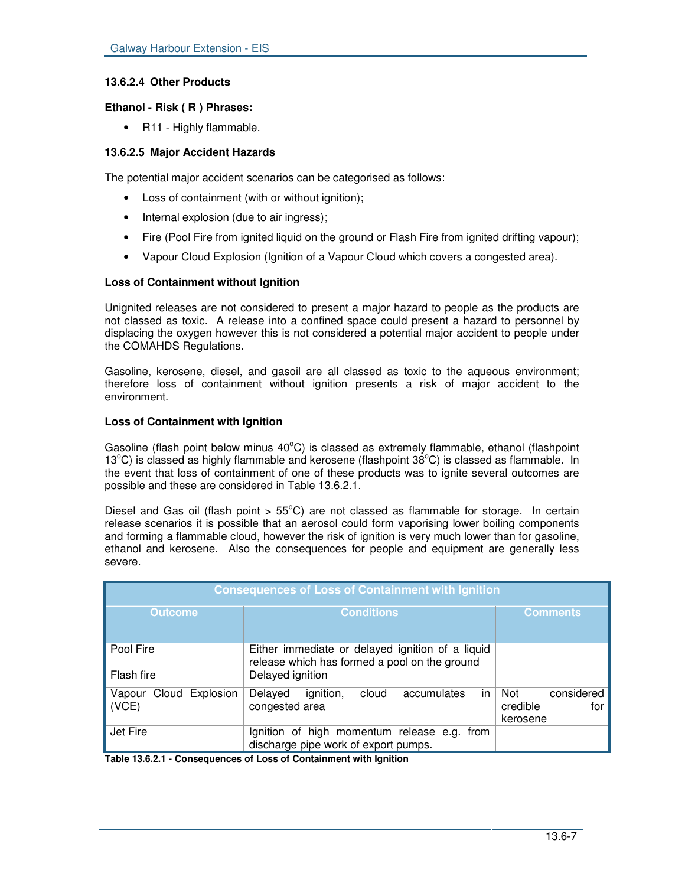#### 13.6.2.4 Other Products

**Ethanol - Risk ( R ) Phrases:**

- R11 - Highly flammable.

#### 13.6.2.5 Major Accident Hazards

The potential major accident scenarios can be categorised as follows:

- Loss of containment (with or without ignition);
- Internal explosion (due to air ingress);
- Fire (Pool Fire from ignited liquid on the ground or Flash Fire from ignited drifting vapour);
- Vapour Cloud Explosion (Ignition of a Vapour Cloud which covers a congested area).

**Loss of Containment without Ignition**

Unignited releases are not considered to present a major hazard to people as the products are not classed as toxic. A release into a confined space could present a hazard to personnel by displacing the oxygen however this is not considered a potential major accident to people under the COMAHDS Regulations.

Gasoline, kerosene, diesel, and gasoil are all classed as toxic to the aqueous environment; therefore loss of containment without ignition presents a risk of major accident to the environment.

**Loss of Containment with Ignition**

Gasoline (flash point below minus 40$^{o}$C) is classed as extremely flammable, ethanol (flashpoint 13$^{o}$C) is classed as highly flammable and kerosene (flashpoint 38$^{o}$C) is classed as flammable. In the event that loss of containment of one of these products was to ignite several outcomes are possible and these are considered in Table 13.6.2.1.

Diesel and Gas oil (flash point > 55$^{o}$C) are not classed as flammable for storage. In certain release scenarios it is possible that an aerosol could form vaporising lower boiling components and forming a flammable cloud, however the risk of ignition is very much lower than for gasoline, ethanol and kerosene. Also the consequences for people and equipment are generally less severe.

| Consequences of Loss of Containment with Ignition | | |
|---|---|---|
| **Outcome** | **Conditions** | **Comments** |
| Pool Fire | Either immediate or delayed ignition of a liquid release which has formed a pool on the ground | |
| Flash fire | Delayed ignition | |
| Vapour Cloud Explosion (VCE) | Delayed ignition, cloud accumulates in congested area | Not considered credible for kerosene |
| Jet Fire | Ignition of high momentum release e.g. from discharge pipe work of export pumps. | |

**Table 13.6.2.1 - Consequences of Loss of Containment with Ignition**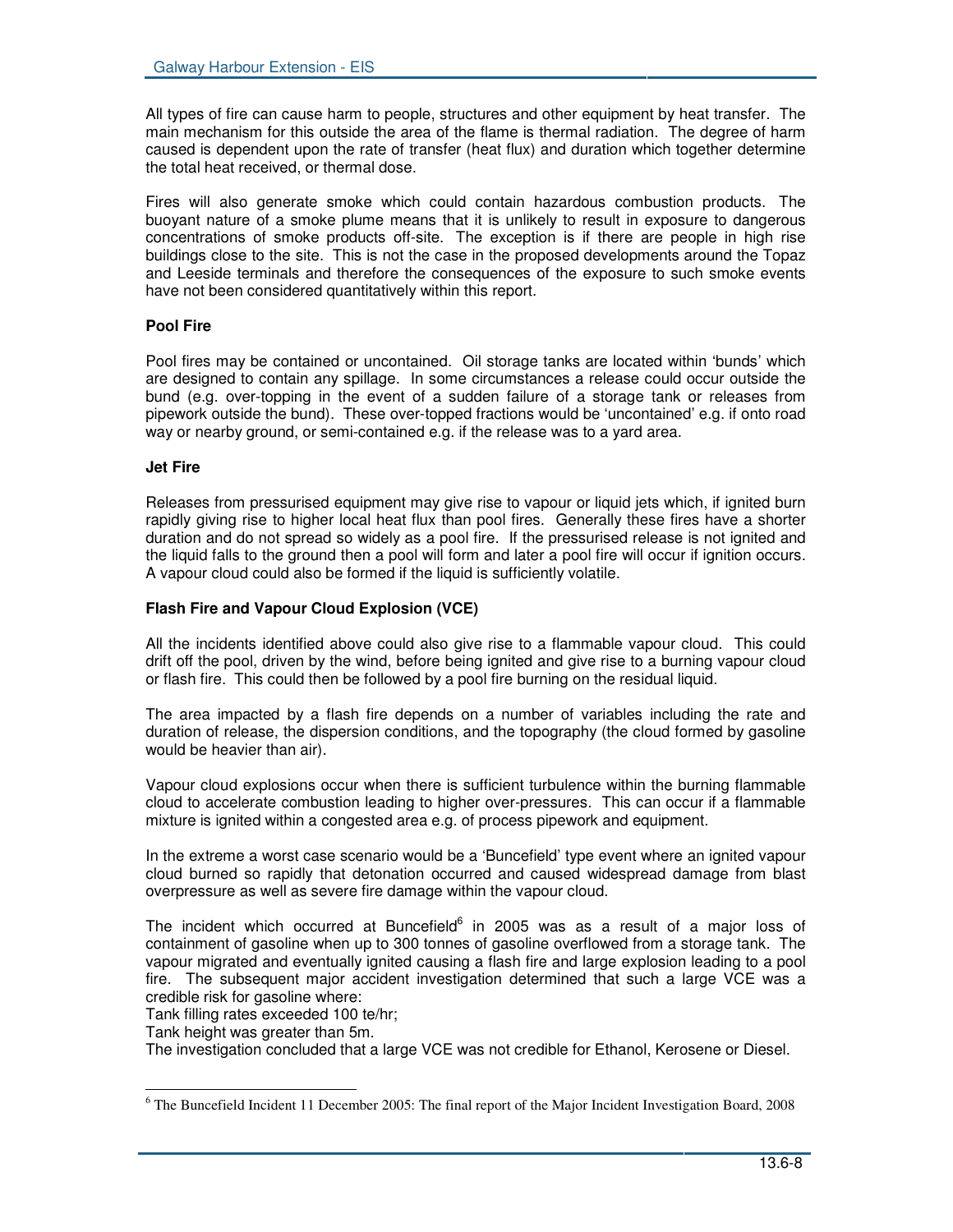All types of fire can cause harm to people, structures and other equipment by heat transfer. The main mechanism for this outside the area of the flame is thermal radiation. The degree of harm caused is dependent upon the rate of transfer (heat flux) and duration which together determine the total heat received, or thermal dose.

Fires will also generate smoke which could contain hazardous combustion products. The buoyant nature of a smoke plume means that it is unlikely to result in exposure to dangerous concentrations of smoke products off-site. The exception is if there are people in high rise buildings close to the site. This is not the case in the proposed developments around the Topaz and Leeside terminals and therefore the consequences of the exposure to such smoke events have not been considered quantitatively within this report.

**Pool Fire**

Pool fires may be contained or uncontained. Oil storage tanks are located within 'bunds' which are designed to contain any spillage. In some circumstances a release could occur outside the bund (e.g. over-topping in the event of a sudden failure of a storage tank or releases from pipework outside the bund). These over-topped fractions would be 'uncontained' e.g. if onto road way or nearby ground, or semi-contained e.g. if the release was to a yard area.

**Jet Fire**

Releases from pressurised equipment may give rise to vapour or liquid jets which, if ignited burn rapidly giving rise to higher local heat flux than pool fires. Generally these fires have a shorter duration and do not spread so widely as a pool fire. If the pressurised release is not ignited and the liquid falls to the ground then a pool will form and later a pool fire will occur if ignition occurs. A vapour cloud could also be formed if the liquid is sufficiently volatile.

**Flash Fire and Vapour Cloud Explosion (VCE)**

All the incidents identified above could also give rise to a flammable vapour cloud. This could drift off the pool, driven by the wind, before being ignited and give rise to a burning vapour cloud or flash fire. This could then be followed by a pool fire burning on the residual liquid.

The area impacted by a flash fire depends on a number of variables including the rate and duration of release, the dispersion conditions, and the topography (the cloud formed by gasoline would be heavier than air).

Vapour cloud explosions occur when there is sufficient turbulence within the burning flammable cloud to accelerate combustion leading to higher over-pressures. This can occur if a flammable mixture is ignited within a congested area e.g. of process pipework and equipment.

In the extreme a worst case scenario would be a 'Buncefield' type event where an ignited vapour cloud burned so rapidly that detonation occurred and caused widespread damage from blast overpressure as well as severe fire damage within the vapour cloud.

The incident which occurred at Buncefield[6] in 2005 was as a result of a major loss of containment of gasoline when up to 300 tonnes of gasoline overflowed from a storage tank. The vapour migrated and eventually ignited causing a flash fire and large explosion leading to a pool fire. The subsequent major accident investigation determined that such a large VCE was a credible risk for gasoline where:

Tank filling rates exceeded 100 te/hr;

Tank height was greater than 5m.

The investigation concluded that a large VCE was not credible for Ethanol, Kerosene or Diesel.

[6] The Buncefield Incident 11 December 2005: The final report of the Major Incident Investigation Board, 2008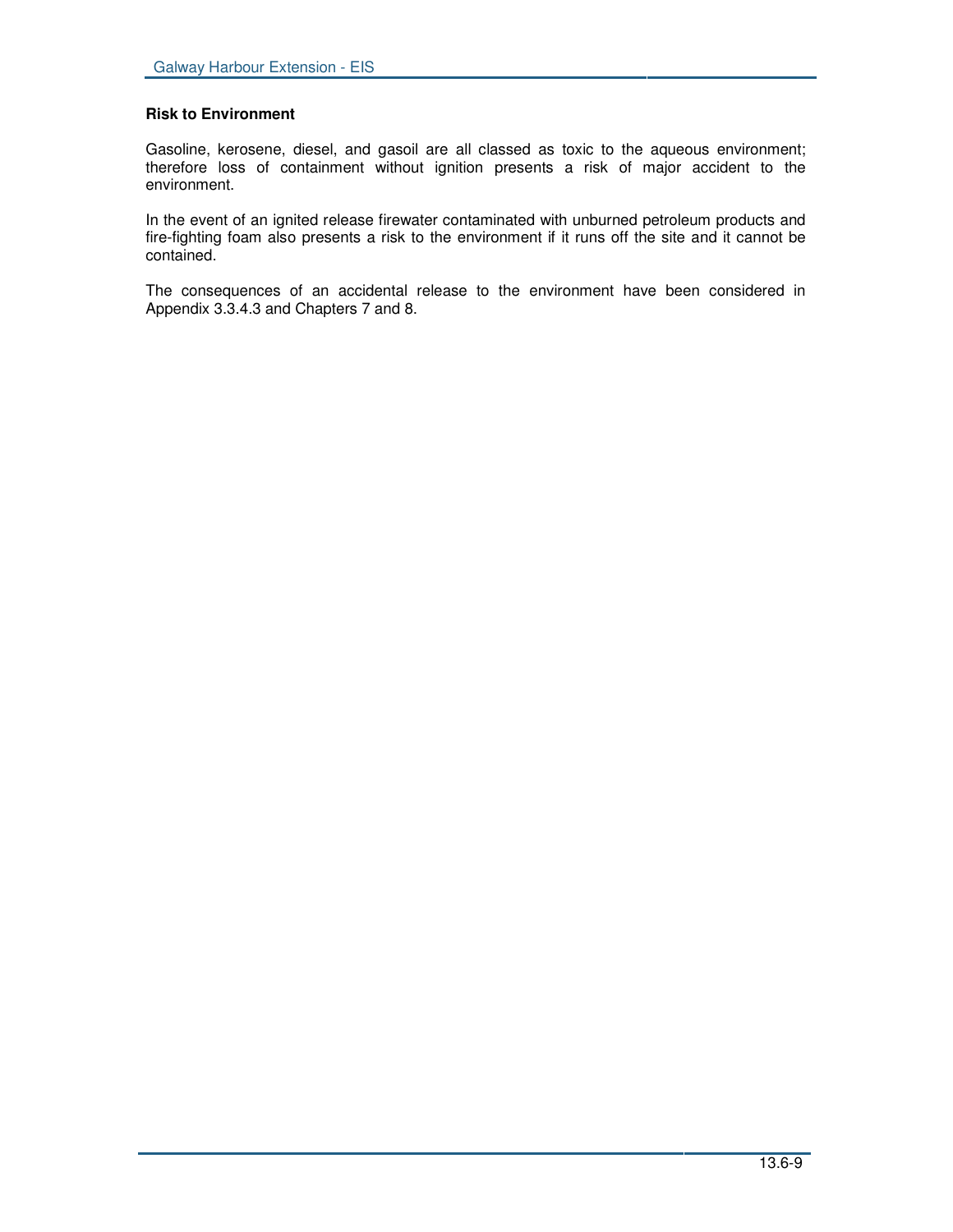**Risk to Environment**

Gasoline, kerosene, diesel, and gasoil are all classed as toxic to the aqueous environment; therefore loss of containment without ignition presents a risk of major accident to the environment.

In the event of an ignited release firewater contaminated with unburned petroleum products and fire-fighting foam also presents a risk to the environment if it runs off the site and it cannot be contained.

The consequences of an accidental release to the environment have been considered in Appendix 3.3.4.3 and Chapters 7 and 8.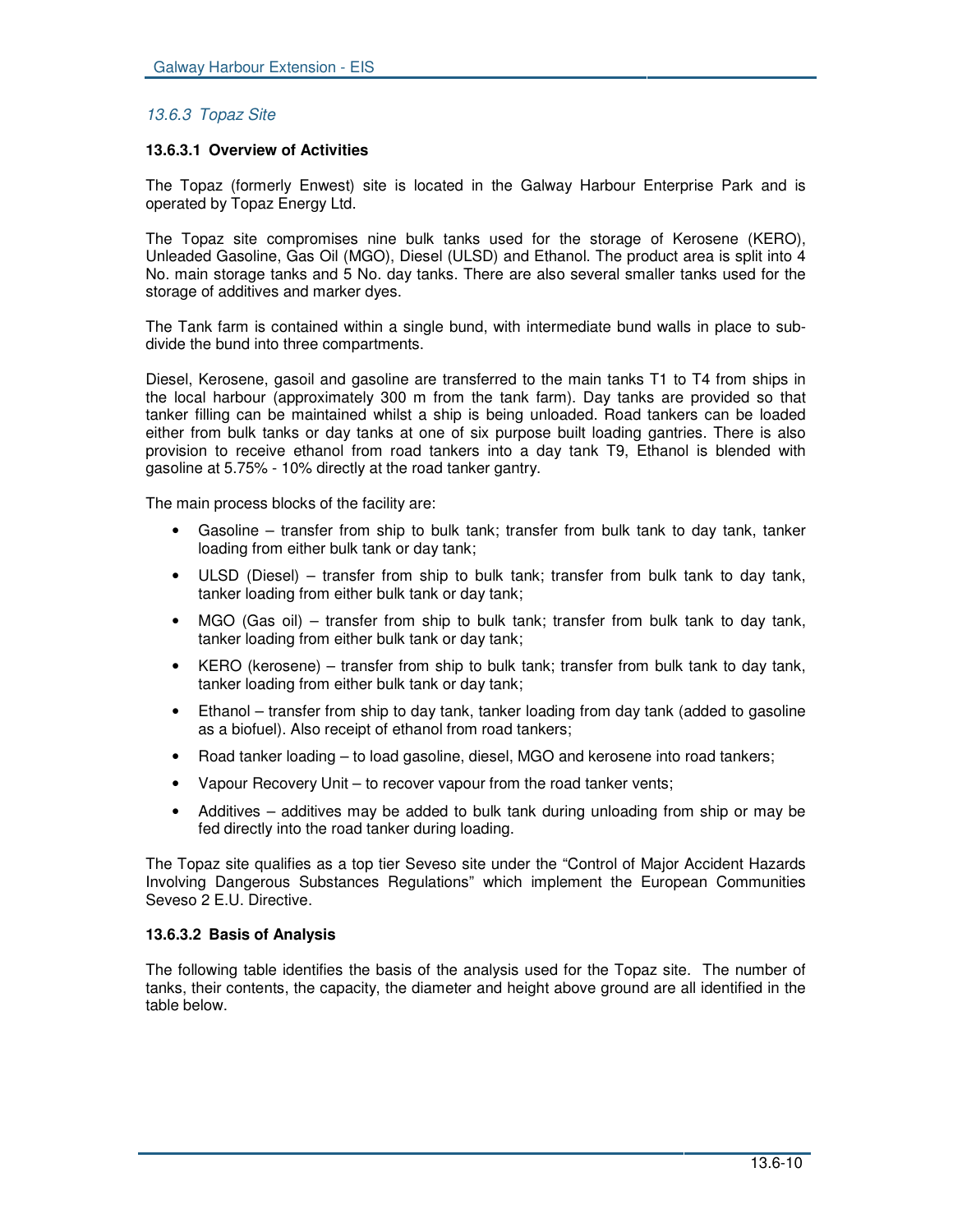### *13.6.3 Topaz Site*

#### 13.6.3.1 Overview of Activities

The Topaz (formerly Enwest) site is located in the Galway Harbour Enterprise Park and is operated by Topaz Energy Ltd.

The Topaz site compromises nine bulk tanks used for the storage of Kerosene (KERO), Unleaded Gasoline, Gas Oil (MGO), Diesel (ULSD) and Ethanol. The product area is split into 4 No. main storage tanks and 5 No. day tanks. There are also several smaller tanks used for the storage of additives and marker dyes.

The Tank farm is contained within a single bund, with intermediate bund walls in place to sub-divide the bund into three compartments.

Diesel, Kerosene, gasoil and gasoline are transferred to the main tanks T1 to T4 from ships in the local harbour (approximately 300 m from the tank farm). Day tanks are provided so that tanker filling can be maintained whilst a ship is being unloaded. Road tankers can be loaded either from bulk tanks or day tanks at one of six purpose built loading gantries. There is also provision to receive ethanol from road tankers into a day tank T9, Ethanol is blended with gasoline at 5.75% - 10% directly at the road tanker gantry.

The main process blocks of the facility are:

- Gasoline – transfer from ship to bulk tank; transfer from bulk tank to day tank, tanker loading from either bulk tank or day tank;
- ULSD (Diesel) – transfer from ship to bulk tank; transfer from bulk tank to day tank, tanker loading from either bulk tank or day tank;
- MGO (Gas oil) – transfer from ship to bulk tank; transfer from bulk tank to day tank, tanker loading from either bulk tank or day tank;
- KERO (kerosene) – transfer from ship to bulk tank; transfer from bulk tank to day tank, tanker loading from either bulk tank or day tank;
- Ethanol – transfer from ship to day tank, tanker loading from day tank (added to gasoline as a biofuel). Also receipt of ethanol from road tankers;
- Road tanker loading – to load gasoline, diesel, MGO and kerosene into road tankers;
- Vapour Recovery Unit – to recover vapour from the road tanker vents;
- Additives – additives may be added to bulk tank during unloading from ship or may be fed directly into the road tanker during loading.

The Topaz site qualifies as a top tier Seveso site under the "Control of Major Accident Hazards Involving Dangerous Substances Regulations" which implement the European Communities Seveso 2 E.U. Directive.

#### 13.6.3.2 Basis of Analysis

The following table identifies the basis of the analysis used for the Topaz site. The number of tanks, their contents, the capacity, the diameter and height above ground are all identified in the table below.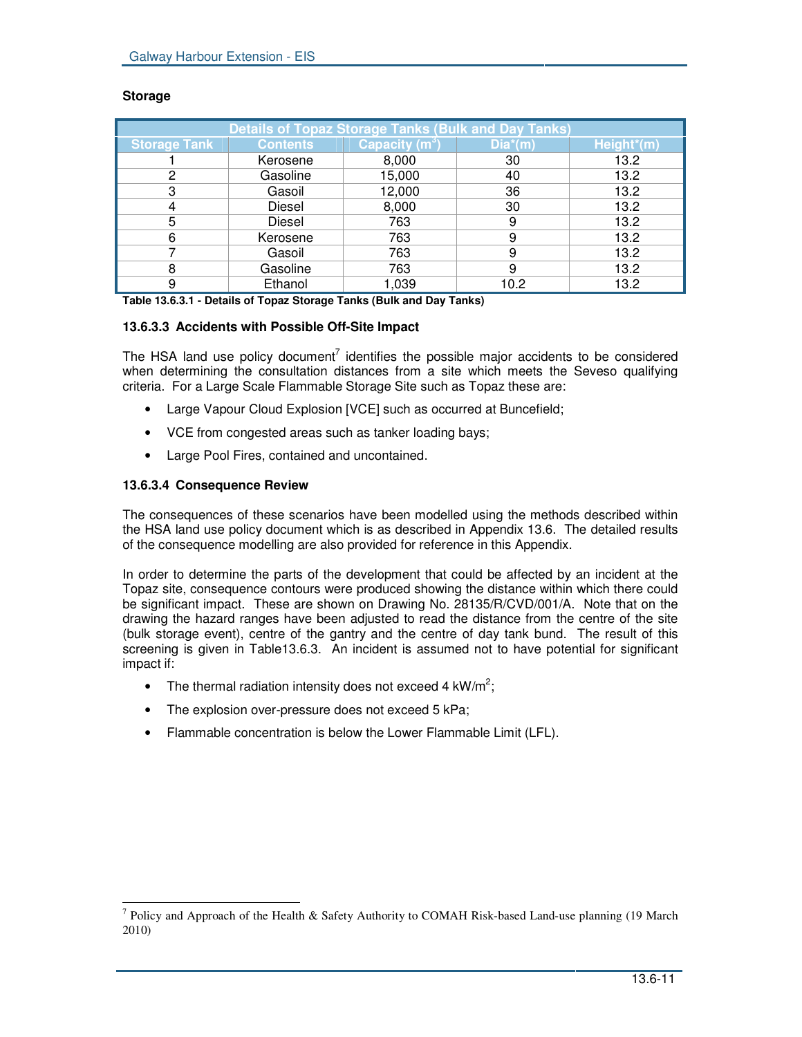**Storage**

| Details of Topaz Storage Tanks (Bulk and Day Tanks) | | | | |
|---|---|---|---|---|
| Storage Tank | Contents | Capacity ($m^3$) | Dia*(m) | Height*(m) |
| 1 | Kerosene | 8,000 | 30 | 13.2 |
| 2 | Gasoline | 15,000 | 40 | 13.2 |
| 3 | Gasoil | 12,000 | 36 | 13.2 |
| 4 | Diesel | 8,000 | 30 | 13.2 |
| 5 | Diesel | 763 | 9 | 13.2 |
| 6 | Kerosene | 763 | 9 | 13.2 |
| 7 | Gasoil | 763 | 9 | 13.2 |
| 8 | Gasoline | 763 | 9 | 13.2 |
| 9 | Ethanol | 1,039 | 10.2 | 13.2 |

**Table 13.6.3.1 - Details of Topaz Storage Tanks (Bulk and Day Tanks)**

### 13.6.3.3 Accidents with Possible Off-Site Impact

The HSA land use policy document[7] identifies the possible major accidents to be considered when determining the consultation distances from a site which meets the Seveso qualifying criteria. For a Large Scale Flammable Storage Site such as Topaz these are:

- Large Vapour Cloud Explosion [VCE] such as occurred at Buncefield;
- VCE from congested areas such as tanker loading bays;
- Large Pool Fires, contained and uncontained.

### 13.6.3.4 Consequence Review

The consequences of these scenarios have been modelled using the methods described within the HSA land use policy document which is as described in Appendix 13.6. The detailed results of the consequence modelling are also provided for reference in this Appendix.

In order to determine the parts of the development that could be affected by an incident at the Topaz site, consequence contours were produced showing the distance within which there could be significant impact. These are shown on Drawing No. 28135/R/CVD/001/A. Note that on the drawing the hazard ranges have been adjusted to read the distance from the centre of the site (bulk storage event), centre of the gantry and the centre of day tank bund. The result of this screening is given in Table13.6.3. An incident is assumed not to have potential for significant impact if:

- The thermal radiation intensity does not exceed 4 kW/$m^2$;
- The explosion over-pressure does not exceed 5 kPa;
- Flammable concentration is below the Lower Flammable Limit (LFL).

---

[7] Policy and Approach of the Health & Safety Authority to COMAH Risk-based Land-use planning (19 March 2010)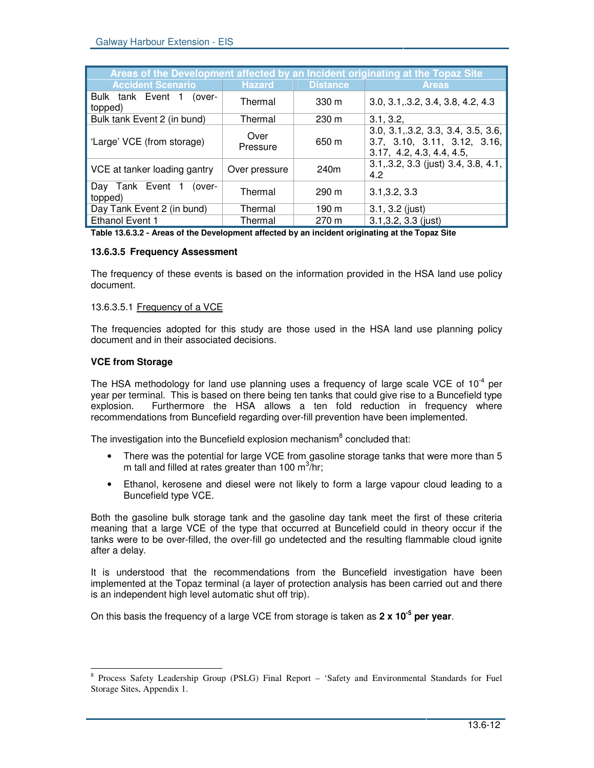| Areas of the Development affected by an Incident originating at the Topaz Site | | | |
|---|---|---|---|
| **Accident Scenario** | **Hazard** | **Distance** | **Areas** |
| Bulk tank Event 1 (over-topped) | Thermal | 330 m | 3.0, 3.1,.3.2, 3.4, 3.8, 4.2, 4.3 |
| Bulk tank Event 2 (in bund) | Thermal | 230 m | 3.1, 3.2, |
| 'Large' VCE (from storage) | Over Pressure | 650 m | 3.0, 3.1,.3.2, 3.3, 3.4, 3.5, 3.6, 3.7, 3.10, 3.11, 3.12, 3.16, 3.17, 4.2, 4.3, 4.4, 4.5, |
| VCE at tanker loading gantry | Over pressure | 240m | 3.1,.3.2, 3.3 (just) 3.4, 3.8, 4.1, 4.2 |
| Day Tank Event 1 (over-topped) | Thermal | 290 m | 3.1,3.2, 3.3 |
| Day Tank Event 2 (in bund) | Thermal | 190 m | 3.1, 3.2 (just) |
| Ethanol Event 1 | Thermal | 270 m | 3.1,3.2, 3.3 (just) |

**Table 13.6.3.2 - Areas of the Development affected by an incident originating at the Topaz Site**

#### 13.6.3.5 Frequency Assessment

The frequency of these events is based on the information provided in the HSA land use policy document.

13.6.3.5.1 Frequency of a VCE

The frequencies adopted for this study are those used in the HSA land use planning policy document and in their associated decisions.

**VCE from Storage**

The HSA methodology for land use planning uses a frequency of large scale VCE of $10^{-4}$ per year per terminal. This is based on there being ten tanks that could give rise to a Buncefield type explosion. Furthermore the HSA allows a ten fold reduction in frequency where recommendations from Buncefield regarding over-fill prevention have been implemented.

The investigation into the Buncefield explosion mechanism[8] concluded that:

- There was the potential for large VCE from gasoline storage tanks that were more than 5 m tall and filled at rates greater than 100 $m^3$/hr;
- Ethanol, kerosene and diesel were not likely to form a large vapour cloud leading to a Buncefield type VCE.

Both the gasoline bulk storage tank and the gasoline day tank meet the first of these criteria meaning that a large VCE of the type that occurred at Buncefield could in theory occur if the tanks were to be over-filled, the over-fill go undetected and the resulting flammable cloud ignite after a delay.

It is understood that the recommendations from the Buncefield investigation have been implemented at the Topaz terminal (a layer of protection analysis has been carried out and there is an independent high level automatic shut off trip).

On this basis the frequency of a large VCE from storage is taken as **$2 \times 10^{-5}$ per year**.

[8] Process Safety Leadership Group (PSLG) Final Report – 'Safety and Environmental Standards for Fuel Storage Sites, Appendix 1.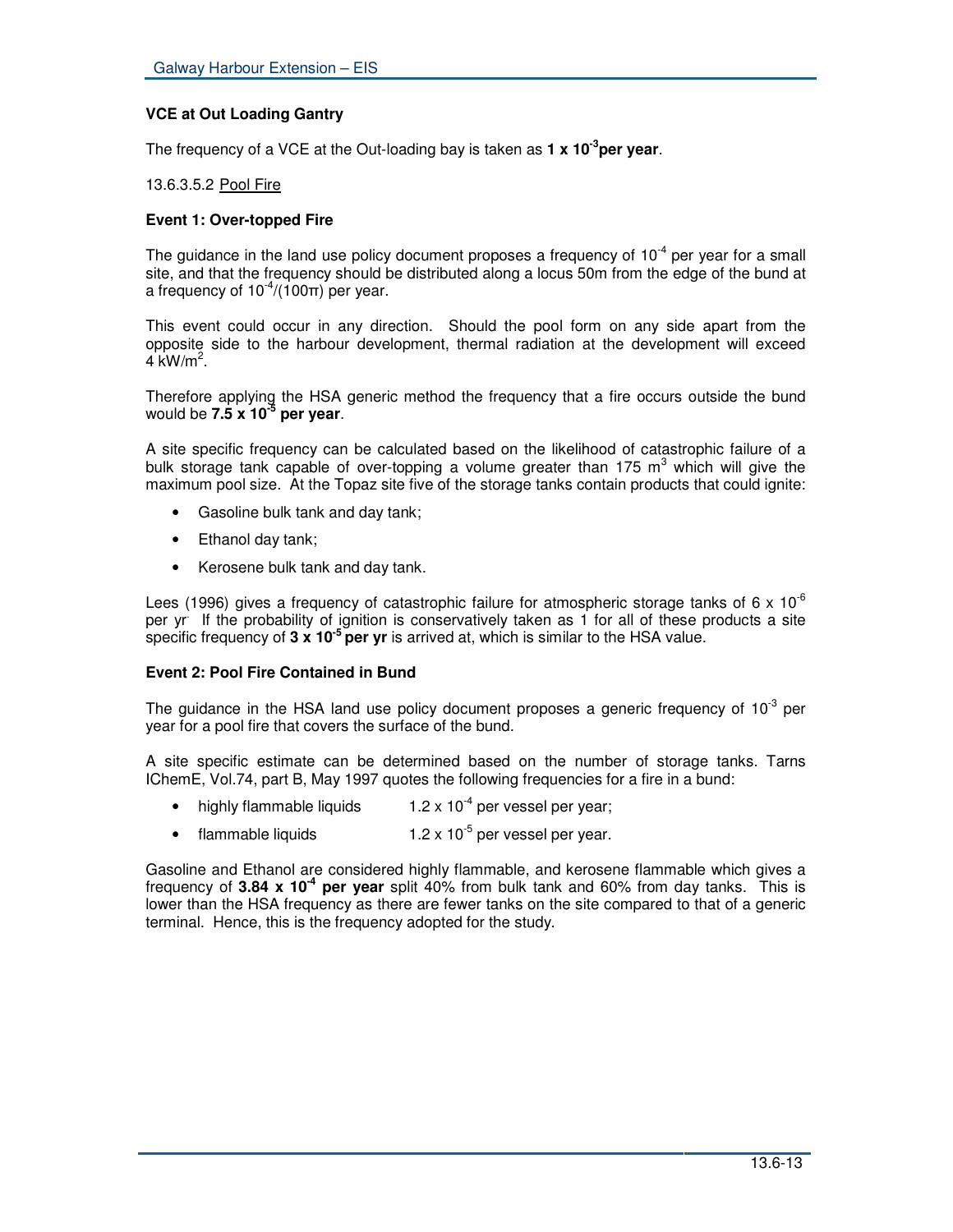**VCE at Out Loading Gantry**

The frequency of a VCE at the Out-loading bay is taken as **$1 \times 10^{-3}$ per year**.

13.6.3.5.2 Pool Fire

**Event 1: Over-topped Fire**

The guidance in the land use policy document proposes a frequency of $10^{-4}$ per year for a small site, and that the frequency should be distributed along a locus 50m from the edge of the bund at a frequency of $10^{-4}/(100\pi)$ per year.

This event could occur in any direction. Should the pool form on any side apart from the opposite side to the harbour development, thermal radiation at the development will exceed 4 $kW/m^2$.

Therefore applying the HSA generic method the frequency that a fire occurs outside the bund would be **$7.5 \times 10^{-5}$ per year**.

A site specific frequency can be calculated based on the likelihood of catastrophic failure of a bulk storage tank capable of over-topping a volume greater than 175 $m^3$ which will give the maximum pool size. At the Topaz site five of the storage tanks contain products that could ignite:

- Gasoline bulk tank and day tank;
- Ethanol day tank;
- Kerosene bulk tank and day tank.

Lees (1996) gives a frequency of catastrophic failure for atmospheric storage tanks of $6 \times 10^{-6}$ per yr. If the probability of ignition is conservatively taken as 1 for all of these products a site specific frequency of **$3 \times 10^{-5}$ per yr** is arrived at, which is similar to the HSA value.

**Event 2: Pool Fire Contained in Bund**

The guidance in the HSA land use policy document proposes a generic frequency of $10^{-3}$ per year for a pool fire that covers the surface of the bund.

A site specific estimate can be determined based on the number of storage tanks. Tarns IChemE, Vol.74, part B, May 1997 quotes the following frequencies for a fire in a bund:

- highly flammable liquids $1.2 \times 10^{-4}$ per vessel per year;
- flammable liquids $1.2 \times 10^{-5}$ per vessel per year.

Gasoline and Ethanol are considered highly flammable, and kerosene flammable which gives a frequency of **$3.84 \times 10^{-4}$ per year** split 40% from bulk tank and 60% from day tanks. This is lower than the HSA frequency as there are fewer tanks on the site compared to that of a generic terminal. Hence, this is the frequency adopted for the study.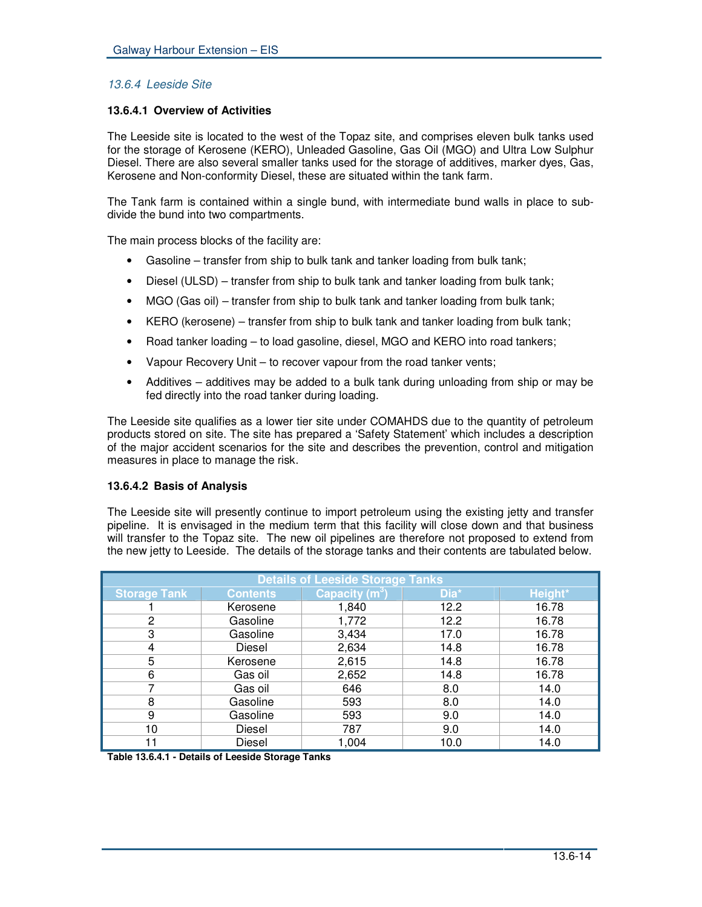### 13.6.4 Leeside Site

#### 13.6.4.1 Overview of Activities

The Leeside site is located to the west of the Topaz site, and comprises eleven bulk tanks used for the storage of Kerosene (KERO), Unleaded Gasoline, Gas Oil (MGO) and Ultra Low Sulphur Diesel. There are also several smaller tanks used for the storage of additives, marker dyes, Gas, Kerosene and Non-conformity Diesel, these are situated within the tank farm.

The Tank farm is contained within a single bund, with intermediate bund walls in place to sub-divide the bund into two compartments.

The main process blocks of the facility are:

- Gasoline – transfer from ship to bulk tank and tanker loading from bulk tank;
- Diesel (ULSD) – transfer from ship to bulk tank and tanker loading from bulk tank;
- MGO (Gas oil) – transfer from ship to bulk tank and tanker loading from bulk tank;
- KERO (kerosene) – transfer from ship to bulk tank and tanker loading from bulk tank;
- Road tanker loading – to load gasoline, diesel, MGO and KERO into road tankers;
- Vapour Recovery Unit – to recover vapour from the road tanker vents;
- Additives – additives may be added to a bulk tank during unloading from ship or may be fed directly into the road tanker during loading.

The Leeside site qualifies as a lower tier site under COMAHDS due to the quantity of petroleum products stored on site. The site has prepared a 'Safety Statement' which includes a description of the major accident scenarios for the site and describes the prevention, control and mitigation measures in place to manage the risk.

#### 13.6.4.2 Basis of Analysis

The Leeside site will presently continue to import petroleum using the existing jetty and transfer pipeline. It is envisaged in the medium term that this facility will close down and that business will transfer to the Topaz site. The new oil pipelines are therefore not proposed to extend from the new jetty to Leeside. The details of the storage tanks and their contents are tabulated below.

| Details of Leeside Storage Tanks | | | | |
|---|---|---|---|---|
| Storage Tank | Contents | Capacity ($m^3$) | Dia* | Height* |
| 1 | Kerosene | 1,840 | 12.2 | 16.78 |
| 2 | Gasoline | 1,772 | 12.2 | 16.78 |
| 3 | Gasoline | 3,434 | 17.0 | 16.78 |
| 4 | Diesel | 2,634 | 14.8 | 16.78 |
| 5 | Kerosene | 2,615 | 14.8 | 16.78 |
| 6 | Gas oil | 2,652 | 14.8 | 16.78 |
| 7 | Gas oil | 646 | 8.0 | 14.0 |
| 8 | Gasoline | 593 | 8.0 | 14.0 |
| 9 | Gasoline | 593 | 9.0 | 14.0 |
| 10 | Diesel | 787 | 9.0 | 14.0 |
| 11 | Diesel | 1,004 | 10.0 | 14.0 |

**Table 13.6.4.1 - Details of Leeside Storage Tanks**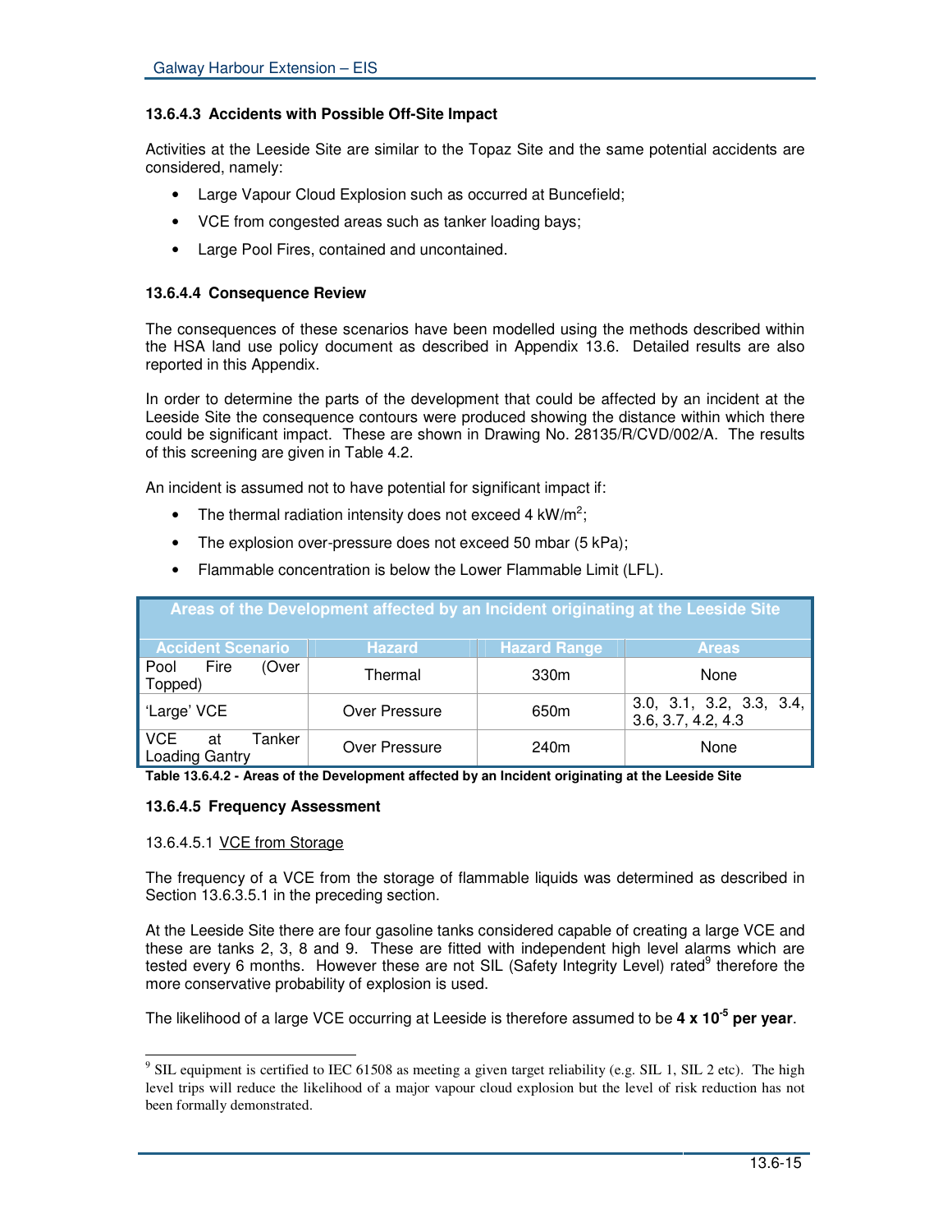#### 13.6.4.3 Accidents with Possible Off-Site Impact

Activities at the Leeside Site are similar to the Topaz Site and the same potential accidents are considered, namely:

- Large Vapour Cloud Explosion such as occurred at Buncefield;
- VCE from congested areas such as tanker loading bays;
- Large Pool Fires, contained and uncontained.

#### 13.6.4.4 Consequence Review

The consequences of these scenarios have been modelled using the methods described within the HSA land use policy document as described in Appendix 13.6. Detailed results are also reported in this Appendix.

In order to determine the parts of the development that could be affected by an incident at the Leeside Site the consequence contours were produced showing the distance within which there could be significant impact. These are shown in Drawing No. 28135/R/CVD/002/A. The results of this screening are given in Table 4.2.

An incident is assumed not to have potential for significant impact if:

- The thermal radiation intensity does not exceed 4 kW/m$^2$;
- The explosion over-pressure does not exceed 50 mbar (5 kPa);
- Flammable concentration is below the Lower Flammable Limit (LFL).

| Areas of the Development affected by an Incident originating at the Leeside Site | | | |
|---|---|---|---|
| **Accident Scenario** | **Hazard** | **Hazard Range** | **Areas** |
| Pool Fire (Over Topped) | Thermal | 330m | None |
| 'Large' VCE | Over Pressure | 650m | 3.0, 3.1, 3.2, 3.3, 3.4, 3.6, 3.7, 4.2, 4.3 |
| VCE at Tanker Loading Gantry | Over Pressure | 240m | None |

**Table 13.6.4.2 - Areas of the Development affected by an Incident originating at the Leeside Site**

#### 13.6.4.5 Frequency Assessment

13.6.4.5.1 VCE from Storage

The frequency of a VCE from the storage of flammable liquids was determined as described in Section 13.6.3.5.1 in the preceding section.

At the Leeside Site there are four gasoline tanks considered capable of creating a large VCE and these are tanks 2, 3, 8 and 9. These are fitted with independent high level alarms which are tested every 6 months. However these are not SIL (Safety Integrity Level) rated[9] therefore the more conservative probability of explosion is used.

The likelihood of a large VCE occurring at Leeside is therefore assumed to be **4 x 10$^{-5}$ per year**.

[9] SIL equipment is certified to IEC 61508 as meeting a given target reliability (e.g. SIL 1, SIL 2 etc). The high level trips will reduce the likelihood of a major vapour cloud explosion but the level of risk reduction has not been formally demonstrated.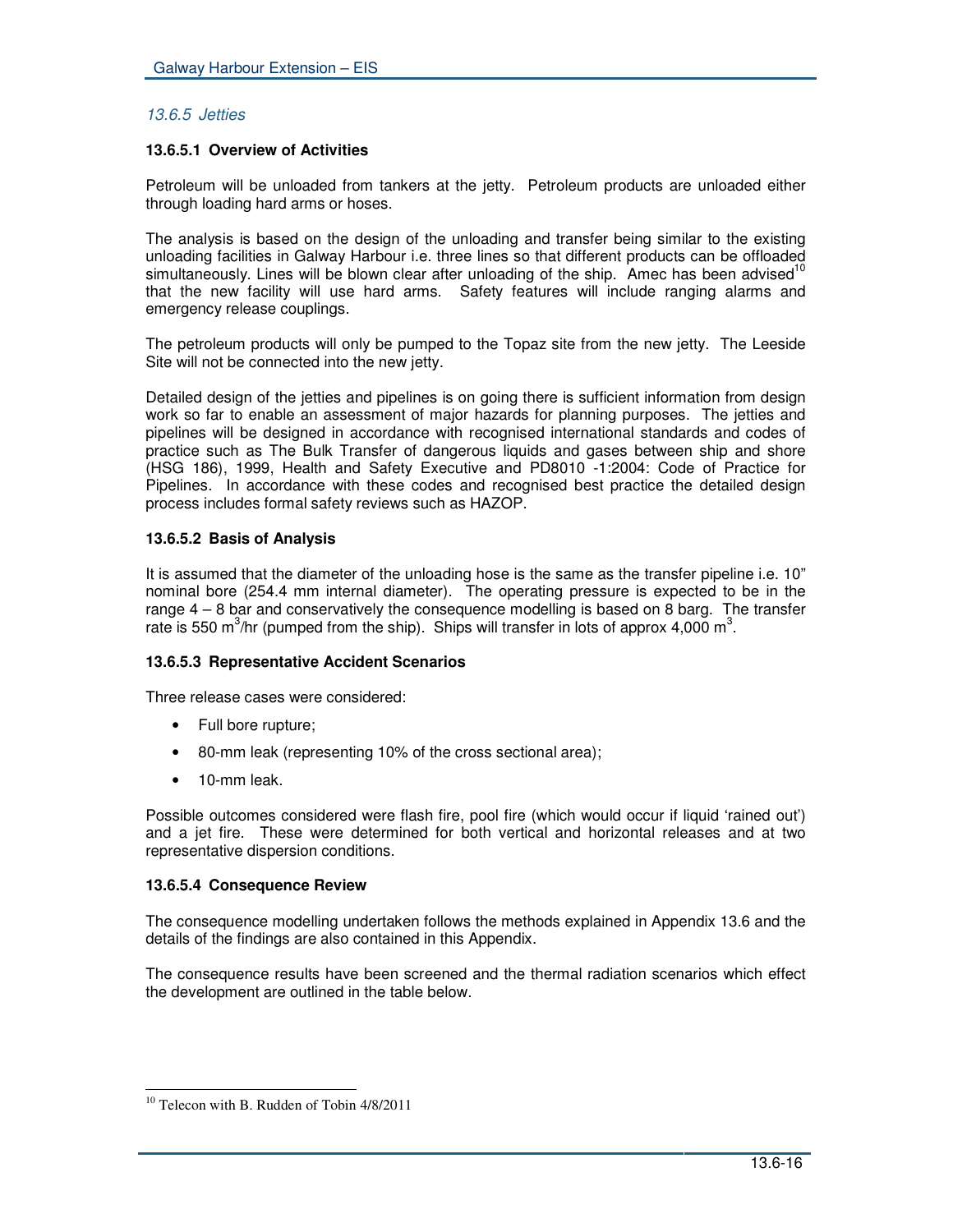### *13.6.5 Jetties*

#### 13.6.5.1 Overview of Activities

Petroleum will be unloaded from tankers at the jetty. Petroleum products are unloaded either through loading hard arms or hoses.

The analysis is based on the design of the unloading and transfer being similar to the existing unloading facilities in Galway Harbour i.e. three lines so that different products can be offloaded simultaneously. Lines will be blown clear after unloading of the ship. Amec has been advised[10] that the new facility will use hard arms. Safety features will include ranging alarms and emergency release couplings.

The petroleum products will only be pumped to the Topaz site from the new jetty. The Leeside Site will not be connected into the new jetty.

Detailed design of the jetties and pipelines is on going there is sufficient information from design work so far to enable an assessment of major hazards for planning purposes. The jetties and pipelines will be designed in accordance with recognised international standards and codes of practice such as The Bulk Transfer of dangerous liquids and gases between ship and shore (HSG 186), 1999, Health and Safety Executive and PD8010 -1:2004: Code of Practice for Pipelines. In accordance with these codes and recognised best practice the detailed design process includes formal safety reviews such as HAZOP.

#### 13.6.5.2 Basis of Analysis

It is assumed that the diameter of the unloading hose is the same as the transfer pipeline i.e. 10" nominal bore (254.4 mm internal diameter). The operating pressure is expected to be in the range 4 – 8 bar and conservatively the consequence modelling is based on 8 barg. The transfer rate is 550 $m^3$/hr (pumped from the ship). Ships will transfer in lots of approx 4,000 $m^3$.

#### 13.6.5.3 Representative Accident Scenarios

Three release cases were considered:

- Full bore rupture;
- 80-mm leak (representing 10% of the cross sectional area);
- 10-mm leak.

Possible outcomes considered were flash fire, pool fire (which would occur if liquid 'rained out') and a jet fire. These were determined for both vertical and horizontal releases and at two representative dispersion conditions.

#### 13.6.5.4 Consequence Review

The consequence modelling undertaken follows the methods explained in Appendix 13.6 and the details of the findings are also contained in this Appendix.

The consequence results have been screened and the thermal radiation scenarios which effect the development are outlined in the table below.

---

[10] Telecon with B. Rudden of Tobin 4/8/2011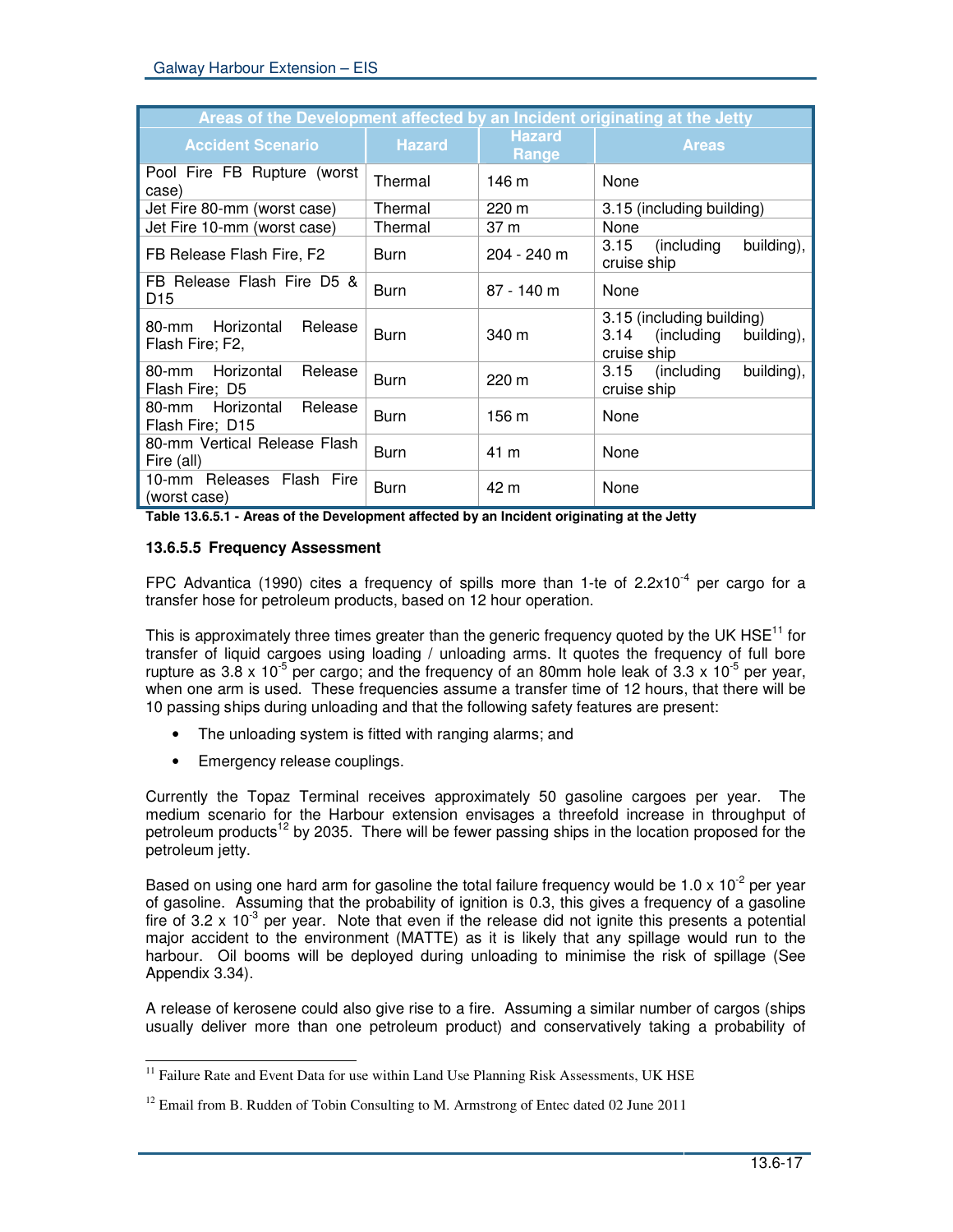| Areas of the Development affected by an Incident originating at the Jetty | | | |
|---|---|---|---|
| **Accident Scenario** | **Hazard** | **Hazard Range** | **Areas** |
| Pool Fire FB Rupture (worst case) | Thermal | 146 m | None |
| Jet Fire 80-mm (worst case) | Thermal | 220 m | 3.15 (including building) |
| Jet Fire 10-mm (worst case) | Thermal | 37 m | None |
| FB Release Flash Fire, F2 | Burn | 204 - 240 m | 3.15 (including building), cruise ship |
| FB Release Flash Fire D5 & D15 | Burn | 87 - 140 m | None |
| 80-mm Horizontal Release Flash Fire; F2, | Burn | 340 m | 3.15 (including building) 3.14 (including building), cruise ship |
| 80-mm Horizontal Release Flash Fire; D5 | Burn | 220 m | 3.15 (including building), cruise ship |
| 80-mm Horizontal Release Flash Fire; D15 | Burn | 156 m | None |
| 80-mm Vertical Release Flash Fire (all) | Burn | 41 m | None |
| 10-mm Releases Flash Fire (worst case) | Burn | 42 m | None |

**Table 13.6.5.1 - Areas of the Development affected by an Incident originating at the Jetty**

#### 13.6.5.5 Frequency Assessment

FPC Advantica (1990) cites a frequency of spills more than 1-te of $2.2 \times 10^{-4}$ per cargo for a transfer hose for petroleum products, based on 12 hour operation.

This is approximately three times greater than the generic frequency quoted by the UK HSE[11] for transfer of liquid cargoes using loading / unloading arms. It quotes the frequency of full bore rupture as $3.8 \times 10^{-5}$ per cargo; and the frequency of an 80mm hole leak of $3.3 \times 10^{-5}$ per year, when one arm is used. These frequencies assume a transfer time of 12 hours, that there will be 10 passing ships during unloading and that the following safety features are present:

- The unloading system is fitted with ranging alarms; and
- Emergency release couplings.

Currently the Topaz Terminal receives approximately 50 gasoline cargoes per year. The medium scenario for the Harbour extension envisages a threefold increase in throughput of petroleum products[12] by 2035. There will be fewer passing ships in the location proposed for the petroleum jetty.

Based on using one hard arm for gasoline the total failure frequency would be $1.0 \times 10^{-2}$ per year of gasoline. Assuming that the probability of ignition is 0.3, this gives a frequency of a gasoline fire of $3.2 \times 10^{-3}$ per year. Note that even if the release did not ignite this presents a potential major accident to the environment (MATTE) as it is likely that any spillage would run to the harbour. Oil booms will be deployed during unloading to minimise the risk of spillage (See Appendix 3.34).

A release of kerosene could also give rise to a fire. Assuming a similar number of cargos (ships usually deliver more than one petroleum product) and conservatively taking a probability of

---

[11] Failure Rate and Event Data for use within Land Use Planning Risk Assessments, UK HSE

[12] Email from B. Rudden of Tobin Consulting to M. Armstrong of Entec dated 02 June 2011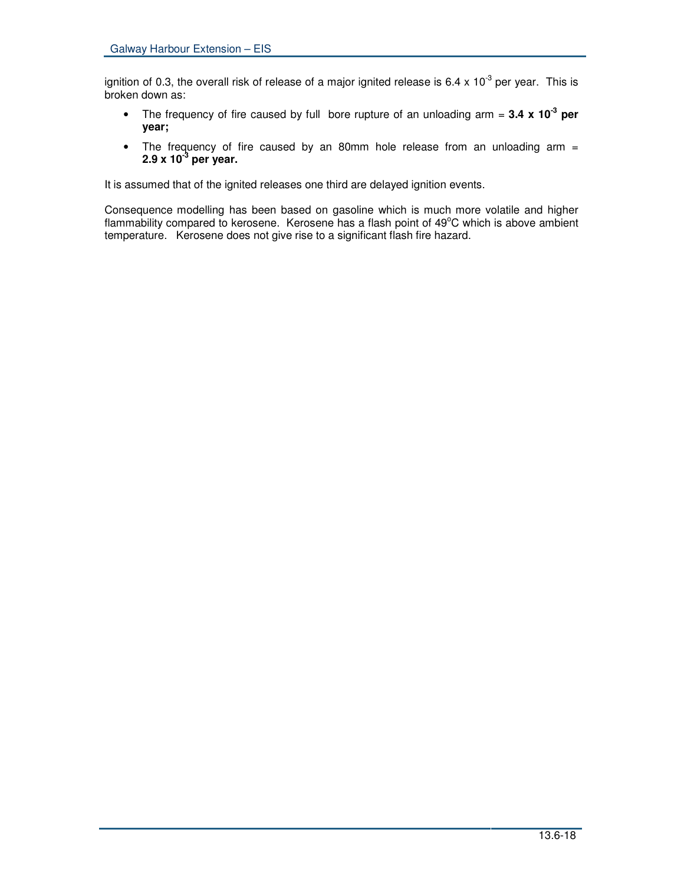ignition of 0.3, the overall risk of release of a major ignited release is $6.4 \times 10^{-3}$ per year. This is broken down as:

- The frequency of fire caused by full bore rupture of an unloading arm = **$3.4 \times 10^{-3}$ per year;**
- The frequency of fire caused by an 80mm hole release from an unloading arm = **$2.9 \times 10^{-3}$ per year.**

It is assumed that of the ignited releases one third are delayed ignition events.

Consequence modelling has been based on gasoline which is much more volatile and higher flammability compared to kerosene. Kerosene has a flash point of 49$^{o}$C which is above ambient temperature. Kerosene does not give rise to a significant flash fire hazard.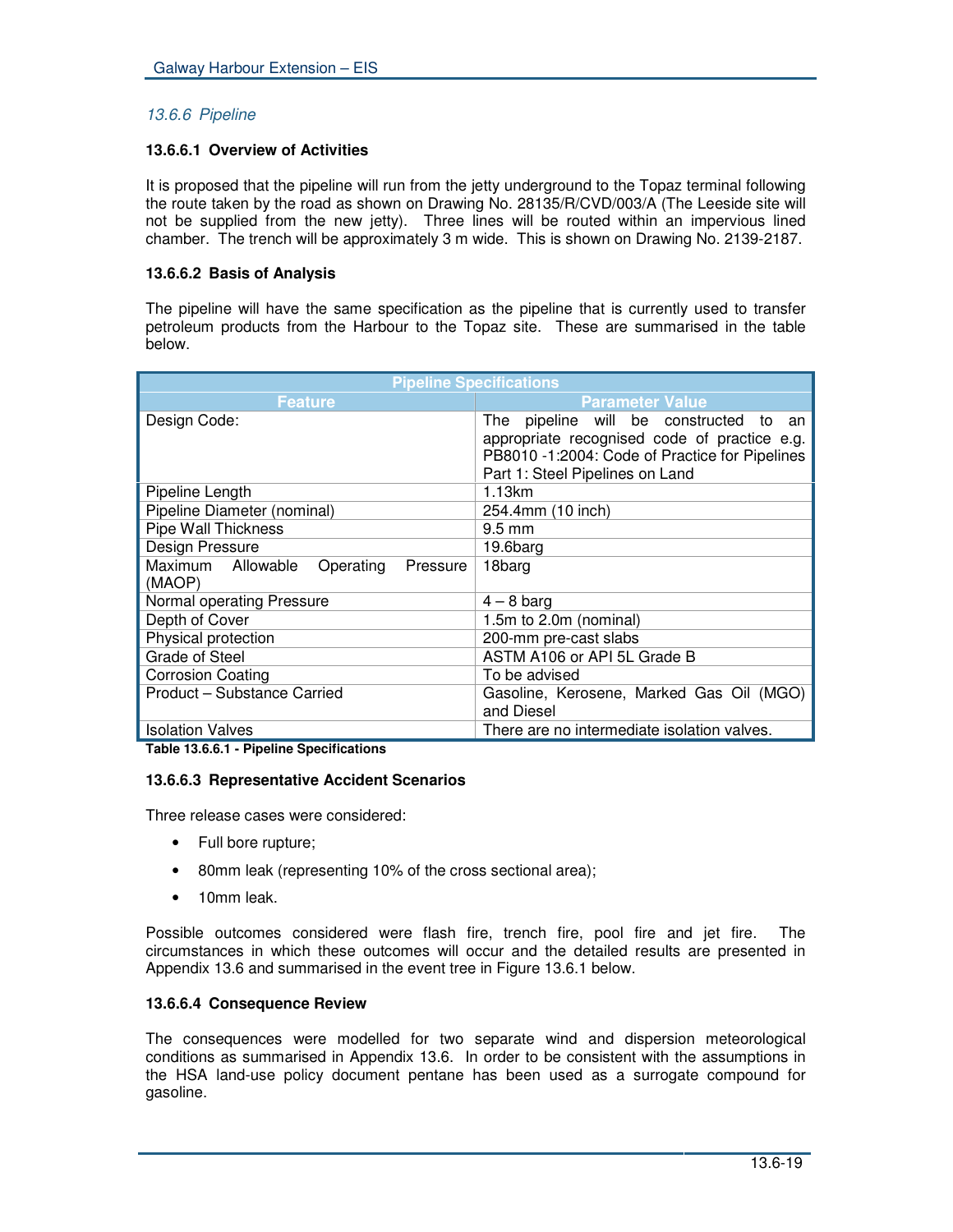### *13.6.6 Pipeline*

#### 13.6.6.1 Overview of Activities

It is proposed that the pipeline will run from the jetty underground to the Topaz terminal following the route taken by the road as shown on Drawing No. 28135/R/CVD/003/A (The Leeside site will not be supplied from the new jetty). Three lines will be routed within an impervious lined chamber. The trench will be approximately 3 m wide. This is shown on Drawing No. 2139-2187.

#### 13.6.6.2 Basis of Analysis

The pipeline will have the same specification as the pipeline that is currently used to transfer petroleum products from the Harbour to the Topaz site. These are summarised in the table below.

| Pipeline Specifications | |
|---|---|
| **Feature** | **Parameter Value** |
| Design Code: | The pipeline will be constructed to an appropriate recognised code of practice e.g. PB8010 -1:2004: Code of Practice for Pipelines Part 1: Steel Pipelines on Land |
| Pipeline Length | 1.13km |
| Pipeline Diameter (nominal) | 254.4mm (10 inch) |
| Pipe Wall Thickness | 9.5 mm |
| Design Pressure | 19.6barg |
| Maximum Allowable Operating Pressure (MAOP) | 18barg |
| Normal operating Pressure | 4 – 8 barg |
| Depth of Cover | 1.5m to 2.0m (nominal) |
| Physical protection | 200-mm pre-cast slabs |
| Grade of Steel | ASTM A106 or API 5L Grade B |
| Corrosion Coating | To be advised |
| Product – Substance Carried | Gasoline, Kerosene, Marked Gas Oil (MGO) and Diesel |
| Isolation Valves | There are no intermediate isolation valves. |

**Table 13.6.6.1 - Pipeline Specifications**

#### 13.6.6.3 Representative Accident Scenarios

Three release cases were considered:

- Full bore rupture;
- 80mm leak (representing 10% of the cross sectional area);
- 10mm leak.

Possible outcomes considered were flash fire, trench fire, pool fire and jet fire. The circumstances in which these outcomes will occur and the detailed results are presented in Appendix 13.6 and summarised in the event tree in Figure 13.6.1 below.

#### 13.6.6.4 Consequence Review

The consequences were modelled for two separate wind and dispersion meteorological conditions as summarised in Appendix 13.6. In order to be consistent with the assumptions in the HSA land-use policy document pentane has been used as a surrogate compound for gasoline.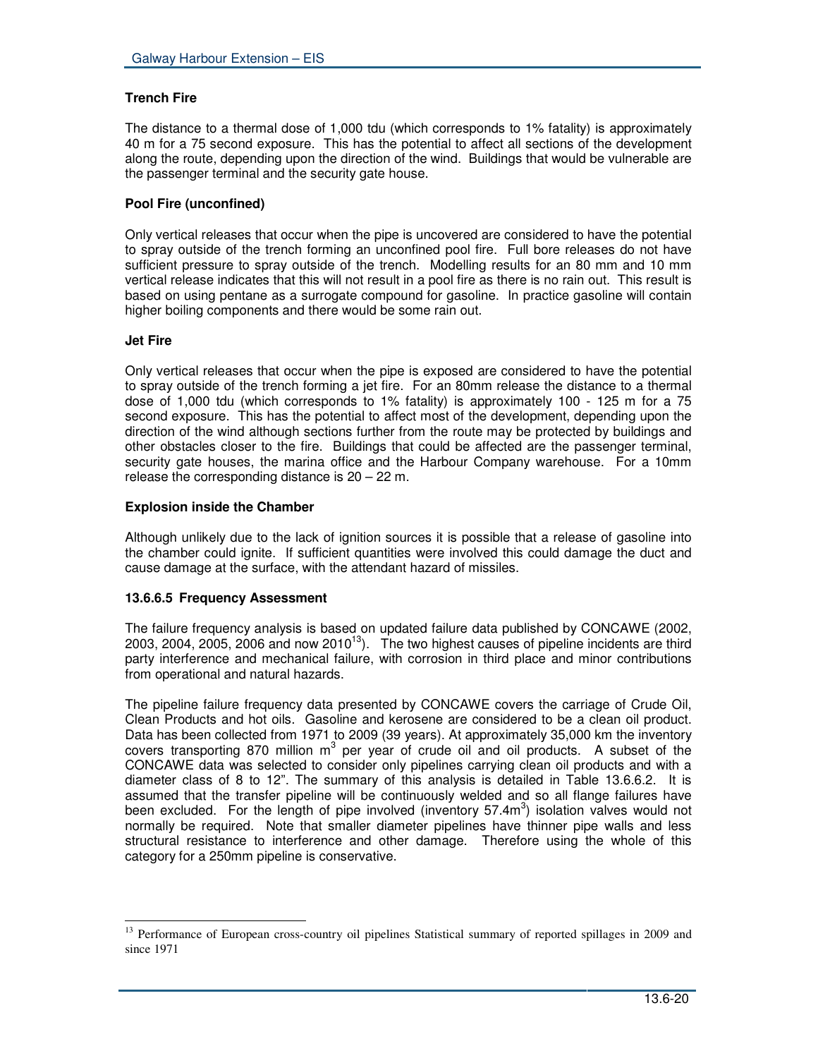**Trench Fire**

The distance to a thermal dose of 1,000 tdu (which corresponds to 1% fatality) is approximately 40 m for a 75 second exposure. This has the potential to affect all sections of the development along the route, depending upon the direction of the wind. Buildings that would be vulnerable are the passenger terminal and the security gate house.

**Pool Fire (unconfined)**

Only vertical releases that occur when the pipe is uncovered are considered to have the potential to spray outside of the trench forming an unconfined pool fire. Full bore releases do not have sufficient pressure to spray outside of the trench. Modelling results for an 80 mm and 10 mm vertical release indicates that this will not result in a pool fire as there is no rain out. This result is based on using pentane as a surrogate compound for gasoline. In practice gasoline will contain higher boiling components and there would be some rain out.

**Jet Fire**

Only vertical releases that occur when the pipe is exposed are considered to have the potential to spray outside of the trench forming a jet fire. For an 80mm release the distance to a thermal dose of 1,000 tdu (which corresponds to 1% fatality) is approximately 100 - 125 m for a 75 second exposure. This has the potential to affect most of the development, depending upon the direction of the wind although sections further from the route may be protected by buildings and other obstacles closer to the fire. Buildings that could be affected are the passenger terminal, security gate houses, the marina office and the Harbour Company warehouse. For a 10mm release the corresponding distance is 20 – 22 m.

**Explosion inside the Chamber**

Although unlikely due to the lack of ignition sources it is possible that a release of gasoline into the chamber could ignite. If sufficient quantities were involved this could damage the duct and cause damage at the surface, with the attendant hazard of missiles.

**13.6.6.5 Frequency Assessment**

The failure frequency analysis is based on updated failure data published by CONCAWE (2002, 2003, 2004, 2005, 2006 and now 2010[13]). The two highest causes of pipeline incidents are third party interference and mechanical failure, with corrosion in third place and minor contributions from operational and natural hazards.

The pipeline failure frequency data presented by CONCAWE covers the carriage of Crude Oil, Clean Products and hot oils. Gasoline and kerosene are considered to be a clean oil product. Data has been collected from 1971 to 2009 (39 years). At approximately 35,000 km the inventory covers transporting 870 million $m^3$ per year of crude oil and oil products. A subset of the CONCAWE data was selected to consider only pipelines carrying clean oil products and with a diameter class of 8 to 12". The summary of this analysis is detailed in Table 13.6.6.2. It is assumed that the transfer pipeline will be continuously welded and so all flange failures have been excluded. For the length of pipe involved (inventory $57.4m^3$) isolation valves would not normally be required. Note that smaller diameter pipelines have thinner pipe walls and less structural resistance to interference and other damage. Therefore using the whole of this category for a 250mm pipeline is conservative.

[13] Performance of European cross-country oil pipelines Statistical summary of reported spillages in 2009 and since 1971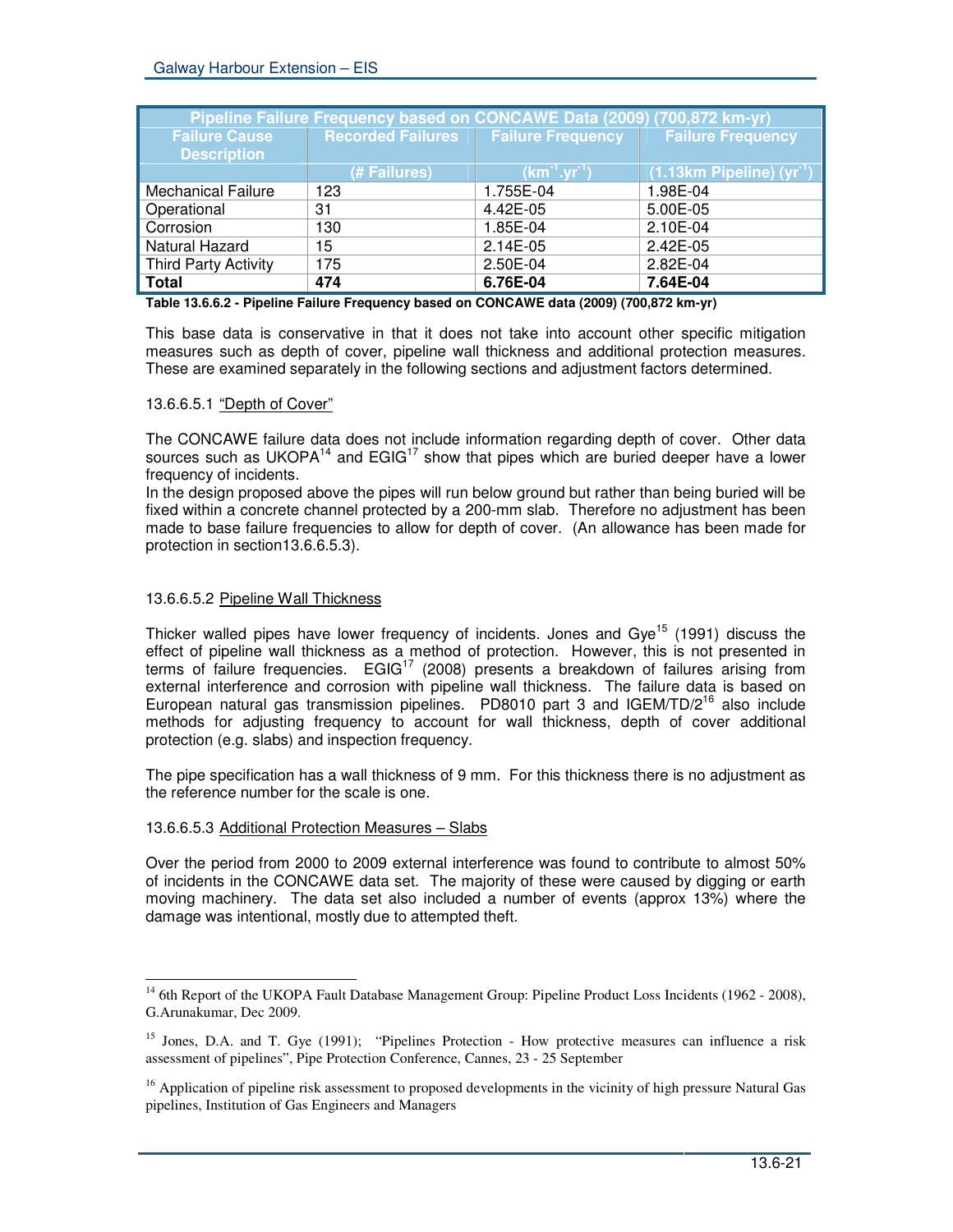| Pipeline Failure Frequency based on CONCAWE Data (2009) (700,872 km-yr) | | | |
|---|---|---|---|
| Failure Cause Description | Recorded Failures | Failure Frequency | Failure Frequency |
| | (# Failures) | ($km^{-1}.yr^{-1}$) | (1.13km Pipeline) ($yr^{-1}$) |
| Mechanical Failure | 123 | 1.755E-04 | 1.98E-04 |
| Operational | 31 | 4.42E-05 | 5.00E-05 |
| Corrosion | 130 | 1.85E-04 | 2.10E-04 |
| Natural Hazard | 15 | 2.14E-05 | 2.42E-05 |
| Third Party Activity | 175 | 2.50E-04 | 2.82E-04 |
| **Total** | **474** | **6.76E-04** | **7.64E-04** |

**Table 13.6.6.2 - Pipeline Failure Frequency based on CONCAWE data (2009) (700,872 km-yr)**

This base data is conservative in that it does not take into account other specific mitigation measures such as depth of cover, pipeline wall thickness and additional protection measures. These are examined separately in the following sections and adjustment factors determined.

13.6.6.5.1 "Depth of Cover"

The CONCAWE failure data does not include information regarding depth of cover. Other data sources such as UKOPA[14] and EGIG[17] show that pipes which are buried deeper have a lower frequency of incidents.
In the design proposed above the pipes will run below ground but rather than being buried will be fixed within a concrete channel protected by a 200-mm slab. Therefore no adjustment has been made to base failure frequencies to allow for depth of cover. (An allowance has been made for protection in section13.6.6.5.3).

13.6.6.5.2 Pipeline Wall Thickness

Thicker walled pipes have lower frequency of incidents. Jones and Gye[15] (1991) discuss the effect of pipeline wall thickness as a method of protection. However, this is not presented in terms of failure frequencies. EGIG[17] (2008) presents a breakdown of failures arising from external interference and corrosion with pipeline wall thickness. The failure data is based on European natural gas transmission pipelines. PD8010 part 3 and IGEM/TD/2[16] also include methods for adjusting frequency to account for wall thickness, depth of cover additional protection (e.g. slabs) and inspection frequency.

The pipe specification has a wall thickness of 9 mm. For this thickness there is no adjustment as the reference number for the scale is one.

13.6.6.5.3 Additional Protection Measures – Slabs

Over the period from 2000 to 2009 external interference was found to contribute to almost 50% of incidents in the CONCAWE data set. The majority of these were caused by digging or earth moving machinery. The data set also included a number of events (approx 13%) where the damage was intentional, mostly due to attempted theft.

---

[14] 6th Report of the UKOPA Fault Database Management Group: Pipeline Product Loss Incidents (1962 - 2008), G.Arunakumar, Dec 2009.

[15] Jones, D.A. and T. Gye (1991); "Pipelines Protection - How protective measures can influence a risk assessment of pipelines", Pipe Protection Conference, Cannes, 23 - 25 September

[16] Application of pipeline risk assessment to proposed developments in the vicinity of high pressure Natural Gas pipelines, Institution of Gas Engineers and Managers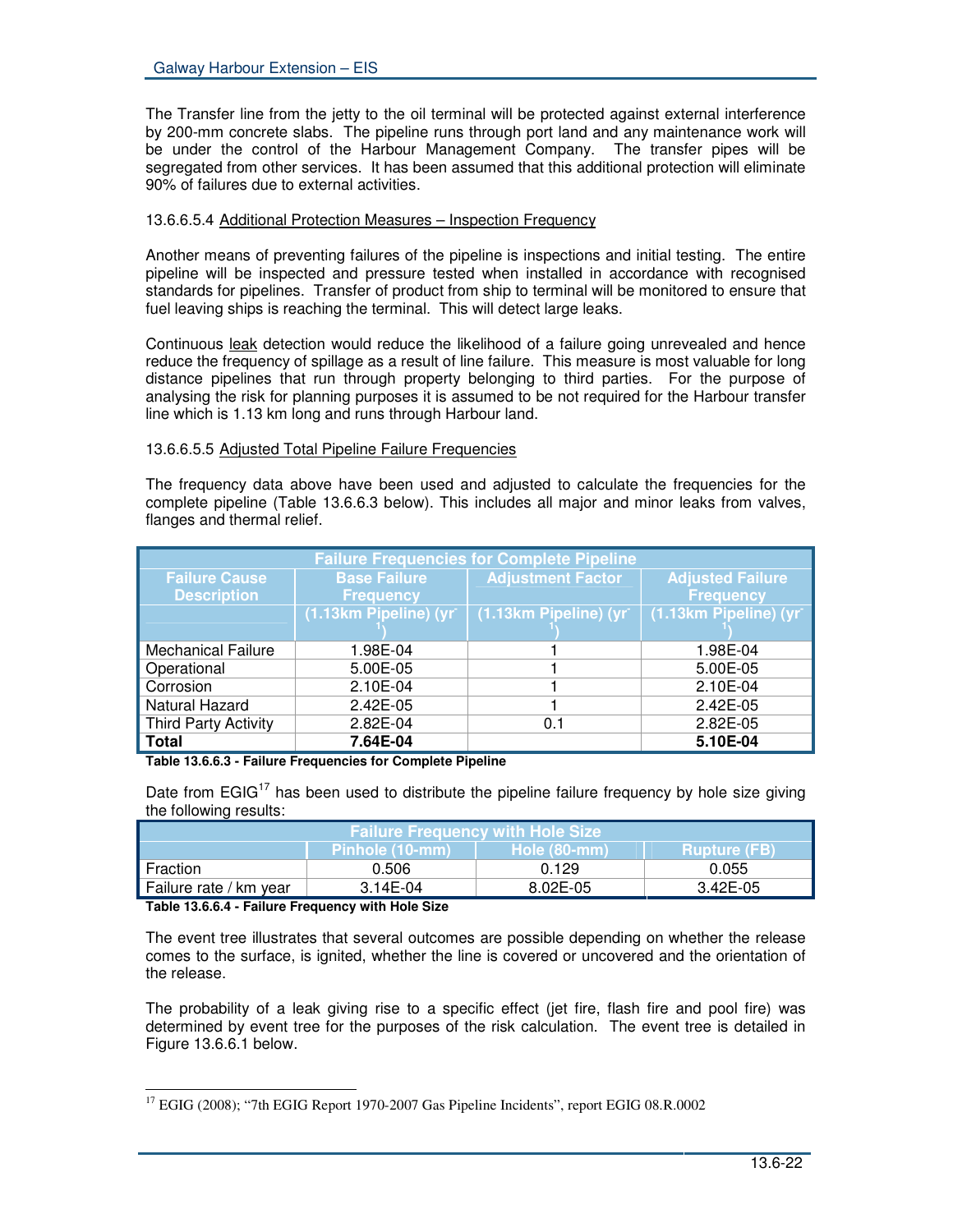The Transfer line from the jetty to the oil terminal will be protected against external interference by 200-mm concrete slabs. The pipeline runs through port land and any maintenance work will be under the control of the Harbour Management Company. The transfer pipes will be segregated from other services. It has been assumed that this additional protection will eliminate 90% of failures due to external activities.

13.6.6.5.4 Additional Protection Measures – Inspection Frequency

Another means of preventing failures of the pipeline is inspections and initial testing. The entire pipeline will be inspected and pressure tested when installed in accordance with recognised standards for pipelines. Transfer of product from ship to terminal will be monitored to ensure that fuel leaving ships is reaching the terminal. This will detect large leaks.

Continuous leak detection would reduce the likelihood of a failure going unrevealed and hence reduce the frequency of spillage as a result of line failure. This measure is most valuable for long distance pipelines that run through property belonging to third parties. For the purpose of analysing the risk for planning purposes it is assumed to be not required for the Harbour transfer line which is 1.13 km long and runs through Harbour land.

13.6.6.5.5 Adjusted Total Pipeline Failure Frequencies

The frequency data above have been used and adjusted to calculate the frequencies for the complete pipeline (Table 13.6.6.3 below). This includes all major and minor leaks from valves, flanges and thermal relief.

| Failure Frequencies for Complete Pipeline | | | |
|---|---|---|---|
| Failure Cause Description | Base Failure Frequency (1.13km Pipeline) ($yr^{-1}$) | Adjustment Factor (1.13km Pipeline) ($yr^{-1}$) | Adjusted Failure Frequency (1.13km Pipeline) ($yr^{-1}$) |
| Mechanical Failure | 1.98E-04 | 1 | 1.98E-04 |
| Operational | 5.00E-05 | 1 | 5.00E-05 |
| Corrosion | 2.10E-04 | 1 | 2.10E-04 |
| Natural Hazard | 2.42E-05 | 1 | 2.42E-05 |
| Third Party Activity | 2.82E-04 | 0.1 | 2.82E-05 |
| **Total** | **7.64E-04** | | **5.10E-04** |

**Table 13.6.6.3 - Failure Frequencies for Complete Pipeline**

Date from EGIG[17] has been used to distribute the pipeline failure frequency by hole size giving the following results:

| Failure Frequency with Hole Size | | | |
|---|---|---|---|
| | Pinhole (10-mm) | Hole (80-mm) | Rupture (FB) |
| Fraction | 0.506 | 0.129 | 0.055 |
| Failure rate / km year | 3.14E-04 | 8.02E-05 | 3.42E-05 |

**Table 13.6.6.4 - Failure Frequency with Hole Size**

The event tree illustrates that several outcomes are possible depending on whether the release comes to the surface, is ignited, whether the line is covered or uncovered and the orientation of the release.

The probability of a leak giving rise to a specific effect (jet fire, flash fire and pool fire) was determined by event tree for the purposes of the risk calculation. The event tree is detailed in Figure 13.6.6.1 below.

[17] EGIG (2008); "7th EGIG Report 1970-2007 Gas Pipeline Incidents", report EGIG 08.R.0002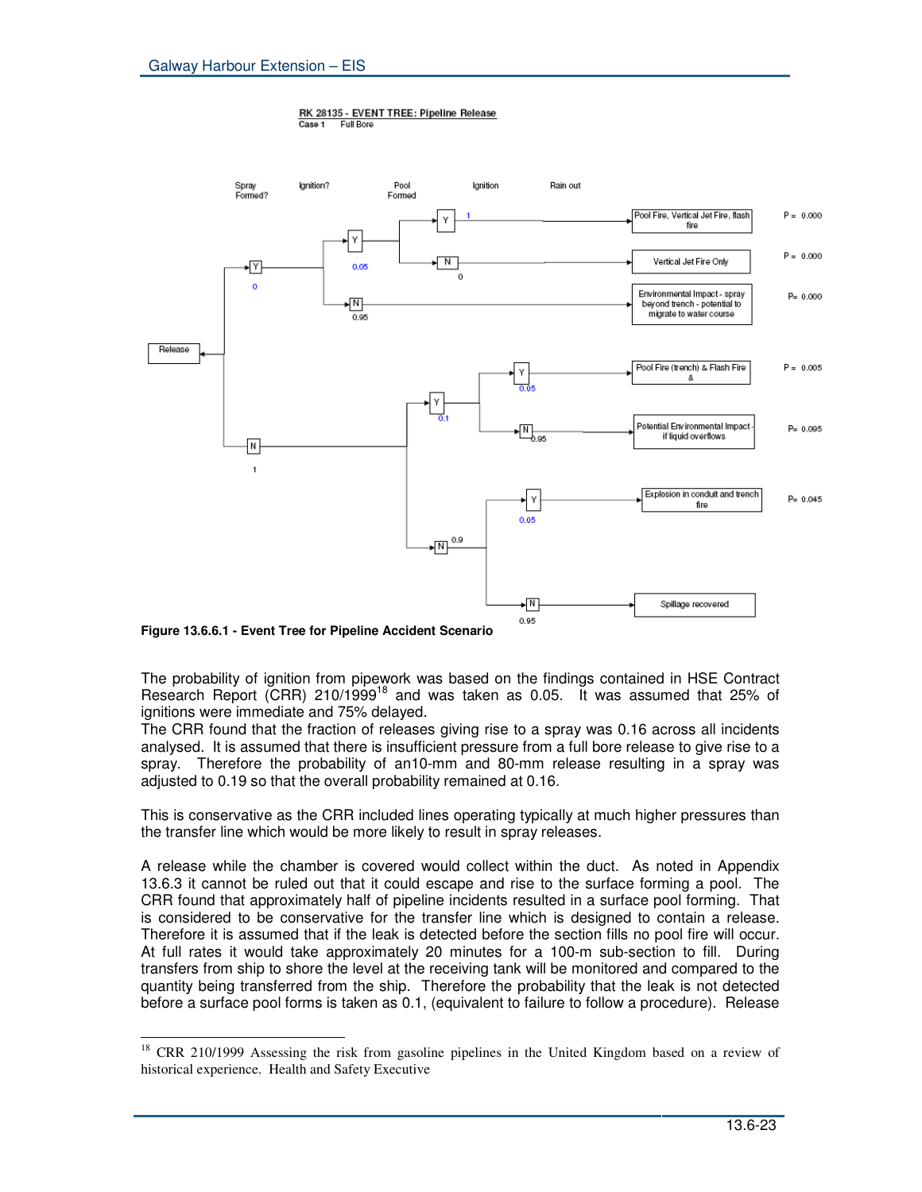RK 28135 - EVENT TREE: Pipeline Release
Case 1 Full Bore

| Spray Formed? | Ignition? | Pool Formed | Ignition | Rain out | Outcome | P |
|---|---|---|---|---|---|---|
| Y (0) | Y (0.05) | Y | 1 | | Pool Fire, Vertical Jet Fire, flash fire | P = 0.000 |
| | | N | 0 | | Vertical Jet Fire Only | P = 0.000 |
| | N (0.95) | | | | Environmental Impact - spray beyond trench - potential to migrate to water course | P= 0.000 |
| N (1) | | Y (0.1) | Y (0.05) | | Pool Fire (trench) & Flash Fire & | P = 0.005 |
| | | | N (0.95) | | Potential Environmental Impact - if liquid overflows | P= 0.095 |
| | | N (0.9) | Y (0.05) | | Explosion in conduit and trench fire | P= 0.045 |
| | | | N (0.95) | | Spillage recovered | |

**Figure 13.6.6.1 - Event Tree for Pipeline Accident Scenario**

The probability of ignition from pipework was based on the findings contained in HSE Contract Research Report (CRR) 210/1999[18] and was taken as 0.05. It was assumed that 25% of ignitions were immediate and 75% delayed.

The CRR found that the fraction of releases giving rise to a spray was 0.16 across all incidents analysed. It is assumed that there is insufficient pressure from a full bore release to give rise to a spray. Therefore the probability of an10-mm and 80-mm release resulting in a spray was adjusted to 0.19 so that the overall probability remained at 0.16.

This is conservative as the CRR included lines operating typically at much higher pressures than the transfer line which would be more likely to result in spray releases.

A release while the chamber is covered would collect within the duct. As noted in Appendix 13.6.3 it cannot be ruled out that it could escape and rise to the surface forming a pool. The CRR found that approximately half of pipeline incidents resulted in a surface pool forming. That is considered to be conservative for the transfer line which is designed to contain a release. Therefore it is assumed that if the leak is detected before the section fills no pool fire will occur. At full rates it would take approximately 20 minutes for a 100-m sub-section to fill. During transfers from ship to shore the level at the receiving tank will be monitored and compared to the quantity being transferred from the ship. Therefore the probability that the leak is not detected before a surface pool forms is taken as 0.1, (equivalent to failure to follow a procedure). Release

[18] CRR 210/1999 Assessing the risk from gasoline pipelines in the United Kingdom based on a review of historical experience. Health and Safety Executive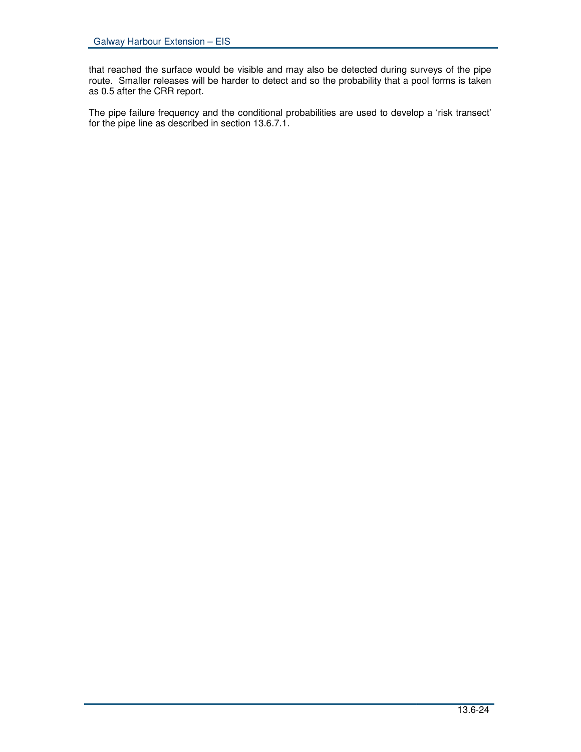that reached the surface would be visible and may also be detected during surveys of the pipe route. Smaller releases will be harder to detect and so the probability that a pool forms is taken as 0.5 after the CRR report.

The pipe failure frequency and the conditional probabilities are used to develop a 'risk transect' for the pipe line as described in section 13.6.7.1.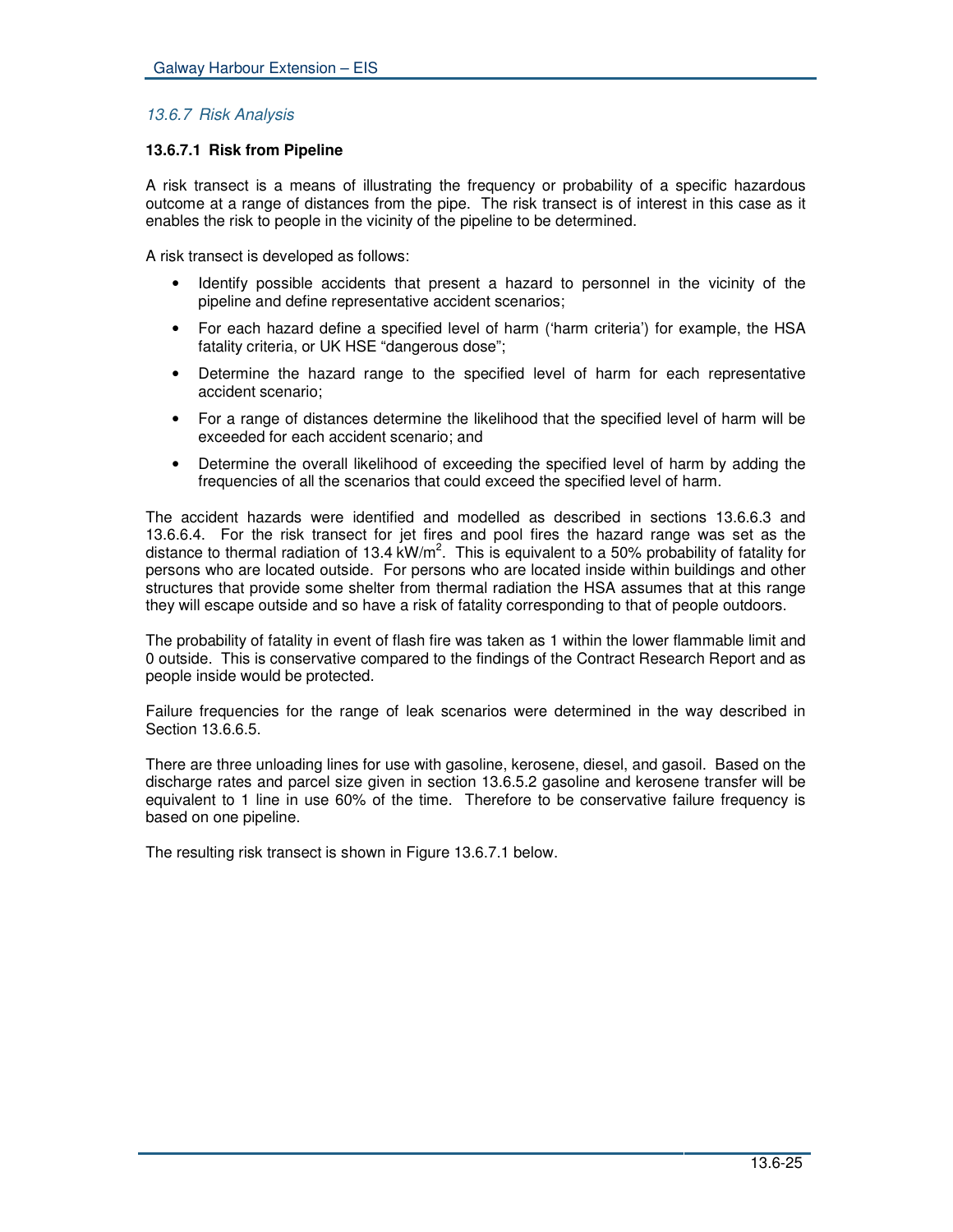### *13.6.7 Risk Analysis*

#### 13.6.7.1 Risk from Pipeline

A risk transect is a means of illustrating the frequency or probability of a specific hazardous outcome at a range of distances from the pipe. The risk transect is of interest in this case as it enables the risk to people in the vicinity of the pipeline to be determined.

A risk transect is developed as follows:

- Identify possible accidents that present a hazard to personnel in the vicinity of the pipeline and define representative accident scenarios;
- For each hazard define a specified level of harm ('harm criteria') for example, the HSA fatality criteria, or UK HSE "dangerous dose";
- Determine the hazard range to the specified level of harm for each representative accident scenario;
- For a range of distances determine the likelihood that the specified level of harm will be exceeded for each accident scenario; and
- Determine the overall likelihood of exceeding the specified level of harm by adding the frequencies of all the scenarios that could exceed the specified level of harm.

The accident hazards were identified and modelled as described in sections 13.6.6.3 and 13.6.6.4. For the risk transect for jet fires and pool fires the hazard range was set as the distance to thermal radiation of 13.4 $kW/m^2$. This is equivalent to a 50% probability of fatality for persons who are located outside. For persons who are located inside within buildings and other structures that provide some shelter from thermal radiation the HSA assumes that at this range they will escape outside and so have a risk of fatality corresponding to that of people outdoors.

The probability of fatality in event of flash fire was taken as 1 within the lower flammable limit and 0 outside. This is conservative compared to the findings of the Contract Research Report and as people inside would be protected.

Failure frequencies for the range of leak scenarios were determined in the way described in Section 13.6.6.5.

There are three unloading lines for use with gasoline, kerosene, diesel, and gasoil. Based on the discharge rates and parcel size given in section 13.6.5.2 gasoline and kerosene transfer will be equivalent to 1 line in use 60% of the time. Therefore to be conservative failure frequency is based on one pipeline.

The resulting risk transect is shown in Figure 13.6.7.1 below.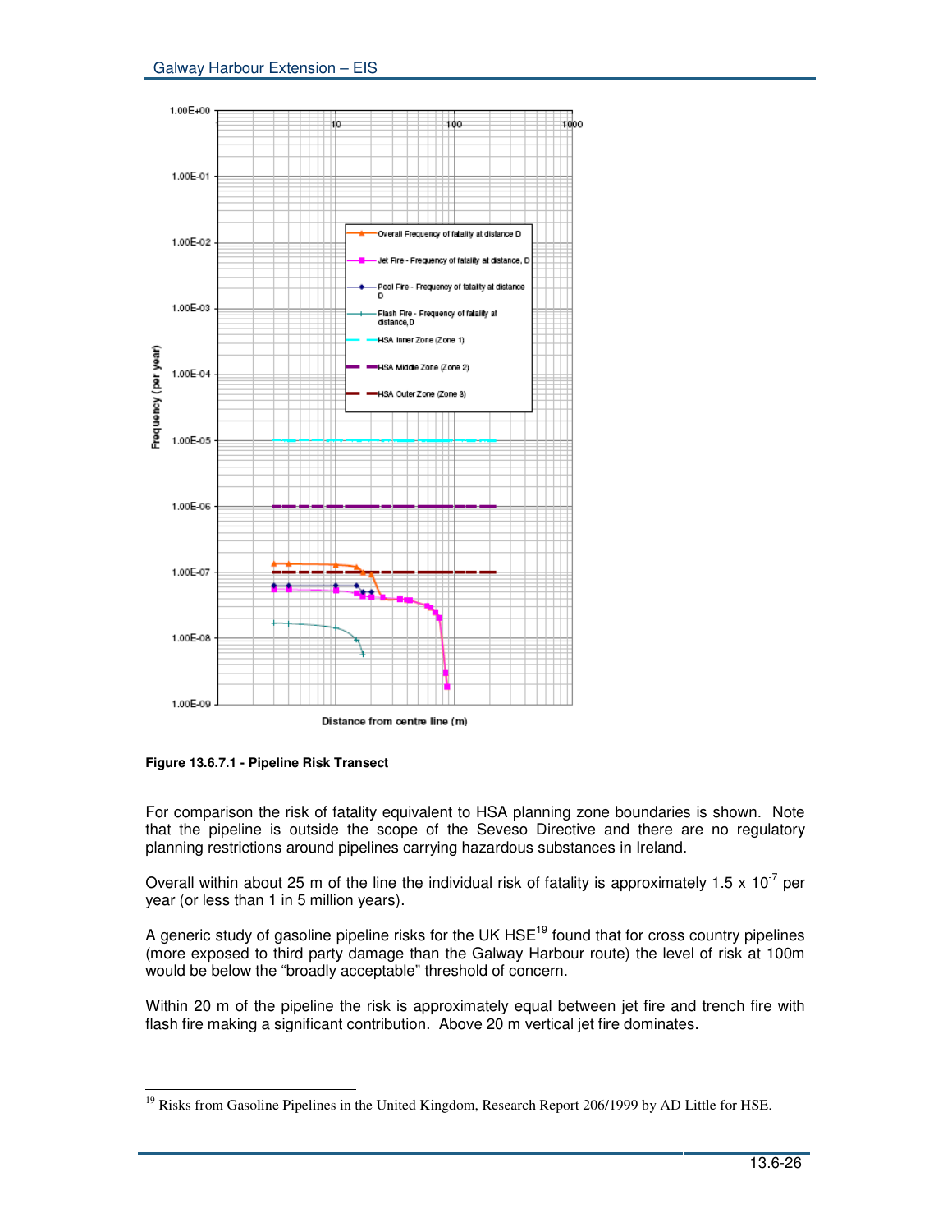**Figure 13.6.7.1 - Pipeline Risk Transect**

For comparison the risk of fatality equivalent to HSA planning zone boundaries is shown. Note that the pipeline is outside the scope of the Seveso Directive and there are no regulatory planning restrictions around pipelines carrying hazardous substances in Ireland.

Overall within about 25 m of the line the individual risk of fatality is approximately 1.5 x $10^{-7}$ per year (or less than 1 in 5 million years).

A generic study of gasoline pipeline risks for the UK HSE[19] found that for cross country pipelines (more exposed to third party damage than the Galway Harbour route) the level of risk at 100m would be below the "broadly acceptable" threshold of concern.

Within 20 m of the pipeline the risk is approximately equal between jet fire and trench fire with flash fire making a significant contribution. Above 20 m vertical jet fire dominates.

---

[19] Risks from Gasoline Pipelines in the United Kingdom, Research Report 206/1999 by AD Little for HSE.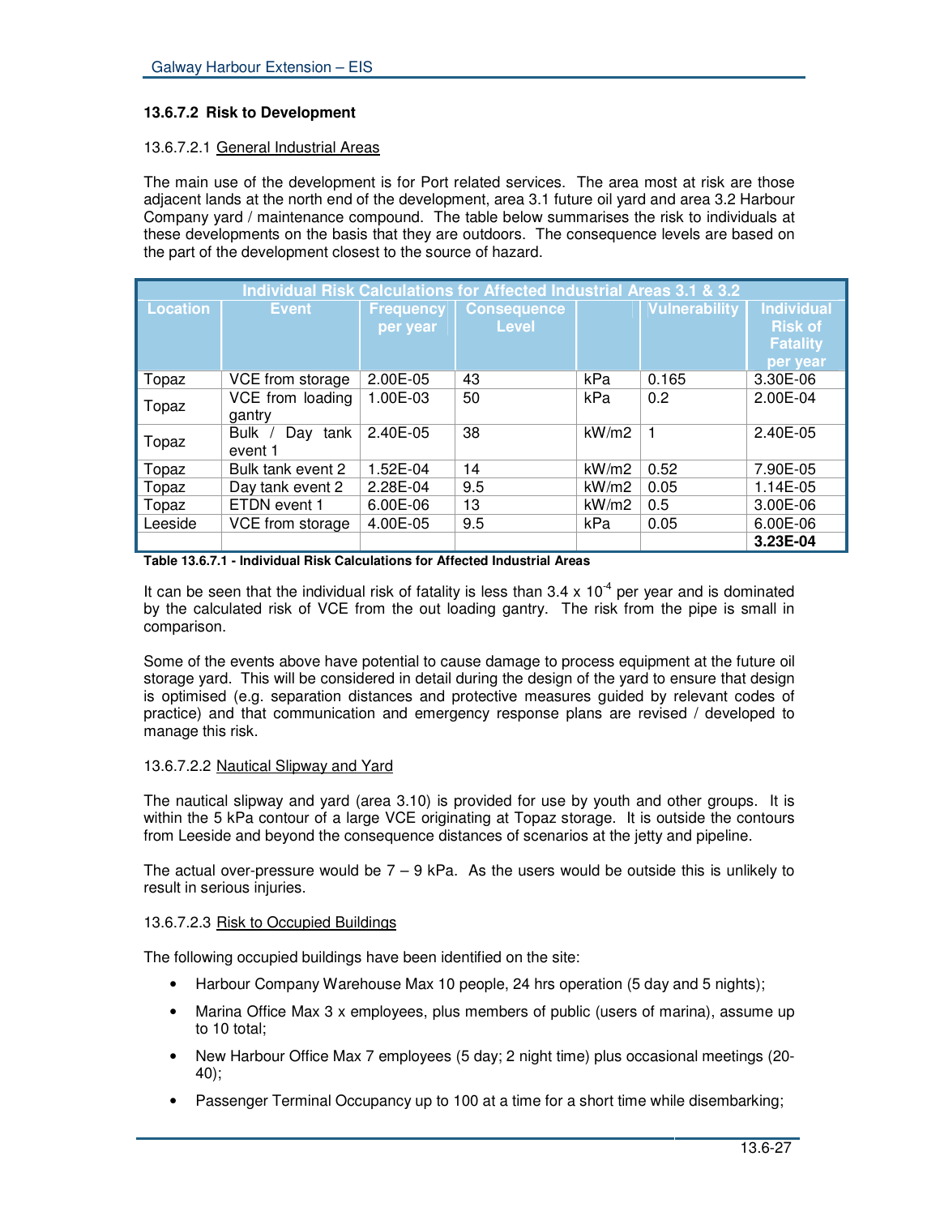#### 13.6.7.2 Risk to Development

13.6.7.2.1 General Industrial Areas

The main use of the development is for Port related services. The area most at risk are those adjacent lands at the north end of the development, area 3.1 future oil yard and area 3.2 Harbour Company yard / maintenance compound. The table below summarises the risk to individuals at these developments on the basis that they are outdoors. The consequence levels are based on the part of the development closest to the source of hazard.

| Individual Risk Calculations for Affected Industrial Areas 3.1 & 3.2 | | | | | | |
|---|---|---|---|---|---|---|
| Location | Event | Frequency per year | Consequence Level | | Vulnerability | Individual Risk of Fatality per year |
| Topaz | VCE from storage | 2.00E-05 | 43 | kPa | 0.165 | 3.30E-06 |
| Topaz | VCE from loading gantry | 1.00E-03 | 50 | kPa | 0.2 | 2.00E-04 |
| Topaz | Bulk / Day tank event 1 | 2.40E-05 | 38 | kW/m2 | 1 | 2.40E-05 |
| Topaz | Bulk tank event 2 | 1.52E-04 | 14 | kW/m2 | 0.52 | 7.90E-05 |
| Topaz | Day tank event 2 | 2.28E-04 | 9.5 | kW/m2 | 0.05 | 1.14E-05 |
| Topaz | ETDN event 1 | 6.00E-06 | 13 | kW/m2 | 0.5 | 3.00E-06 |
| Leeside | VCE from storage | 4.00E-05 | 9.5 | kPa | 0.05 | 6.00E-06 |
| | | | | | | **3.23E-04** |

**Table 13.6.7.1 - Individual Risk Calculations for Affected Industrial Areas**

It can be seen that the individual risk of fatality is less than $3.4 \times 10^{-4}$ per year and is dominated by the calculated risk of VCE from the out loading gantry. The risk from the pipe is small in comparison.

Some of the events above have potential to cause damage to process equipment at the future oil storage yard. This will be considered in detail during the design of the yard to ensure that design is optimised (e.g. separation distances and protective measures guided by relevant codes of practice) and that communication and emergency response plans are revised / developed to manage this risk.

13.6.7.2.2 Nautical Slipway and Yard

The nautical slipway and yard (area 3.10) is provided for use by youth and other groups. It is within the 5 kPa contour of a large VCE originating at Topaz storage. It is outside the contours from Leeside and beyond the consequence distances of scenarios at the jetty and pipeline.

The actual over-pressure would be 7 – 9 kPa. As the users would be outside this is unlikely to result in serious injuries.

13.6.7.2.3 Risk to Occupied Buildings

The following occupied buildings have been identified on the site:

- Harbour Company Warehouse Max 10 people, 24 hrs operation (5 day and 5 nights);
- Marina Office Max 3 x employees, plus members of public (users of marina), assume up to 10 total;
- New Harbour Office Max 7 employees (5 day; 2 night time) plus occasional meetings (20-40);
- Passenger Terminal Occupancy up to 100 at a time for a short time while disembarking;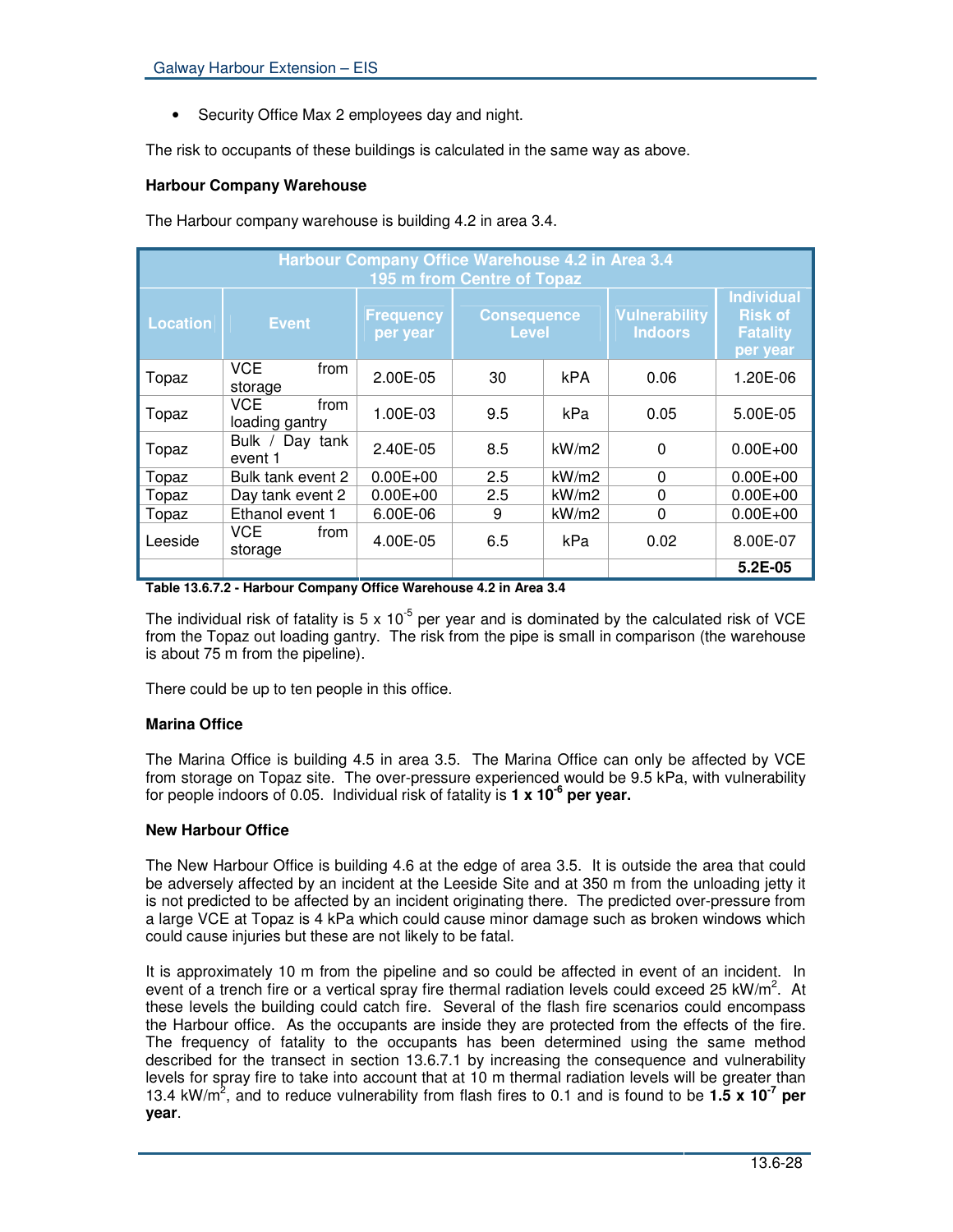- Security Office Max 2 employees day and night.

The risk to occupants of these buildings is calculated in the same way as above.

**Harbour Company Warehouse**

The Harbour company warehouse is building 4.2 in area 3.4.

| Harbour Company Office Warehouse 4.2 in Area 3.4<br>195 m from Centre of Topaz | | | | | | |
|---|---|---|---|---|---|---|
| Location | Event | Frequency per year | Consequence Level | | Vulnerability Indoors | Individual Risk of Fatality per year |
| Topaz | VCE from storage | 2.00E-05 | 30 | kPA | 0.06 | 1.20E-06 |
| Topaz | VCE from loading gantry | 1.00E-03 | 9.5 | kPa | 0.05 | 5.00E-05 |
| Topaz | Bulk / Day tank event 1 | 2.40E-05 | 8.5 | kW/m2 | 0 | 0.00E+00 |
| Topaz | Bulk tank event 2 | 0.00E+00 | 2.5 | kW/m2 | 0 | 0.00E+00 |
| Topaz | Day tank event 2 | 0.00E+00 | 2.5 | kW/m2 | 0 | 0.00E+00 |
| Topaz | Ethanol event 1 | 6.00E-06 | 9 | kW/m2 | 0 | 0.00E+00 |
| Leeside | VCE from storage | 4.00E-05 | 6.5 | kPa | 0.02 | 8.00E-07 |
| | | | | | | **5.2E-05** |

**Table 13.6.7.2 - Harbour Company Office Warehouse 4.2 in Area 3.4**

The individual risk of fatality is 5 x $10^{-5}$ per year and is dominated by the calculated risk of VCE from the Topaz out loading gantry. The risk from the pipe is small in comparison (the warehouse is about 75 m from the pipeline).

There could be up to ten people in this office.

**Marina Office**

The Marina Office is building 4.5 in area 3.5. The Marina Office can only be affected by VCE from storage on Topaz site. The over-pressure experienced would be 9.5 kPa, with vulnerability for people indoors of 0.05. Individual risk of fatality is **1 x $10^{-6}$ per year.**

**New Harbour Office**

The New Harbour Office is building 4.6 at the edge of area 3.5. It is outside the area that could be adversely affected by an incident at the Leeside Site and at 350 m from the unloading jetty it is not predicted to be affected by an incident originating there. The predicted over-pressure from a large VCE at Topaz is 4 kPa which could cause minor damage such as broken windows which could cause injuries but these are not likely to be fatal.

It is approximately 10 m from the pipeline and so could be affected in event of an incident. In event of a trench fire or a vertical spray fire thermal radiation levels could exceed 25 kW/m$^2$. At these levels the building could catch fire. Several of the flash fire scenarios could encompass the Harbour office. As the occupants are inside they are protected from the effects of the fire. The frequency of fatality to the occupants has been determined using the same method described for the transect in section 13.6.7.1 by increasing the consequence and vulnerability levels for spray fire to take into account that at 10 m thermal radiation levels will be greater than 13.4 kW/m$^2$, and to reduce vulnerability from flash fires to 0.1 and is found to be **1.5 x $10^{-7}$ per year**.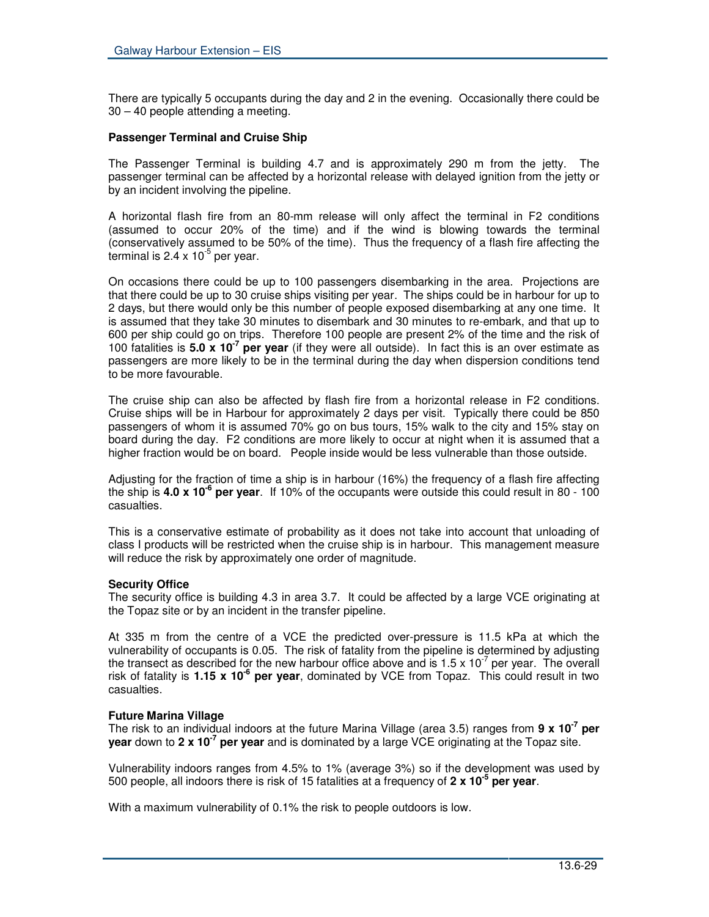There are typically 5 occupants during the day and 2 in the evening. Occasionally there could be 30 – 40 people attending a meeting.

**Passenger Terminal and Cruise Ship**

The Passenger Terminal is building 4.7 and is approximately 290 m from the jetty. The passenger terminal can be affected by a horizontal release with delayed ignition from the jetty or by an incident involving the pipeline.

A horizontal flash fire from an 80-mm release will only affect the terminal in F2 conditions (assumed to occur 20% of the time) and if the wind is blowing towards the terminal (conservatively assumed to be 50% of the time). Thus the frequency of a flash fire affecting the terminal is $2.4 \times 10^{-5}$ per year.

On occasions there could be up to 100 passengers disembarking in the area. Projections are that there could be up to 30 cruise ships visiting per year. The ships could be in harbour for up to 2 days, but there would only be this number of people exposed disembarking at any one time. It is assumed that they take 30 minutes to disembark and 30 minutes to re-embark, and that up to 600 per ship could go on trips. Therefore 100 people are present 2% of the time and the risk of 100 fatalities is **$5.0 \times 10^{-7}$ per year** (if they were all outside). In fact this is an over estimate as passengers are more likely to be in the terminal during the day when dispersion conditions tend to be more favourable.

The cruise ship can also be affected by flash fire from a horizontal release in F2 conditions. Cruise ships will be in Harbour for approximately 2 days per visit. Typically there could be 850 passengers of whom it is assumed 70% go on bus tours, 15% walk to the city and 15% stay on board during the day. F2 conditions are more likely to occur at night when it is assumed that a higher fraction would be on board. People inside would be less vulnerable than those outside.

Adjusting for the fraction of time a ship is in harbour (16%) the frequency of a flash fire affecting the ship is **$4.0 \times 10^{-6}$ per year**. If 10% of the occupants were outside this could result in 80 - 100 casualties.

This is a conservative estimate of probability as it does not take into account that unloading of class I products will be restricted when the cruise ship is in harbour. This management measure will reduce the risk by approximately one order of magnitude.

**Security Office**

The security office is building 4.3 in area 3.7. It could be affected by a large VCE originating at the Topaz site or by an incident in the transfer pipeline.

At 335 m from the centre of a VCE the predicted over-pressure is 11.5 kPa at which the vulnerability of occupants is 0.05. The risk of fatality from the pipeline is determined by adjusting the transect as described for the new harbour office above and is $1.5 \times 10^{-7}$ per year. The overall risk of fatality is **$1.15 \times 10^{-6}$ per year**, dominated by VCE from Topaz. This could result in two casualties.

**Future Marina Village**

The risk to an individual indoors at the future Marina Village (area 3.5) ranges from **$9 \times 10^{-7}$ per year** down to **$2 \times 10^{-7}$ per year** and is dominated by a large VCE originating at the Topaz site.

Vulnerability indoors ranges from 4.5% to 1% (average 3%) so if the development was used by 500 people, all indoors there is risk of 15 fatalities at a frequency of **$2 \times 10^{-5}$ per year**.

With a maximum vulnerability of 0.1% the risk to people outdoors is low.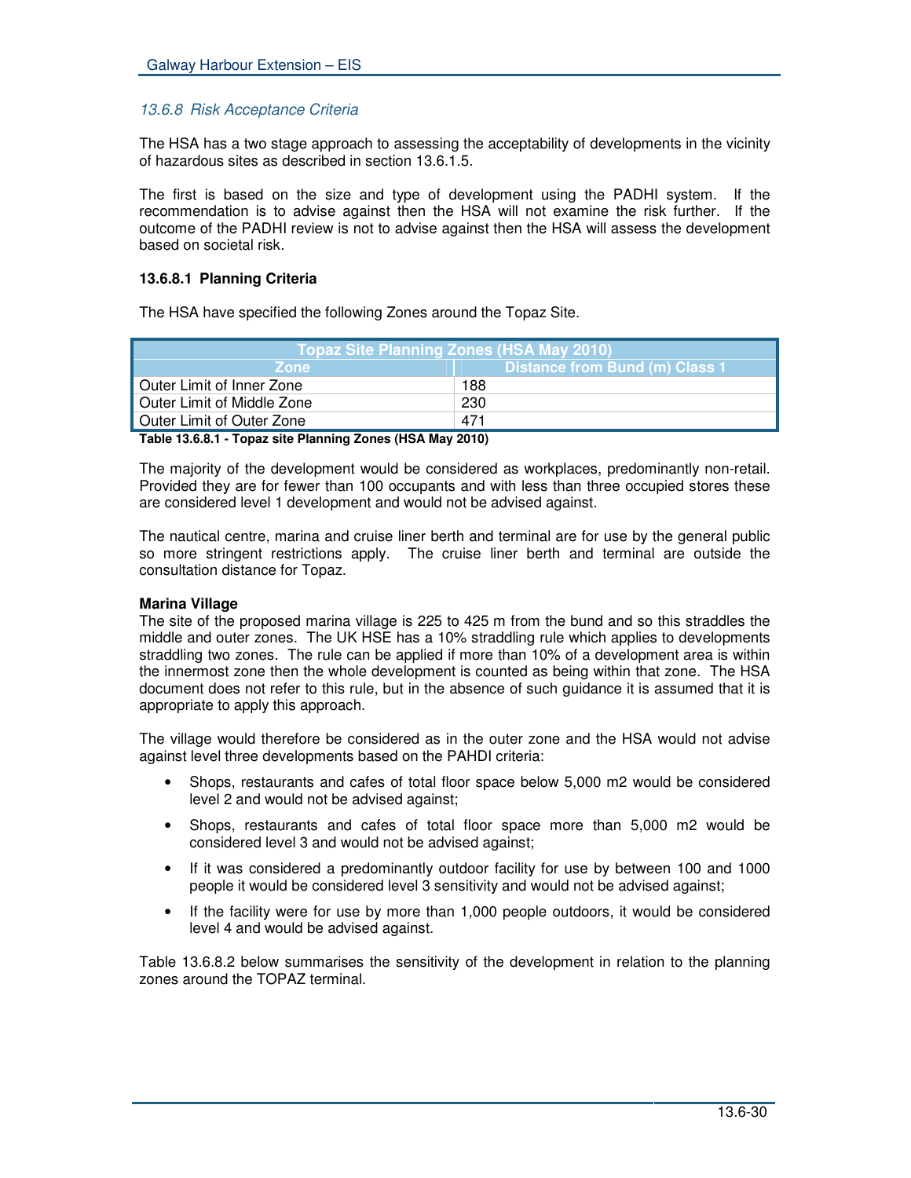### *13.6.8 Risk Acceptance Criteria*

The HSA has a two stage approach to assessing the acceptability of developments in the vicinity of hazardous sites as described in section 13.6.1.5.

The first is based on the size and type of development using the PADHI system. If the recommendation is to advise against then the HSA will not examine the risk further. If the outcome of the PADHI review is not to advise against then the HSA will assess the development based on societal risk.

#### 13.6.8.1 Planning Criteria

The HSA have specified the following Zones around the Topaz Site.

| Topaz Site Planning Zones (HSA May 2010) | |
|---|---|
| **Zone** | **Distance from Bund (m) Class 1** |
| Outer Limit of Inner Zone | 188 |
| Outer Limit of Middle Zone | 230 |
| Outer Limit of Outer Zone | 471 |

**Table 13.6.8.1 - Topaz site Planning Zones (HSA May 2010)**

The majority of the development would be considered as workplaces, predominantly non-retail. Provided they are for fewer than 100 occupants and with less than three occupied stores these are considered level 1 development and would not be advised against.

The nautical centre, marina and cruise liner berth and terminal are for use by the general public so more stringent restrictions apply. The cruise liner berth and terminal are outside the consultation distance for Topaz.

**Marina Village**

The site of the proposed marina village is 225 to 425 m from the bund and so this straddles the middle and outer zones. The UK HSE has a 10% straddling rule which applies to developments straddling two zones. The rule can be applied if more than 10% of a development area is within the innermost zone then the whole development is counted as being within that zone. The HSA document does not refer to this rule, but in the absence of such guidance it is assumed that it is appropriate to apply this approach.

The village would therefore be considered as in the outer zone and the HSA would not advise against level three developments based on the PAHDI criteria:

- Shops, restaurants and cafes of total floor space below 5,000 m2 would be considered level 2 and would not be advised against;
- Shops, restaurants and cafes of total floor space more than 5,000 m2 would be considered level 3 and would not be advised against;
- If it was considered a predominantly outdoor facility for use by between 100 and 1000 people it would be considered level 3 sensitivity and would not be advised against;
- If the facility were for use by more than 1,000 people outdoors, it would be considered level 4 and would be advised against.

Table 13.6.8.2 below summarises the sensitivity of the development in relation to the planning zones around the TOPAZ terminal.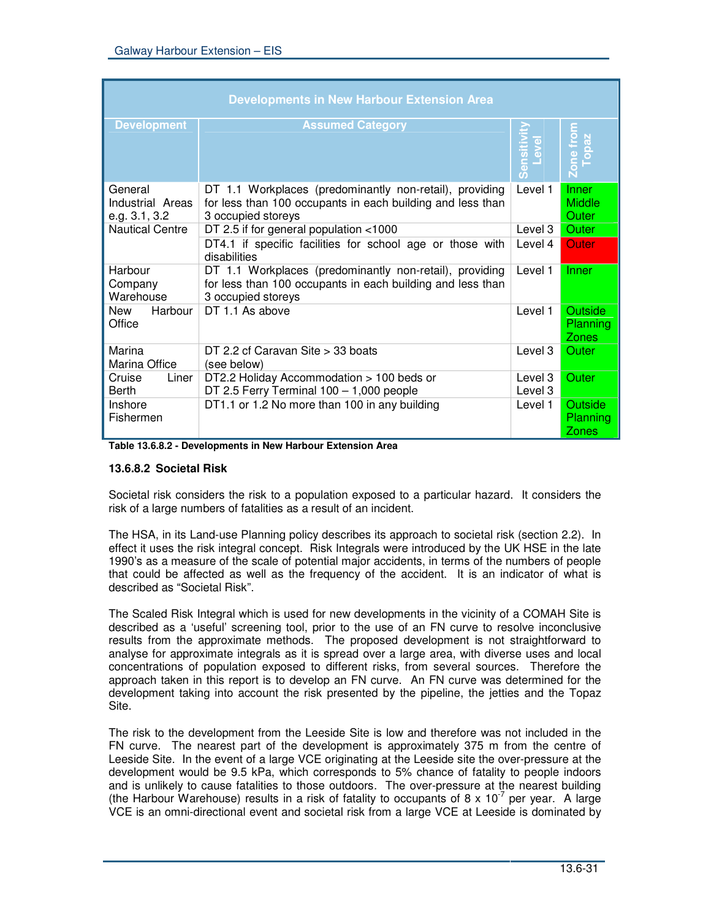| Developments in New Harbour Extension Area | | | |
|---|---|---|---|
| Development | Assumed Category | Sensitivity Level | Zone from Topaz |
| General Industrial Areas e.g. 3.1, 3.2 | DT 1.1 Workplaces (predominantly non-retail), providing for less than 100 occupants in each building and less than 3 occupied storeys | Level 1 | Inner Middle Outer |
| Nautical Centre | DT 2.5 if for general population <1000 | Level 3 | Outer |
| | DT4.1 if specific facilities for school age or those with disabilities | Level 4 | Outer |
| Harbour Company Warehouse | DT 1.1 Workplaces (predominantly non-retail), providing for less than 100 occupants in each building and less than 3 occupied storeys | Level 1 | Inner |
| New Harbour Office | DT 1.1 As above | Level 1 | Outside Planning Zones |
| Marina Marina Office | DT 2.2 cf Caravan Site > 33 boats (see below) | Level 3 | Outer |
| Cruise Liner Berth | DT2.2 Holiday Accommodation > 100 beds or DT 2.5 Ferry Terminal 100 – 1,000 people | Level 3 Level 3 | Outer |
| Inshore Fishermen | DT1.1 or 1.2 No more than 100 in any building | Level 1 | Outside Planning Zones |

**Table 13.6.8.2 - Developments in New Harbour Extension Area**

### 13.6.8.2 Societal Risk

Societal risk considers the risk to a population exposed to a particular hazard. It considers the risk of a large numbers of fatalities as a result of an incident.

The HSA, in its Land-use Planning policy describes its approach to societal risk (section 2.2). In effect it uses the risk integral concept. Risk Integrals were introduced by the UK HSE in the late 1990's as a measure of the scale of potential major accidents, in terms of the numbers of people that could be affected as well as the frequency of the accident. It is an indicator of what is described as "Societal Risk".

The Scaled Risk Integral which is used for new developments in the vicinity of a COMAH Site is described as a 'useful' screening tool, prior to the use of an FN curve to resolve inconclusive results from the approximate methods. The proposed development is not straightforward to analyse for approximate integrals as it is spread over a large area, with diverse uses and local concentrations of population exposed to different risks, from several sources. Therefore the approach taken in this report is to develop an FN curve. An FN curve was determined for the development taking into account the risk presented by the pipeline, the jetties and the Topaz Site.

The risk to the development from the Leeside Site is low and therefore was not included in the FN curve. The nearest part of the development is approximately 375 m from the centre of Leeside Site. In the event of a large VCE originating at the Leeside site the over-pressure at the development would be 9.5 kPa, which corresponds to 5% chance of fatality to people indoors and is unlikely to cause fatalities to those outdoors. The over-pressure at the nearest building (the Harbour Warehouse) results in a risk of fatality to occupants of $8 \times 10^{-7}$ per year. A large VCE is an omni-directional event and societal risk from a large VCE at Leeside is dominated by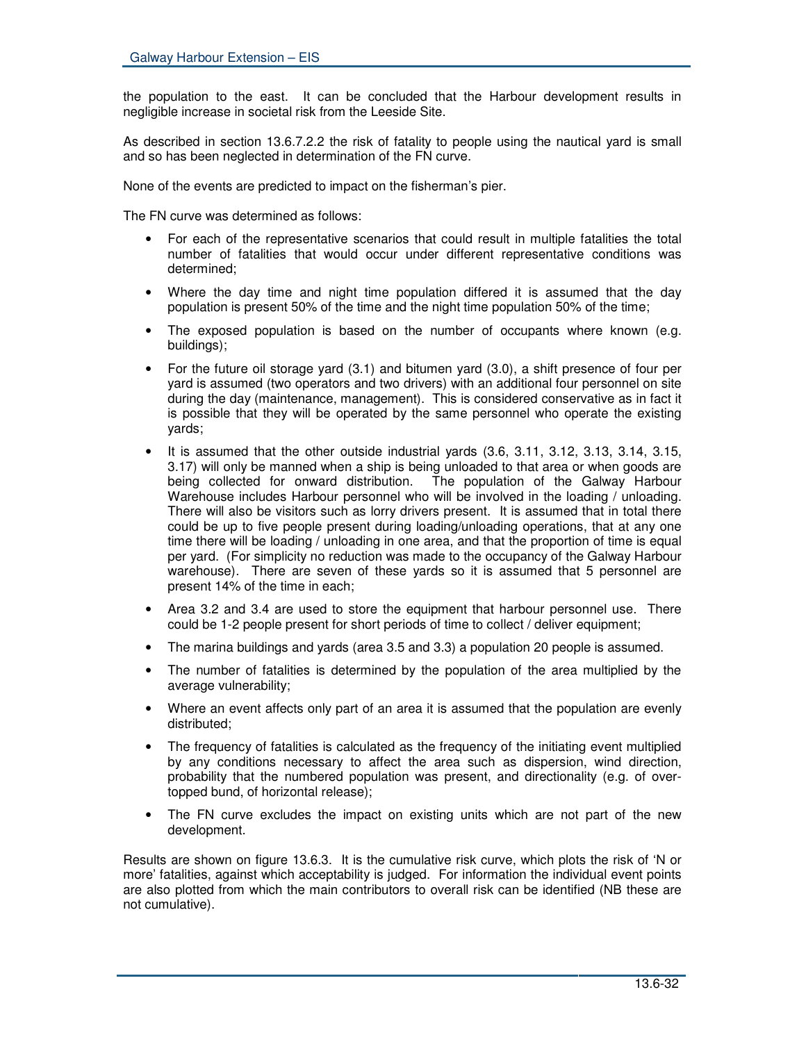the population to the east. It can be concluded that the Harbour development results in negligible increase in societal risk from the Leeside Site.

As described in section 13.6.7.2.2 the risk of fatality to people using the nautical yard is small and so has been neglected in determination of the FN curve.

None of the events are predicted to impact on the fisherman's pier.

The FN curve was determined as follows:

- For each of the representative scenarios that could result in multiple fatalities the total number of fatalities that would occur under different representative conditions was determined;
- Where the day time and night time population differed it is assumed that the day population is present 50% of the time and the night time population 50% of the time;
- The exposed population is based on the number of occupants where known (e.g. buildings);
- For the future oil storage yard (3.1) and bitumen yard (3.0), a shift presence of four per yard is assumed (two operators and two drivers) with an additional four personnel on site during the day (maintenance, management). This is considered conservative as in fact it is possible that they will be operated by the same personnel who operate the existing yards;
- It is assumed that the other outside industrial yards (3.6, 3.11, 3.12, 3.13, 3.14, 3.15, 3.17) will only be manned when a ship is being unloaded to that area or when goods are being collected for onward distribution. The population of the Galway Harbour Warehouse includes Harbour personnel who will be involved in the loading / unloading. There will also be visitors such as lorry drivers present. It is assumed that in total there could be up to five people present during loading/unloading operations, that at any one time there will be loading / unloading in one area, and that the proportion of time is equal per yard. (For simplicity no reduction was made to the occupancy of the Galway Harbour warehouse). There are seven of these yards so it is assumed that 5 personnel are present 14% of the time in each;
- Area 3.2 and 3.4 are used to store the equipment that harbour personnel use. There could be 1-2 people present for short periods of time to collect / deliver equipment;
- The marina buildings and yards (area 3.5 and 3.3) a population 20 people is assumed.
- The number of fatalities is determined by the population of the area multiplied by the average vulnerability;
- Where an event affects only part of an area it is assumed that the population are evenly distributed;
- The frequency of fatalities is calculated as the frequency of the initiating event multiplied by any conditions necessary to affect the area such as dispersion, wind direction, probability that the numbered population was present, and directionality (e.g. of over-topped bund, of horizontal release);
- The FN curve excludes the impact on existing units which are not part of the new development.

Results are shown on figure 13.6.3. It is the cumulative risk curve, which plots the risk of 'N or more' fatalities, against which acceptability is judged. For information the individual event points are also plotted from which the main contributors to overall risk can be identified (NB these are not cumulative).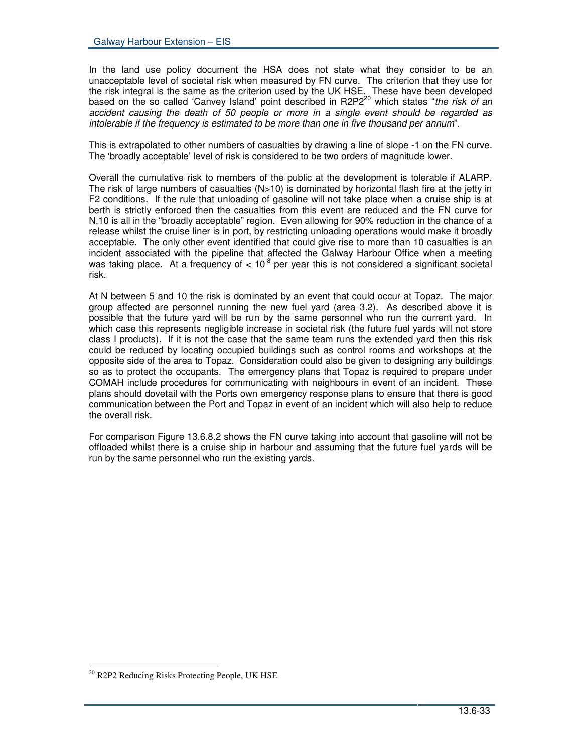In the land use policy document the HSA does not state what they consider to be an unacceptable level of societal risk when measured by FN curve. The criterion that they use for the risk integral is the same as the criterion used by the UK HSE. These have been developed based on the so called 'Canvey Island' point described in R2P2[20] which states "*the risk of an accident causing the death of 50 people or more in a single event should be regarded as intolerable if the frequency is estimated to be more than one in five thousand per annum*".

This is extrapolated to other numbers of casualties by drawing a line of slope -1 on the FN curve. The 'broadly acceptable' level of risk is considered to be two orders of magnitude lower.

Overall the cumulative risk to members of the public at the development is tolerable if ALARP. The risk of large numbers of casualties (N>10) is dominated by horizontal flash fire at the jetty in F2 conditions. If the rule that unloading of gasoline will not take place when a cruise ship is at berth is strictly enforced then the casualties from this event are reduced and the FN curve for N.10 is all in the "broadly acceptable" region. Even allowing for 90% reduction in the chance of a release whilst the cruise liner is in port, by restricting unloading operations would make it broadly acceptable. The only other event identified that could give rise to more than 10 casualties is an incident associated with the pipeline that affected the Galway Harbour Office when a meeting was taking place. At a frequency of $< 10^{-8}$ per year this is not considered a significant societal risk.

At N between 5 and 10 the risk is dominated by an event that could occur at Topaz. The major group affected are personnel running the new fuel yard (area 3.2). As described above it is possible that the future yard will be run by the same personnel who run the current yard. In which case this represents negligible increase in societal risk (the future fuel yards will not store class I products). If it is not the case that the same team runs the extended yard then this risk could be reduced by locating occupied buildings such as control rooms and workshops at the opposite side of the area to Topaz. Consideration could also be given to designing any buildings so as to protect the occupants. The emergency plans that Topaz is required to prepare under COMAH include procedures for communicating with neighbours in event of an incident. These plans should dovetail with the Ports own emergency response plans to ensure that there is good communication between the Port and Topaz in event of an incident which will also help to reduce the overall risk.

For comparison Figure 13.6.8.2 shows the FN curve taking into account that gasoline will not be offloaded whilst there is a cruise ship in harbour and assuming that the future fuel yards will be run by the same personnel who run the existing yards.

---

[20] R2P2 Reducing Risks Protecting People, UK HSE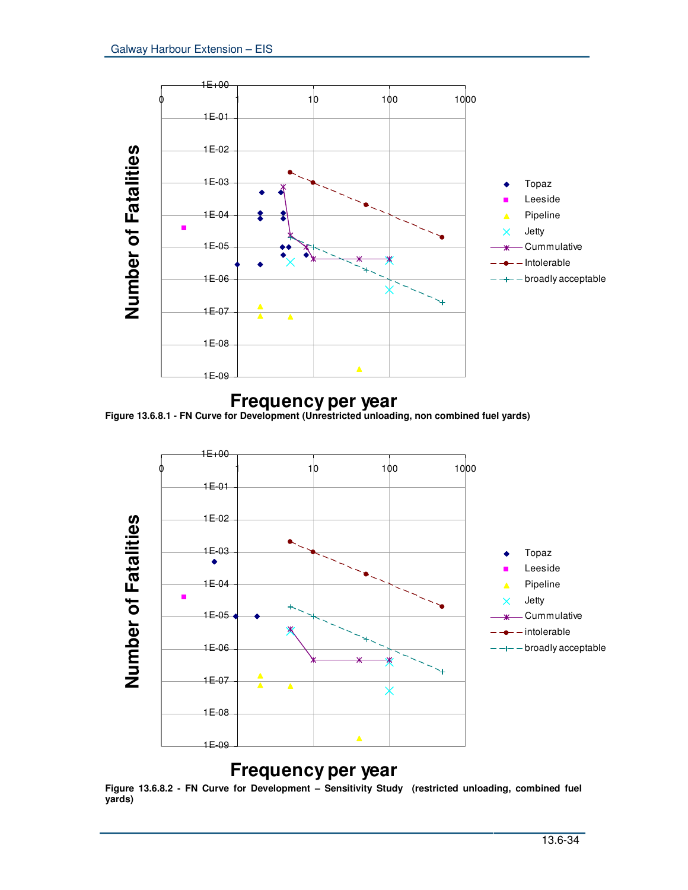Figure 13.6.8.1 - FN Curve for Development (Unrestricted unloading, non combined fuel yards)

Figure 13.6.8.2 - FN Curve for Development – Sensitivity Study (restricted unloading, combined fuel yards)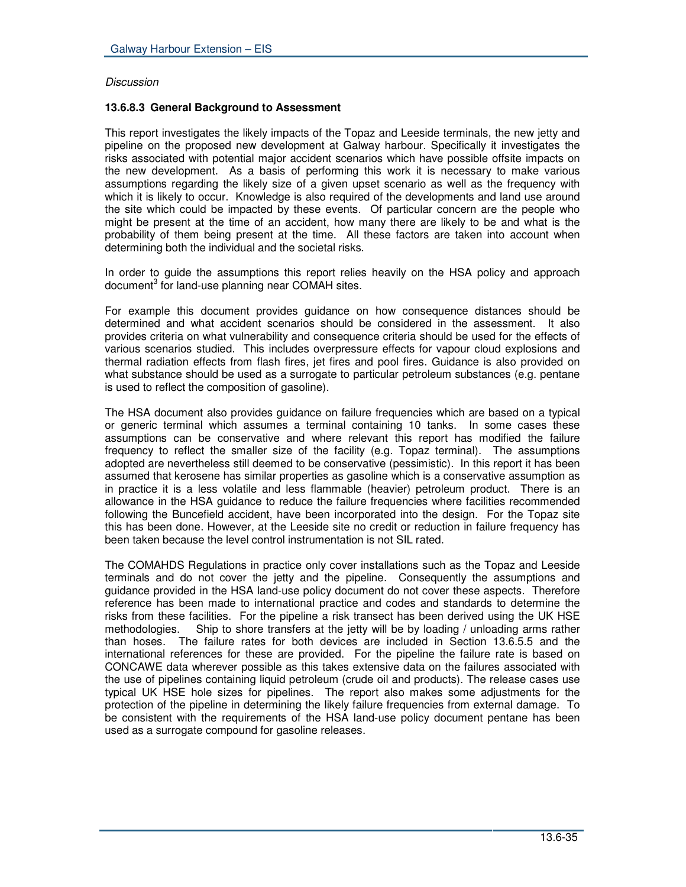*Discussion*

**13.6.8.3 General Background to Assessment**

This report investigates the likely impacts of the Topaz and Leeside terminals, the new jetty and pipeline on the proposed new development at Galway harbour. Specifically it investigates the risks associated with potential major accident scenarios which have possible offsite impacts on the new development. As a basis of performing this work it is necessary to make various assumptions regarding the likely size of a given upset scenario as well as the frequency with which it is likely to occur. Knowledge is also required of the developments and land use around the site which could be impacted by these events. Of particular concern are the people who might be present at the time of an accident, how many there are likely to be and what is the probability of them being present at the time. All these factors are taken into account when determining both the individual and the societal risks.

In order to guide the assumptions this report relies heavily on the HSA policy and approach document[3] for land-use planning near COMAH sites.

For example this document provides guidance on how consequence distances should be determined and what accident scenarios should be considered in the assessment. It also provides criteria on what vulnerability and consequence criteria should be used for the effects of various scenarios studied. This includes overpressure effects for vapour cloud explosions and thermal radiation effects from flash fires, jet fires and pool fires. Guidance is also provided on what substance should be used as a surrogate to particular petroleum substances (e.g. pentane is used to reflect the composition of gasoline).

The HSA document also provides guidance on failure frequencies which are based on a typical or generic terminal which assumes a terminal containing 10 tanks. In some cases these assumptions can be conservative and where relevant this report has modified the failure frequency to reflect the smaller size of the facility (e.g. Topaz terminal). The assumptions adopted are nevertheless still deemed to be conservative (pessimistic). In this report it has been assumed that kerosene has similar properties as gasoline which is a conservative assumption as in practice it is a less volatile and less flammable (heavier) petroleum product. There is an allowance in the HSA guidance to reduce the failure frequencies where facilities recommended following the Buncefield accident, have been incorporated into the design. For the Topaz site this has been done. However, at the Leeside site no credit or reduction in failure frequency has been taken because the level control instrumentation is not SIL rated.

The COMAHDS Regulations in practice only cover installations such as the Topaz and Leeside terminals and do not cover the jetty and the pipeline. Consequently the assumptions and guidance provided in the HSA land-use policy document do not cover these aspects. Therefore reference has been made to international practice and codes and standards to determine the risks from these facilities. For the pipeline a risk transect has been derived using the UK HSE methodologies. Ship to shore transfers at the jetty will be by loading / unloading arms rather than hoses. The failure rates for both devices are included in Section 13.6.5.5 and the international references for these are provided. For the pipeline the failure rate is based on CONCAWE data wherever possible as this takes extensive data on the failures associated with the use of pipelines containing liquid petroleum (crude oil and products). The release cases use typical UK HSE hole sizes for pipelines. The report also makes some adjustments for the protection of the pipeline in determining the likely failure frequencies from external damage. To be consistent with the requirements of the HSA land-use policy document pentane has been used as a surrogate compound for gasoline releases.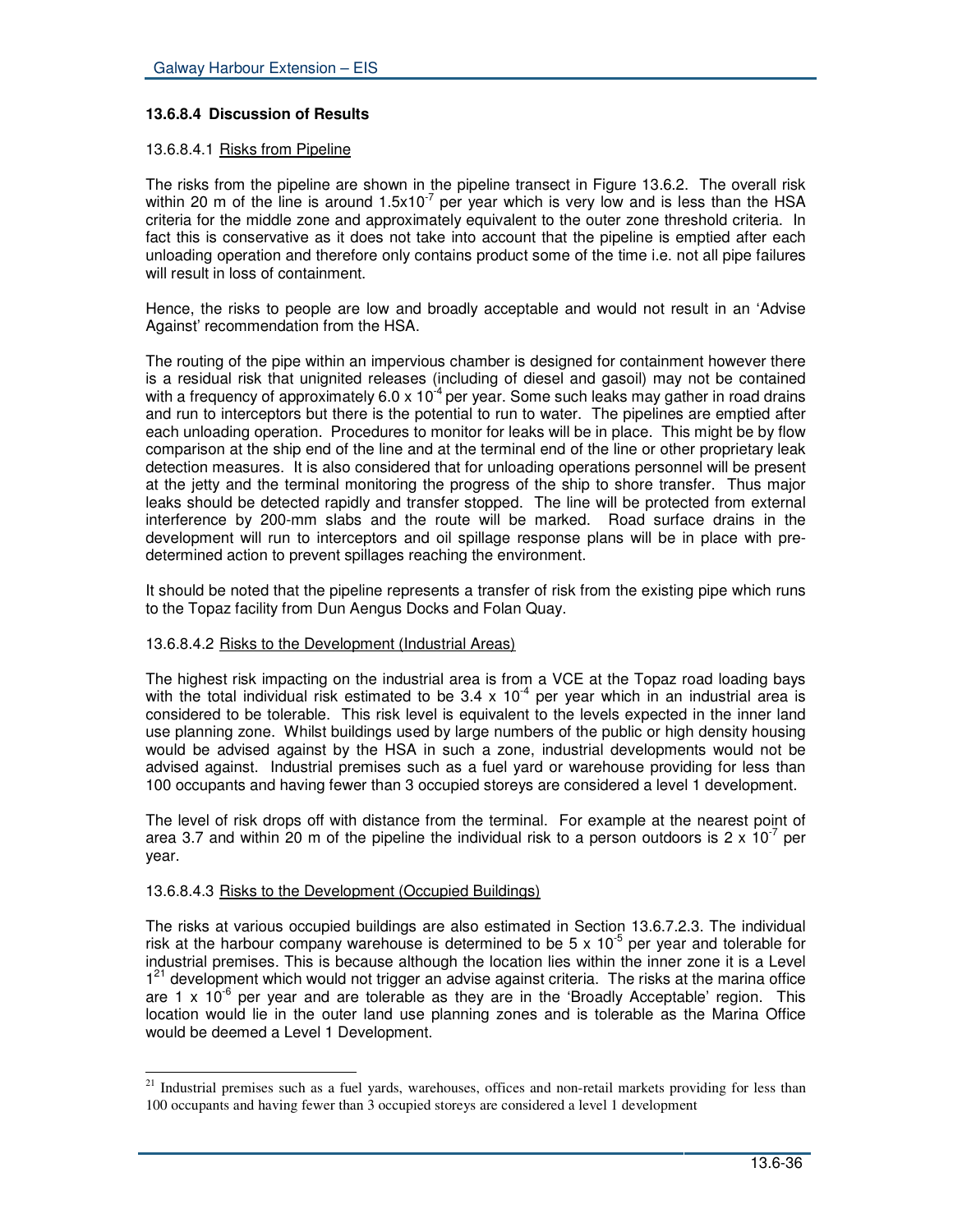#### 13.6.8.4 Discussion of Results

13.6.8.4.1 Risks from Pipeline

The risks from the pipeline are shown in the pipeline transect in Figure 13.6.2. The overall risk within 20 m of the line is around $1.5 \times 10^{-7}$ per year which is very low and is less than the HSA criteria for the middle zone and approximately equivalent to the outer zone threshold criteria. In fact this is conservative as it does not take into account that the pipeline is emptied after each unloading operation and therefore only contains product some of the time i.e. not all pipe failures will result in loss of containment.

Hence, the risks to people are low and broadly acceptable and would not result in an 'Advise Against' recommendation from the HSA.

The routing of the pipe within an impervious chamber is designed for containment however there is a residual risk that unignited releases (including of diesel and gasoil) may not be contained with a frequency of approximately $6.0 \times 10^{-4}$ per year. Some such leaks may gather in road drains and run to interceptors but there is the potential to run to water. The pipelines are emptied after each unloading operation. Procedures to monitor for leaks will be in place. This might be by flow comparison at the ship end of the line and at the terminal end of the line or other proprietary leak detection measures. It is also considered that for unloading operations personnel will be present at the jetty and the terminal monitoring the progress of the ship to shore transfer. Thus major leaks should be detected rapidly and transfer stopped. The line will be protected from external interference by 200-mm slabs and the route will be marked. Road surface drains in the development will run to interceptors and oil spillage response plans will be in place with pre-determined action to prevent spillages reaching the environment.

It should be noted that the pipeline represents a transfer of risk from the existing pipe which runs to the Topaz facility from Dun Aengus Docks and Folan Quay.

13.6.8.4.2 Risks to the Development (Industrial Areas)

The highest risk impacting on the industrial area is from a VCE at the Topaz road loading bays with the total individual risk estimated to be $3.4 \times 10^{-4}$ per year which in an industrial area is considered to be tolerable. This risk level is equivalent to the levels expected in the inner land use planning zone. Whilst buildings used by large numbers of the public or high density housing would be advised against by the HSA in such a zone, industrial developments would not be advised against. Industrial premises such as a fuel yard or warehouse providing for less than 100 occupants and having fewer than 3 occupied storeys are considered a level 1 development.

The level of risk drops off with distance from the terminal. For example at the nearest point of area 3.7 and within 20 m of the pipeline the individual risk to a person outdoors is $2 \times 10^{-7}$ per year.

13.6.8.4.3 Risks to the Development (Occupied Buildings)

The risks at various occupied buildings are also estimated in Section 13.6.7.2.3. The individual risk at the harbour company warehouse is determined to be $5 \times 10^{-5}$ per year and tolerable for industrial premises. This is because although the location lies within the inner zone it is a Level 1[21] development which would not trigger an advise against criteria. The risks at the marina office are $1 \times 10^{-6}$ per year and are tolerable as they are in the 'Broadly Acceptable' region. This location would lie in the outer land use planning zones and is tolerable as the Marina Office would be deemed a Level 1 Development.

[21] Industrial premises such as a fuel yards, warehouses, offices and non-retail markets providing for less than 100 occupants and having fewer than 3 occupied storeys are considered a level 1 development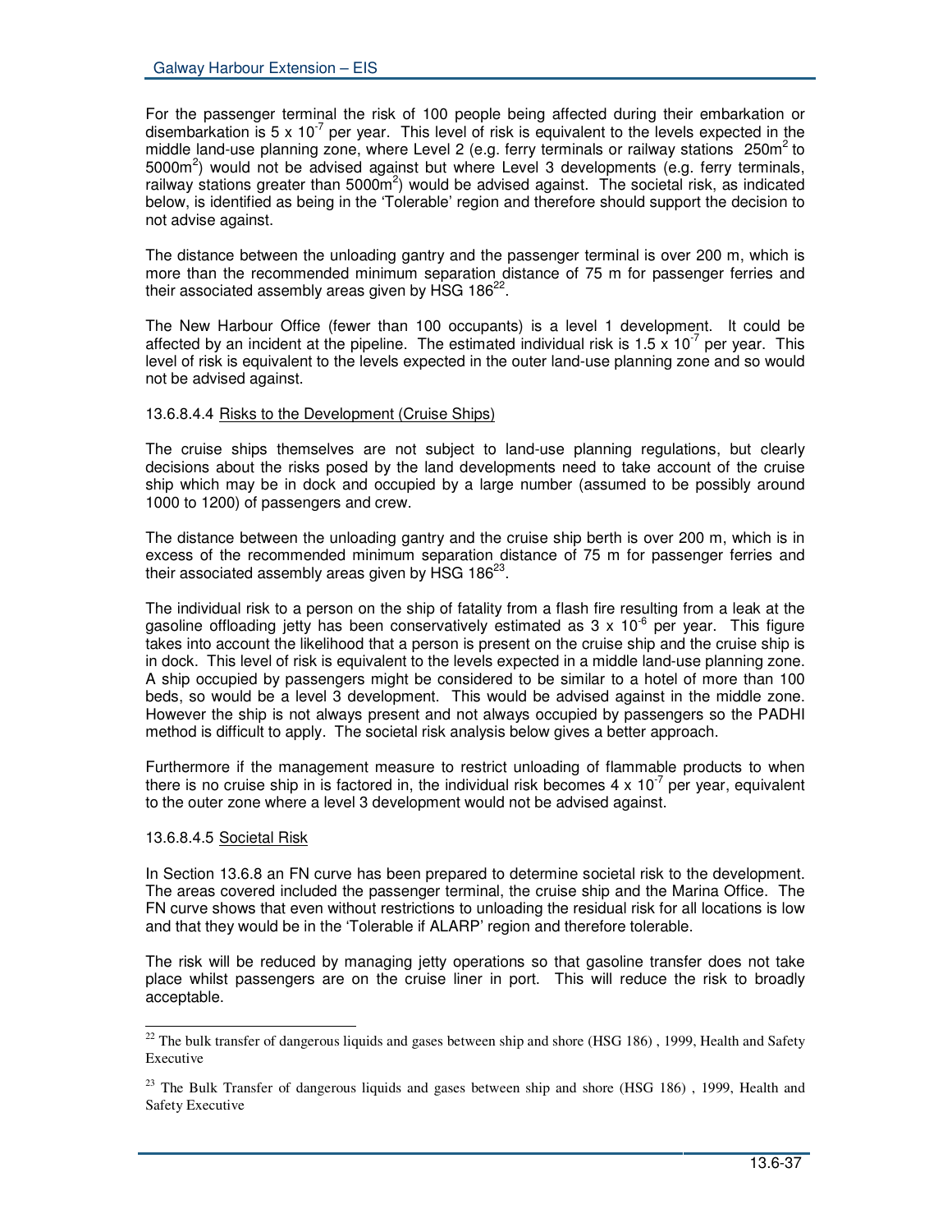For the passenger terminal the risk of 100 people being affected during their embarkation or disembarkation is $5 \times 10^{-7}$ per year. This level of risk is equivalent to the levels expected in the middle land-use planning zone, where Level 2 (e.g. ferry terminals or railway stations 250m$^2$ to 5000m$^2$) would not be advised against but where Level 3 developments (e.g. ferry terminals, railway stations greater than 5000m$^2$) would be advised against. The societal risk, as indicated below, is identified as being in the 'Tolerable' region and therefore should support the decision to not advise against.

The distance between the unloading gantry and the passenger terminal is over 200 m, which is more than the recommended minimum separation distance of 75 m for passenger ferries and their associated assembly areas given by HSG 186[22].

The New Harbour Office (fewer than 100 occupants) is a level 1 development. It could be affected by an incident at the pipeline. The estimated individual risk is $1.5 \times 10^{-7}$ per year. This level of risk is equivalent to the levels expected in the outer land-use planning zone and so would not be advised against.

13.6.8.4.4 Risks to the Development (Cruise Ships)

The cruise ships themselves are not subject to land-use planning regulations, but clearly decisions about the risks posed by the land developments need to take account of the cruise ship which may be in dock and occupied by a large number (assumed to be possibly around 1000 to 1200) of passengers and crew.

The distance between the unloading gantry and the cruise ship berth is over 200 m, which is in excess of the recommended minimum separation distance of 75 m for passenger ferries and their associated assembly areas given by HSG 186[23].

The individual risk to a person on the ship of fatality from a flash fire resulting from a leak at the gasoline offloading jetty has been conservatively estimated as $3 \times 10^{-6}$ per year. This figure takes into account the likelihood that a person is present on the cruise ship and the cruise ship is in dock. This level of risk is equivalent to the levels expected in a middle land-use planning zone. A ship occupied by passengers might be considered to be similar to a hotel of more than 100 beds, so would be a level 3 development. This would be advised against in the middle zone. However the ship is not always present and not always occupied by passengers so the PADHI method is difficult to apply. The societal risk analysis below gives a better approach.

Furthermore if the management measure to restrict unloading of flammable products to when there is no cruise ship in is factored in, the individual risk becomes $4 \times 10^{-7}$ per year, equivalent to the outer zone where a level 3 development would not be advised against.

13.6.8.4.5 Societal Risk

In Section 13.6.8 an FN curve has been prepared to determine societal risk to the development. The areas covered included the passenger terminal, the cruise ship and the Marina Office. The FN curve shows that even without restrictions to unloading the residual risk for all locations is low and that they would be in the 'Tolerable if ALARP' region and therefore tolerable.

The risk will be reduced by managing jetty operations so that gasoline transfer does not take place whilst passengers are on the cruise liner in port. This will reduce the risk to broadly acceptable.

---

[22] The bulk transfer of dangerous liquids and gases between ship and shore (HSG 186) , 1999, Health and Safety Executive

[23] The Bulk Transfer of dangerous liquids and gases between ship and shore (HSG 186) , 1999, Health and Safety Executive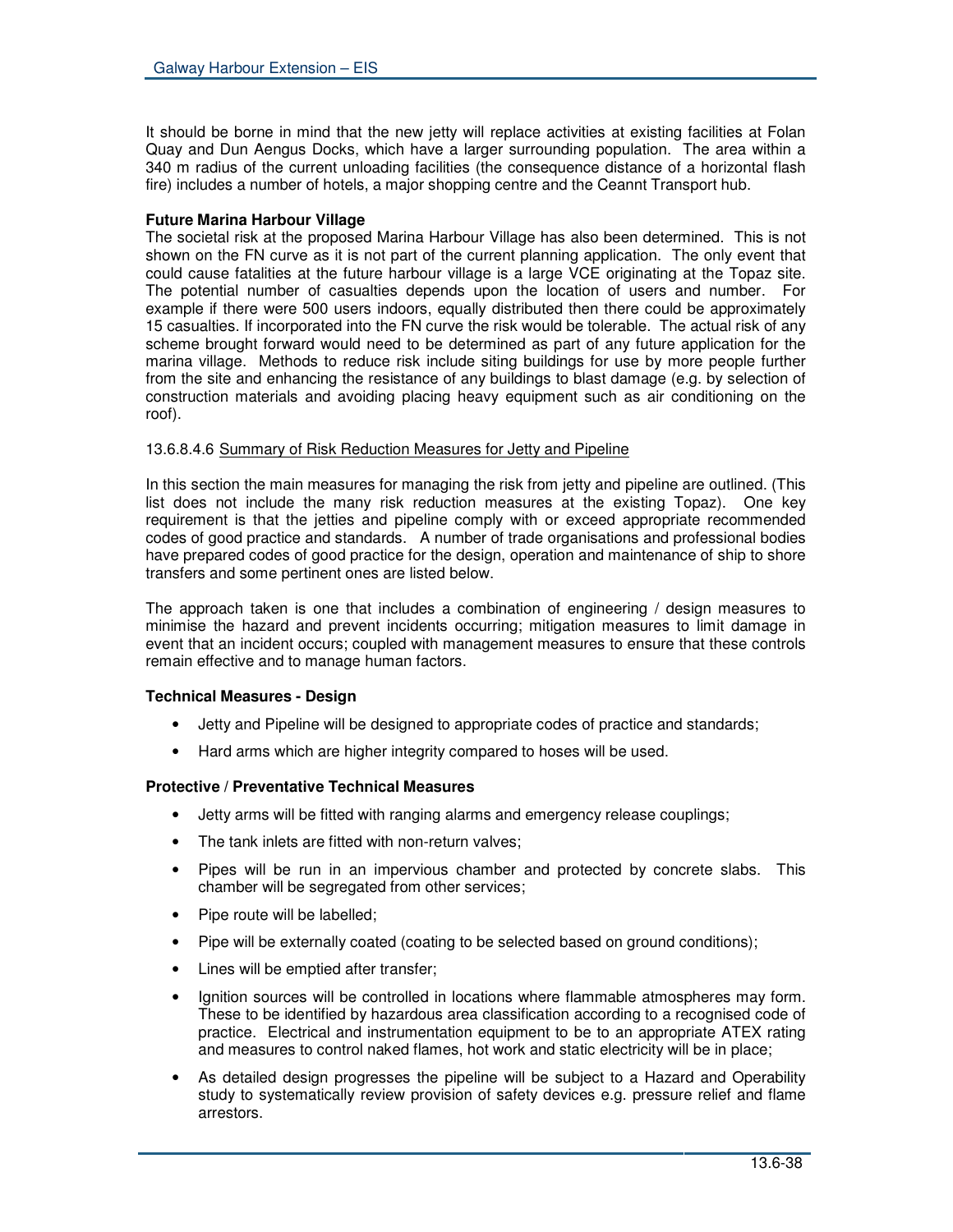It should be borne in mind that the new jetty will replace activities at existing facilities at Folan Quay and Dun Aengus Docks, which have a larger surrounding population. The area within a 340 m radius of the current unloading facilities (the consequence distance of a horizontal flash fire) includes a number of hotels, a major shopping centre and the Ceannt Transport hub.

**Future Marina Harbour Village**

The societal risk at the proposed Marina Harbour Village has also been determined. This is not shown on the FN curve as it is not part of the current planning application. The only event that could cause fatalities at the future harbour village is a large VCE originating at the Topaz site. The potential number of casualties depends upon the location of users and number. For example if there were 500 users indoors, equally distributed then there could be approximately 15 casualties. If incorporated into the FN curve the risk would be tolerable. The actual risk of any scheme brought forward would need to be determined as part of any future application for the marina village. Methods to reduce risk include siting buildings for use by more people further from the site and enhancing the resistance of any buildings to blast damage (e.g. by selection of construction materials and avoiding placing heavy equipment such as air conditioning on the roof).

13.6.8.4.6 Summary of Risk Reduction Measures for Jetty and Pipeline

In this section the main measures for managing the risk from jetty and pipeline are outlined. (This list does not include the many risk reduction measures at the existing Topaz). One key requirement is that the jetties and pipeline comply with or exceed appropriate recommended codes of good practice and standards. A number of trade organisations and professional bodies have prepared codes of good practice for the design, operation and maintenance of ship to shore transfers and some pertinent ones are listed below.

The approach taken is one that includes a combination of engineering / design measures to minimise the hazard and prevent incidents occurring; mitigation measures to limit damage in event that an incident occurs; coupled with management measures to ensure that these controls remain effective and to manage human factors.

**Technical Measures - Design**

- Jetty and Pipeline will be designed to appropriate codes of practice and standards;
- Hard arms which are higher integrity compared to hoses will be used.

**Protective / Preventative Technical Measures**

- Jetty arms will be fitted with ranging alarms and emergency release couplings;
- The tank inlets are fitted with non-return valves;
- Pipes will be run in an impervious chamber and protected by concrete slabs. This chamber will be segregated from other services;
- Pipe route will be labelled;
- Pipe will be externally coated (coating to be selected based on ground conditions);
- Lines will be emptied after transfer;
- Ignition sources will be controlled in locations where flammable atmospheres may form. These to be identified by hazardous area classification according to a recognised code of practice. Electrical and instrumentation equipment to be to an appropriate ATEX rating and measures to control naked flames, hot work and static electricity will be in place;
- As detailed design progresses the pipeline will be subject to a Hazard and Operability study to systematically review provision of safety devices e.g. pressure relief and flame arrestors.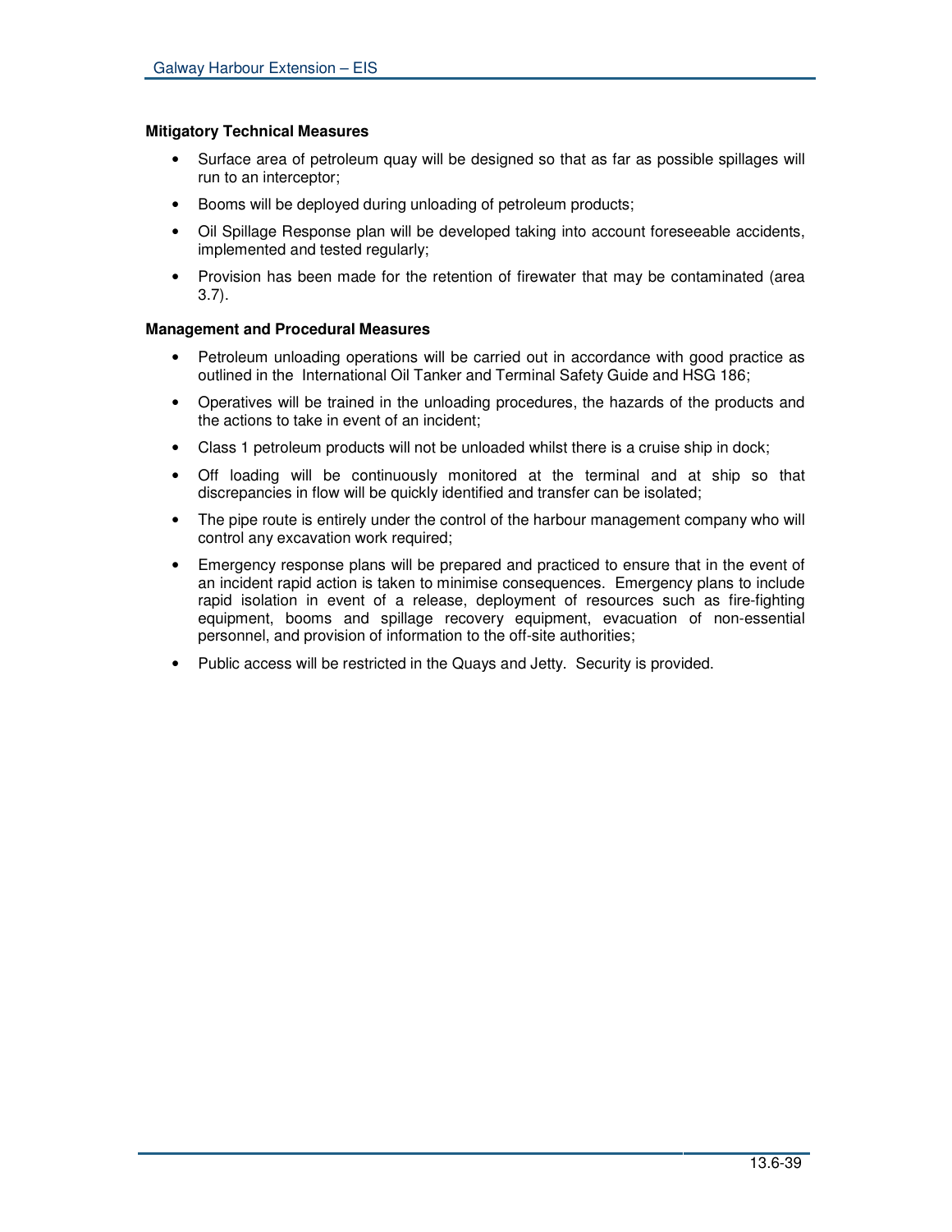**Mitigatory Technical Measures**

- Surface area of petroleum quay will be designed so that as far as possible spillages will run to an interceptor;
- Booms will be deployed during unloading of petroleum products;
- Oil Spillage Response plan will be developed taking into account foreseeable accidents, implemented and tested regularly;
- Provision has been made for the retention of firewater that may be contaminated (area 3.7).

**Management and Procedural Measures**

- Petroleum unloading operations will be carried out in accordance with good practice as outlined in the International Oil Tanker and Terminal Safety Guide and HSG 186;
- Operatives will be trained in the unloading procedures, the hazards of the products and the actions to take in event of an incident;
- Class 1 petroleum products will not be unloaded whilst there is a cruise ship in dock;
- Off loading will be continuously monitored at the terminal and at ship so that discrepancies in flow will be quickly identified and transfer can be isolated;
- The pipe route is entirely under the control of the harbour management company who will control any excavation work required;
- Emergency response plans will be prepared and practiced to ensure that in the event of an incident rapid action is taken to minimise consequences. Emergency plans to include rapid isolation in event of a release, deployment of resources such as fire-fighting equipment, booms and spillage recovery equipment, evacuation of non-essential personnel, and provision of information to the off-site authorities;
- Public access will be restricted in the Quays and Jetty. Security is provided.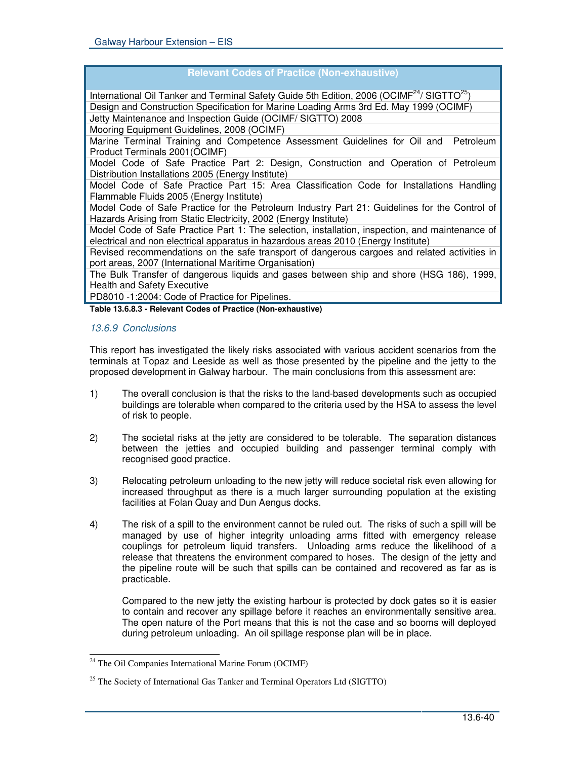| Relevant Codes of Practice (Non-exhaustive) |
| --- |
| International Oil Tanker and Terminal Safety Guide 5th Edition, 2006 (OCIMF[24]/ SIGTTO[25]) |
| Design and Construction Specification for Marine Loading Arms 3rd Ed. May 1999 (OCIMF) |
| Jetty Maintenance and Inspection Guide (OCIMF/ SIGTTO) 2008 |
| Mooring Equipment Guidelines, 2008 (OCIMF) |
| Marine Terminal Training and Competence Assessment Guidelines for Oil and Petroleum Product Terminals 2001(OCIMF) |
| Model Code of Safe Practice Part 2: Design, Construction and Operation of Petroleum Distribution Installations 2005 (Energy Institute) |
| Model Code of Safe Practice Part 15: Area Classification Code for Installations Handling Flammable Fluids 2005 (Energy Institute) |
| Model Code of Safe Practice for the Petroleum Industry Part 21: Guidelines for the Control of Hazards Arising from Static Electricity, 2002 (Energy Institute) |
| Model Code of Safe Practice Part 1: The selection, installation, inspection, and maintenance of electrical and non electrical apparatus in hazardous areas 2010 (Energy Institute) |
| Revised recommendations on the safe transport of dangerous cargoes and related activities in port areas, 2007 (International Maritime Organisation) |
| The Bulk Transfer of dangerous liquids and gases between ship and shore (HSG 186), 1999, Health and Safety Executive |
| PD8010 -1:2004: Code of Practice for Pipelines. |

**Table 13.6.8.3 - Relevant Codes of Practice (Non-exhaustive)**

### *13.6.9 Conclusions*

This report has investigated the likely risks associated with various accident scenarios from the terminals at Topaz and Leeside as well as those presented by the pipeline and the jetty to the proposed development in Galway harbour. The main conclusions from this assessment are:

1) The overall conclusion is that the risks to the land-based developments such as occupied buildings are tolerable when compared to the criteria used by the HSA to assess the level of risk to people.

2) The societal risks at the jetty are considered to be tolerable. The separation distances between the jetties and occupied building and passenger terminal comply with recognised good practice.

3) Relocating petroleum unloading to the new jetty will reduce societal risk even allowing for increased throughput as there is a much larger surrounding population at the existing facilities at Folan Quay and Dun Aengus docks.

4) The risk of a spill to the environment cannot be ruled out. The risks of such a spill will be managed by use of higher integrity unloading arms fitted with emergency release couplings for petroleum liquid transfers. Unloading arms reduce the likelihood of a release that threatens the environment compared to hoses. The design of the jetty and the pipeline route will be such that spills can be contained and recovered as far as is practicable.

   Compared to the new jetty the existing harbour is protected by dock gates so it is easier to contain and recover any spillage before it reaches an environmentally sensitive area. The open nature of the Port means that this is not the case and so booms will deployed during petroleum unloading. An oil spillage response plan will be in place.

[24] The Oil Companies International Marine Forum (OCIMF)

[25] The Society of International Gas Tanker and Terminal Operators Ltd (SIGTTO)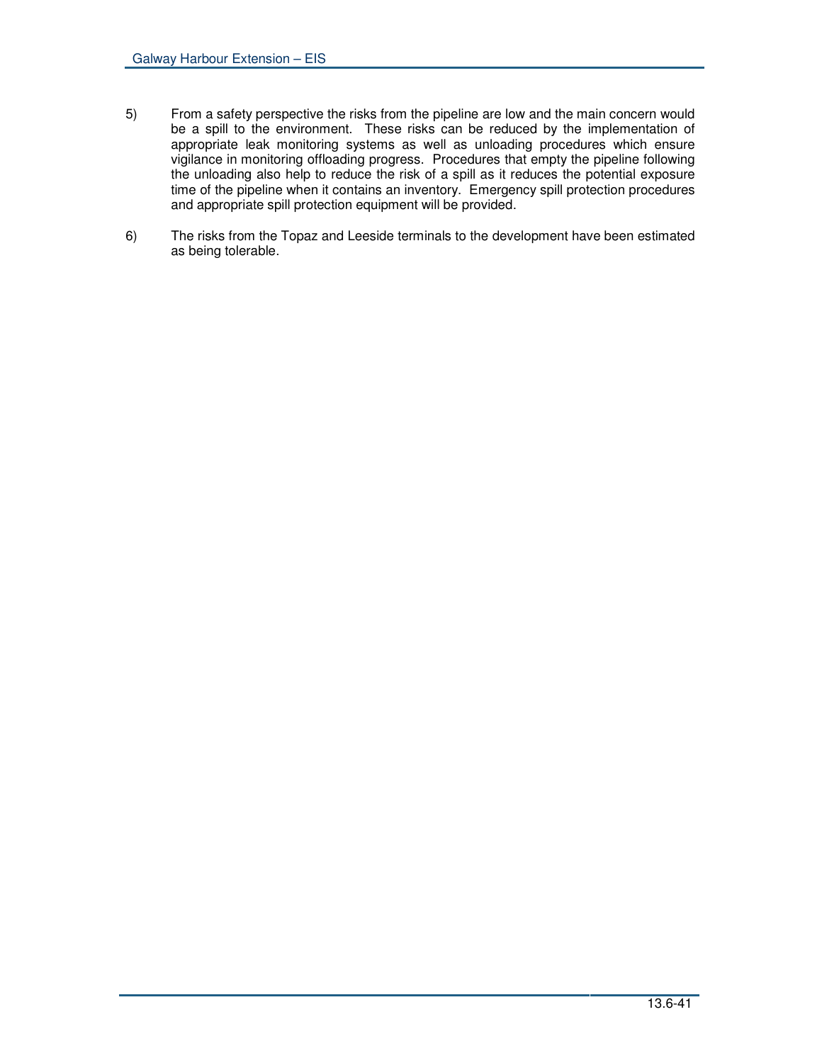5) From a safety perspective the risks from the pipeline are low and the main concern would be a spill to the environment. These risks can be reduced by the implementation of appropriate leak monitoring systems as well as unloading procedures which ensure vigilance in monitoring offloading progress. Procedures that empty the pipeline following the unloading also help to reduce the risk of a spill as it reduces the potential exposure time of the pipeline when it contains an inventory. Emergency spill protection procedures and appropriate spill protection equipment will be provided.

6) The risks from the Topaz and Leeside terminals to the development have been estimated as being tolerable.